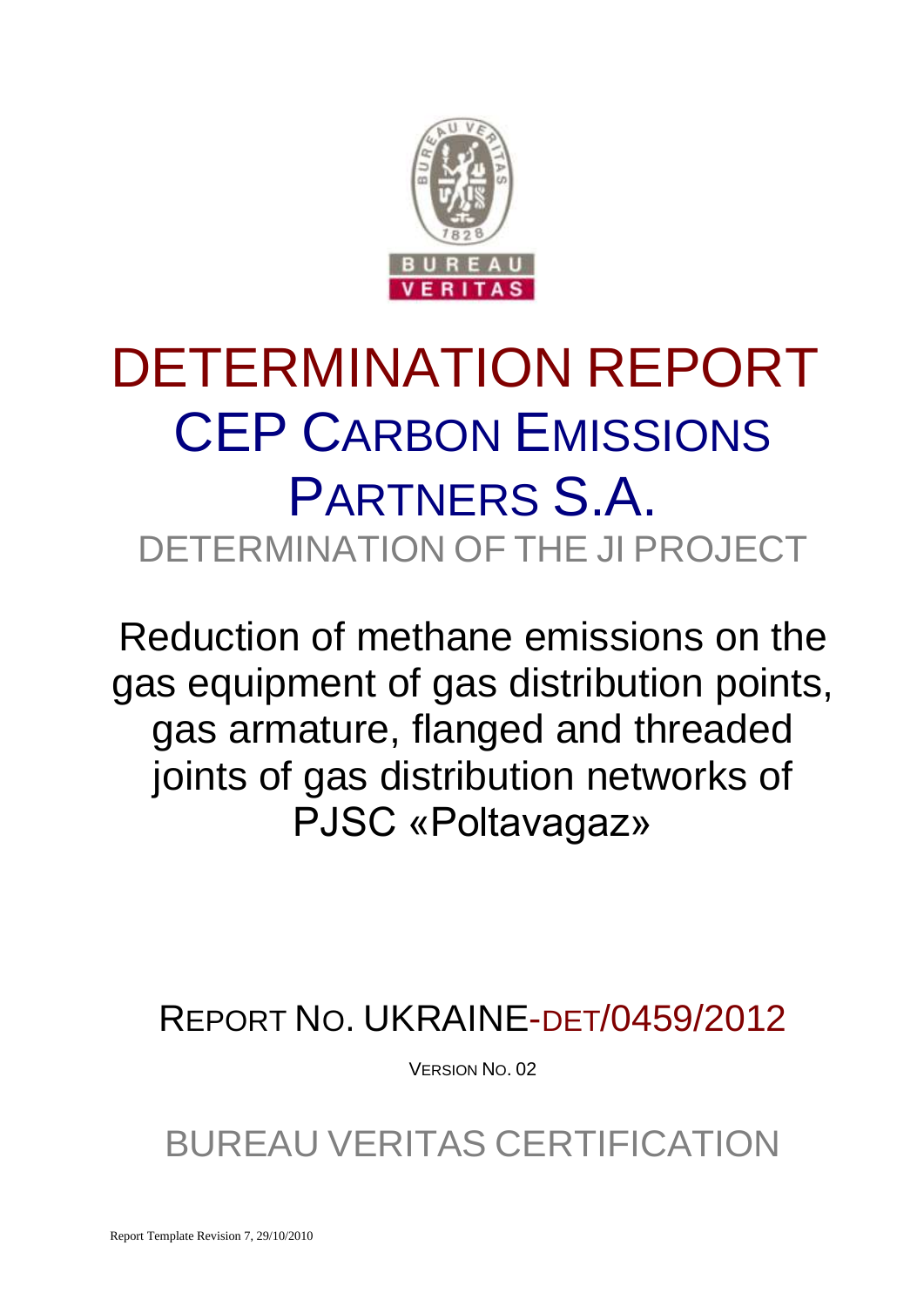# DETERMINATION REPORT

## CEP CARBON EMISSIONS PARTNERS S.A.

### DETERMINATION OF THE JI PROJECT

## Reduction of methane emissions on the gas equipment of gas distribution points, gas armature, flanged and threaded joints of gas distribution networks of PJSC «Poltavagaz»

## REPORT NO. UKRAINE-DET/0459/2012

VERSION NO. 02

## BUREAU VERITAS CERTIFICATION

Report Template Revision 7, 29/10/2010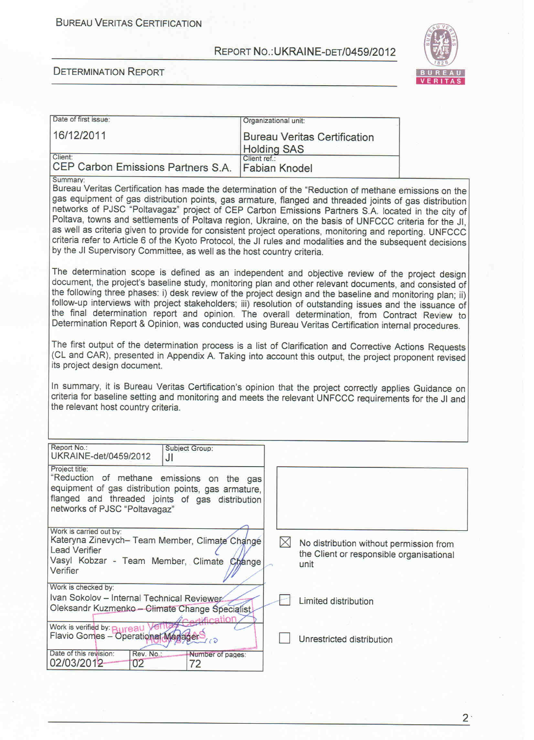BUREAU VERITAS CERTIFICATION

REPORT NO.:UKRAINE-DET/0459/2012

DETERMINATION REPORT

| Date of first issue: 16/12/2011 | Organizational unit: Bureau Veritas Certification Holding SAS |
|---|---|
| Client: CEP Carbon Emissions Partners S.A. | Client ref.: Fabian Knodel |

Summary:

Bureau Veritas Certification has made the determination of the "Reduction of methane emissions on the gas equipment of gas distribution points, gas armature, flanged and threaded joints of gas distribution networks of PJSC "Poltavagaz" project of CEP Carbon Emissions Partners S.A. located in the city of Poltava, towns and settlements of Poltava region, Ukraine, on the basis of UNFCCC criteria for the JI, as well as criteria given to provide for consistent project operations, monitoring and reporting. UNFCCC criteria refer to Article 6 of the Kyoto Protocol, the JI rules and modalities and the subsequent decisions by the JI Supervisory Committee, as well as the host country criteria.

The determination scope is defined as an independent and objective review of the project design document, the project's baseline study, monitoring plan and other relevant documents, and consisted of the following three phases: i) desk review of the project design and the baseline and monitoring plan; ii) follow-up interviews with project stakeholders; iii) resolution of outstanding issues and the issuance of the final determination report and opinion. The overall determination, from Contract Review to Determination Report & Opinion, was conducted using Bureau Veritas Certification internal procedures.

The first output of the determination process is a list of Clarification and Corrective Actions Requests (CL and CAR), presented in Appendix A. Taking into account this output, the project proponent revised its project design document.

In summary, it is Bureau Veritas Certification's opinion that the project correctly applies Guidance on criteria for baseline setting and monitoring and meets the relevant UNFCCC requirements for the JI and the relevant host country criteria.

| Report No.: UKRAINE-det/0459/2012 | Subject Group: JI |
|---|---|
| Project title: "Reduction of methane emissions on the gas equipment of gas distribution points, gas armature, flanged and threaded joints of gas distribution networks of PJSC "Poltavagaz" | |
| Work is carried out by: Kateryna Zinevych– Team Member, Climate Change Lead Verifier; Vasyl Kobzar - Team Member, Climate Change Verifier | |
| Work is checked by: Ivan Sokolov – Internal Technical Reviewer; Oleksandr Kuzmenko – Climate Change Specialist | |
| Work is verified by: Flavio Gomes – Operational Manager | |

| Date of this revision: | Rev. No.: | Number of pages: |
|---|---|---|
| 02/03/2012 | 02 | 72 |

- [x] No distribution without permission from the Client or responsible organisational unit
- [ ] Limited distribution
- [ ] Unrestricted distribution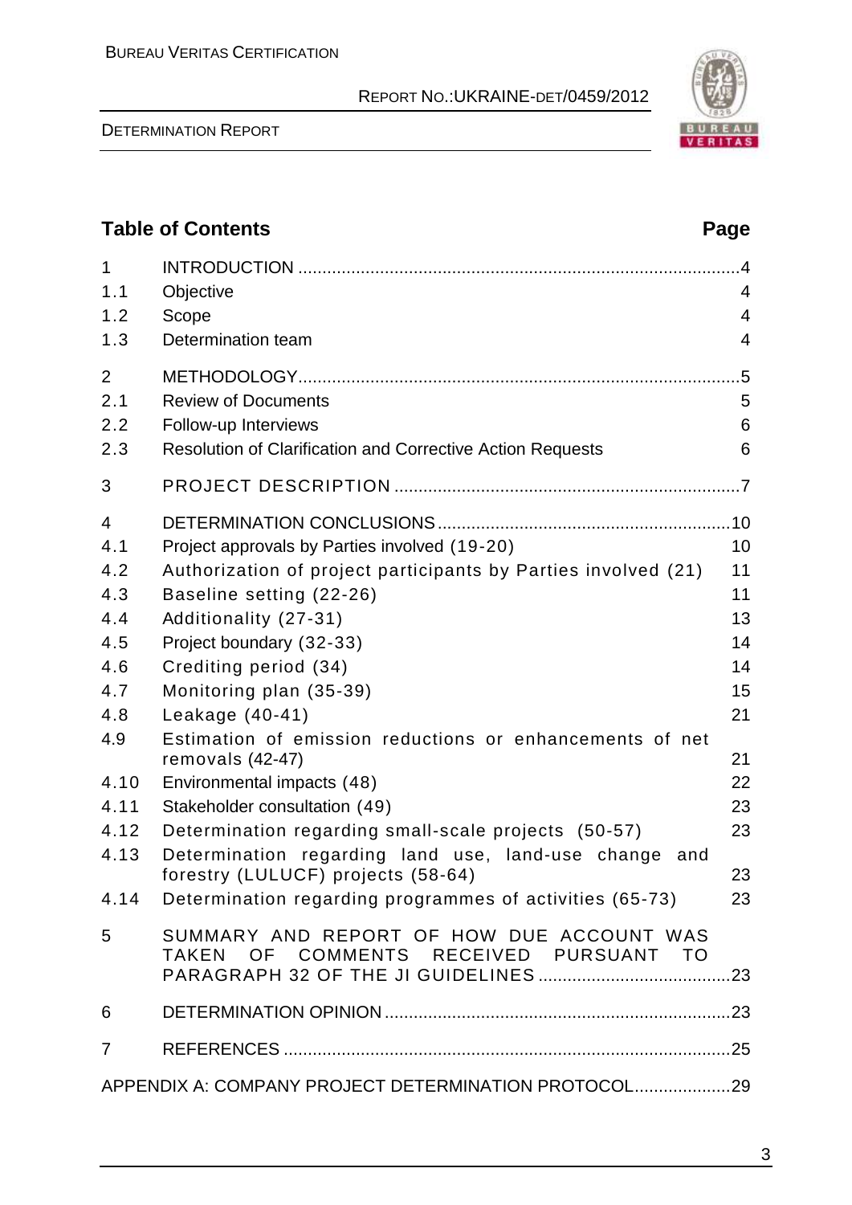## Table of Contents

| | | Page |
|---|---|---|
| 1 | INTRODUCTION | 4 |
| 1.1 | Objective | 4 |
| 1.2 | Scope | 4 |
| 1.3 | Determination team | 4 |
| 2 | METHODOLOGY | 5 |
| 2.1 | Review of Documents | 5 |
| 2.2 | Follow-up Interviews | 6 |
| 2.3 | Resolution of Clarification and Corrective Action Requests | 6 |
| 3 | PROJECT DESCRIPTION | 7 |
| 4 | DETERMINATION CONCLUSIONS | 10 |
| 4.1 | Project approvals by Parties involved (19-20) | 10 |
| 4.2 | Authorization of project participants by Parties involved (21) | 11 |
| 4.3 | Baseline setting (22-26) | 11 |
| 4.4 | Additionality (27-31) | 13 |
| 4.5 | Project boundary (32-33) | 14 |
| 4.6 | Crediting period (34) | 14 |
| 4.7 | Monitoring plan (35-39) | 15 |
| 4.8 | Leakage (40-41) | 21 |
| 4.9 | Estimation of emission reductions or enhancements of net removals (42-47) | 21 |
| 4.10 | Environmental impacts (48) | 22 |
| 4.11 | Stakeholder consultation (49) | 23 |
| 4.12 | Determination regarding small-scale projects (50-57) | 23 |
| 4.13 | Determination regarding land use, land-use change and forestry (LULUCF) projects (58-64) | 23 |
| 4.14 | Determination regarding programmes of activities (65-73) | 23 |
| 5 | SUMMARY AND REPORT OF HOW DUE ACCOUNT WAS TAKEN OF COMMENTS RECEIVED PURSUANT TO PARAGRAPH 32 OF THE JI GUIDELINES | 23 |
| 6 | DETERMINATION OPINION | 23 |
| 7 | REFERENCES | 25 |
| | APPENDIX A: COMPANY PROJECT DETERMINATION PROTOCOL | 29 |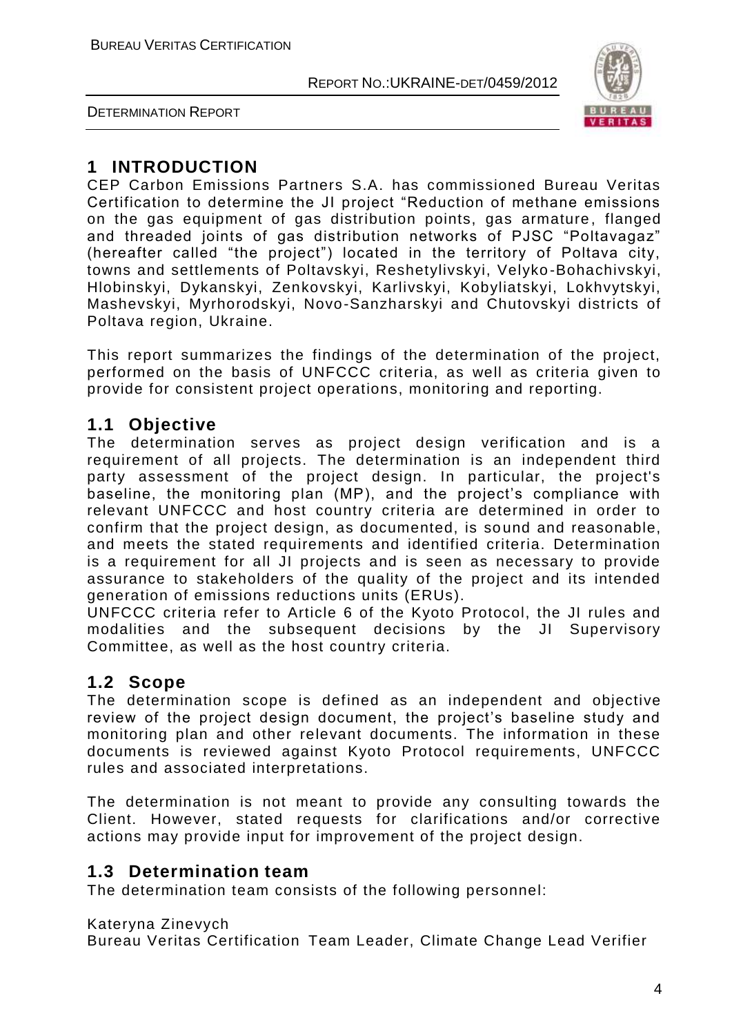# 1 INTRODUCTION

CEP Carbon Emissions Partners S.A. has commissioned Bureau Veritas Certification to determine the JI project "Reduction of methane emissions on the gas equipment of gas distribution points, gas armature, flanged and threaded joints of gas distribution networks of PJSC "Poltavagaz" (hereafter called "the project") located in the territory of Poltava city, towns and settlements of Poltavskyi, Reshetylivskyi, Velyko-Bohachivskyi, Hlobinskyi, Dykanskyi, Zenkovskyi, Karlivskyi, Kobyliatskyi, Lokhvytskyi, Mashevskyi, Myrhorodskyi, Novo-Sanzharskyi and Chutovskyi districts of Poltava region, Ukraine.

This report summarizes the findings of the determination of the project, performed on the basis of UNFCCC criteria, as well as criteria given to provide for consistent project operations, monitoring and reporting.

## 1.1 Objective

The determination serves as project design verification and is a requirement of all projects. The determination is an independent third party assessment of the project design. In particular, the project's baseline, the monitoring plan (MP), and the project's compliance with relevant UNFCCC and host country criteria are determined in order to confirm that the project design, as documented, is sound and reasonable, and meets the stated requirements and identified criteria. Determination is a requirement for all JI projects and is seen as necessary to provide assurance to stakeholders of the quality of the project and its intended generation of emissions reductions units (ERUs).
UNFCCC criteria refer to Article 6 of the Kyoto Protocol, the JI rules and modalities and the subsequent decisions by the JI Supervisory Committee, as well as the host country criteria.

## 1.2 Scope

The determination scope is defined as an independent and objective review of the project design document, the project's baseline study and monitoring plan and other relevant documents. The information in these documents is reviewed against Kyoto Protocol requirements, UNFCCC rules and associated interpretations.

The determination is not meant to provide any consulting towards the Client. However, stated requests for clarifications and/or corrective actions may provide input for improvement of the project design.

## 1.3 Determination team

The determination team consists of the following personnel:

Kateryna Zinevych
Bureau Veritas Certification Team Leader, Climate Change Lead Verifier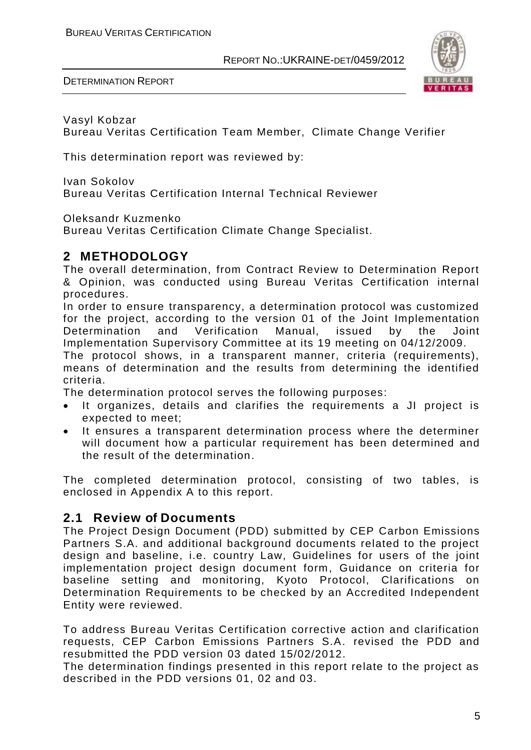Vasyl Kobzar
Bureau Veritas Certification Team Member, Climate Change Verifier

This determination report was reviewed by:

Ivan Sokolov
Bureau Veritas Certification Internal Technical Reviewer

Oleksandr Kuzmenko
Bureau Veritas Certification Climate Change Specialist.

# 2 METHODOLOGY

The overall determination, from Contract Review to Determination Report & Opinion, was conducted using Bureau Veritas Certification internal procedures.

In order to ensure transparency, a determination protocol was customized for the project, according to the version 01 of the Joint Implementation Determination and Verification Manual, issued by the Joint Implementation Supervisory Committee at its 19 meeting on 04/12/2009.

The protocol shows, in a transparent manner, criteria (requirements), means of determination and the results from determining the identified criteria.

The determination protocol serves the following purposes:

- It organizes, details and clarifies the requirements a JI project is expected to meet;
- It ensures a transparent determination process where the determiner will document how a particular requirement has been determined and the result of the determination.

The completed determination protocol, consisting of two tables, is enclosed in Appendix A to this report.

## 2.1 Review of Documents

The Project Design Document (PDD) submitted by CEP Carbon Emissions Partners S.A. and additional background documents related to the project design and baseline, i.e. country Law, Guidelines for users of the joint implementation project design document form, Guidance on criteria for baseline setting and monitoring, Kyoto Protocol, Clarifications on Determination Requirements to be checked by an Accredited Independent Entity were reviewed.

To address Bureau Veritas Certification corrective action and clarification requests, CEP Carbon Emissions Partners S.A. revised the PDD and resubmitted the PDD version 03 dated 15/02/2012.

The determination findings presented in this report relate to the project as described in the PDD versions 01, 02 and 03.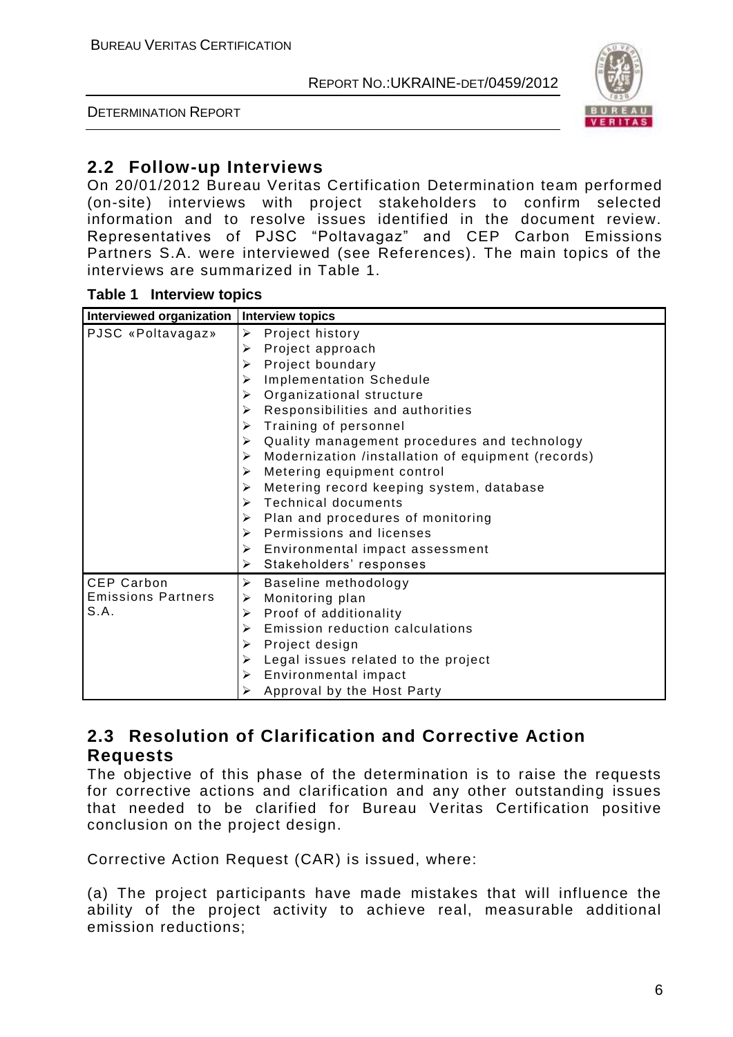## 2.2 Follow-up Interviews

On 20/01/2012 Bureau Veritas Certification Determination team performed (on-site) interviews with project stakeholders to confirm selected information and to resolve issues identified in the document review. Representatives of PJSC "Poltavagaz" and CEP Carbon Emissions Partners S.A. were interviewed (see References). The main topics of the interviews are summarized in Table 1.

**Table 1 Interview topics**

| Interviewed organization | Interview topics |
|---|---|
| PJSC «Poltavagaz» | ➢ Project history<br>➢ Project approach<br>➢ Project boundary<br>➢ Implementation Schedule<br>➢ Organizational structure<br>➢ Responsibilities and authorities<br>➢ Training of personnel<br>➢ Quality management procedures and technology<br>➢ Modernization /installation of equipment (records)<br>➢ Metering equipment control<br>➢ Metering record keeping system, database<br>➢ Technical documents<br>➢ Plan and procedures of monitoring<br>➢ Permissions and licenses<br>➢ Environmental impact assessment<br>➢ Stakeholders' responses |
| CEP Carbon Emissions Partners S.A. | ➢ Baseline methodology<br>➢ Monitoring plan<br>➢ Proof of additionality<br>➢ Emission reduction calculations<br>➢ Project design<br>➢ Legal issues related to the project<br>➢ Environmental impact<br>➢ Approval by the Host Party |

## 2.3 Resolution of Clarification and Corrective Action Requests

The objective of this phase of the determination is to raise the requests for corrective actions and clarification and any other outstanding issues that needed to be clarified for Bureau Veritas Certification positive conclusion on the project design.

Corrective Action Request (CAR) is issued, where:

(a) The project participants have made mistakes that will influence the ability of the project activity to achieve real, measurable additional emission reductions;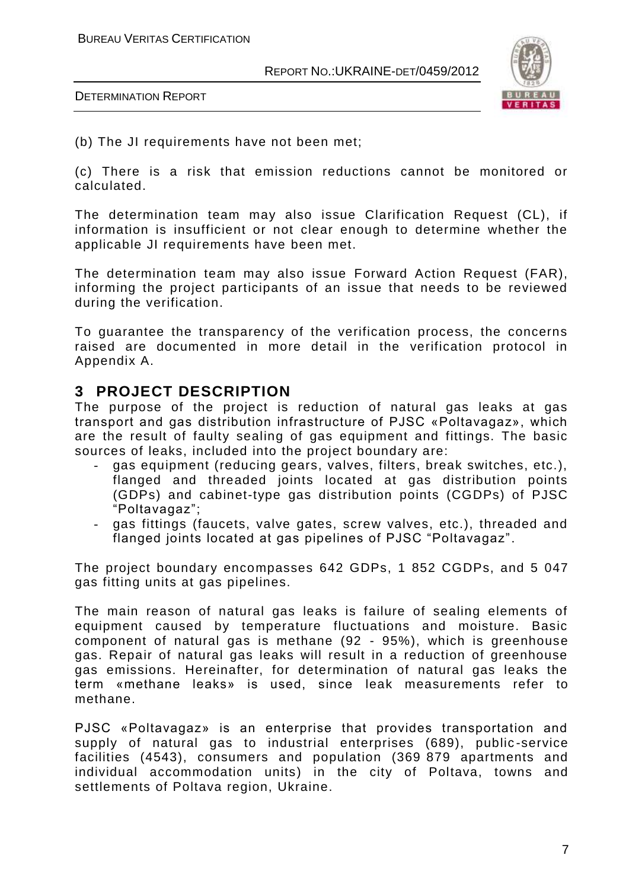(b) The JI requirements have not been met;

(c) There is a risk that emission reductions cannot be monitored or calculated.

The determination team may also issue Clarification Request (CL), if information is insufficient or not clear enough to determine whether the applicable JI requirements have been met.

The determination team may also issue Forward Action Request (FAR), informing the project participants of an issue that needs to be reviewed during the verification.

To guarantee the transparency of the verification process, the concerns raised are documented in more detail in the verification protocol in Appendix A.

# 3 PROJECT DESCRIPTION

The purpose of the project is reduction of natural gas leaks at gas transport and gas distribution infrastructure of PJSC «Poltavagaz», which are the result of faulty sealing of gas equipment and fittings. The basic sources of leaks, included into the project boundary are:

- gas equipment (reducing gears, valves, filters, break switches, etc.), flanged and threaded joints located at gas distribution points (GDPs) and cabinet-type gas distribution points (CGDPs) of PJSC "Poltavagaz";
- gas fittings (faucets, valve gates, screw valves, etc.), threaded and flanged joints located at gas pipelines of PJSC "Poltavagaz".

The project boundary encompasses 642 GDPs, 1 852 CGDPs, and 5 047 gas fitting units at gas pipelines.

The main reason of natural gas leaks is failure of sealing elements of equipment caused by temperature fluctuations and moisture. Basic component of natural gas is methane (92 - 95%), which is greenhouse gas. Repair of natural gas leaks will result in a reduction of greenhouse gas emissions. Hereinafter, for determination of natural gas leaks the term «methane leaks» is used, since leak measurements refer to methane.

PJSC «Poltavagaz» is an enterprise that provides transportation and supply of natural gas to industrial enterprises (689), public-service facilities (4543), consumers and population (369 879 apartments and individual accommodation units) in the city of Poltava, towns and settlements of Poltava region, Ukraine.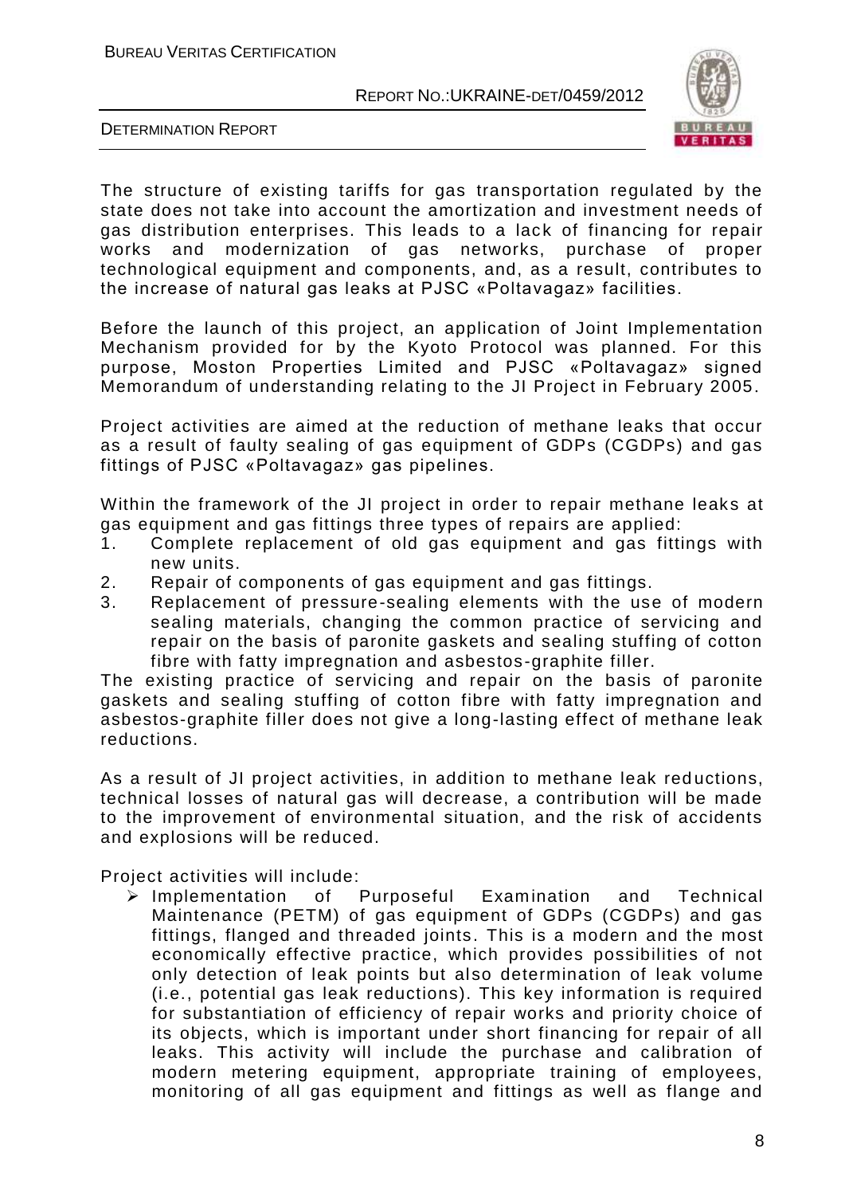The structure of existing tariffs for gas transportation regulated by the state does not take into account the amortization and investment needs of gas distribution enterprises. This leads to a lack of financing for repair works and modernization of gas networks, purchase of proper technological equipment and components, and, as a result, contributes to the increase of natural gas leaks at PJSC «Poltavagaz» facilities.

Before the launch of this project, an application of Joint Implementation Mechanism provided for by the Kyoto Protocol was planned. For this purpose, Moston Properties Limited and PJSC «Poltavagaz» signed Memorandum of understanding relating to the JI Project in February 2005.

Project activities are aimed at the reduction of methane leaks that occur as a result of faulty sealing of gas equipment of GDPs (CGDPs) and gas fittings of PJSC «Poltavagaz» gas pipelines.

Within the framework of the JI project in order to repair methane leaks at gas equipment and gas fittings three types of repairs are applied:

1. Complete replacement of old gas equipment and gas fittings with new units.
2. Repair of components of gas equipment and gas fittings.
3. Replacement of pressure-sealing elements with the use of modern sealing materials, changing the common practice of servicing and repair on the basis of paronite gaskets and sealing stuffing of cotton fibre with fatty impregnation and asbestos-graphite filler.

The existing practice of servicing and repair on the basis of paronite gaskets and sealing stuffing of cotton fibre with fatty impregnation and asbestos-graphite filler does not give a long-lasting effect of methane leak reductions.

As a result of JI project activities, in addition to methane leak reductions, technical losses of natural gas will decrease, a contribution will be made to the improvement of environmental situation, and the risk of accidents and explosions will be reduced.

Project activities will include:

- Implementation of Purposeful Examination and Technical Maintenance (PETM) of gas equipment of GDPs (CGDPs) and gas fittings, flanged and threaded joints. This is a modern and the most economically effective practice, which provides possibilities of not only detection of leak points but also determination of leak volume (i.e., potential gas leak reductions). This key information is required for substantiation of efficiency of repair works and priority choice of its objects, which is important under short financing for repair of all leaks. This activity will include the purchase and calibration of modern metering equipment, appropriate training of employees, monitoring of all gas equipment and fittings as well as flange and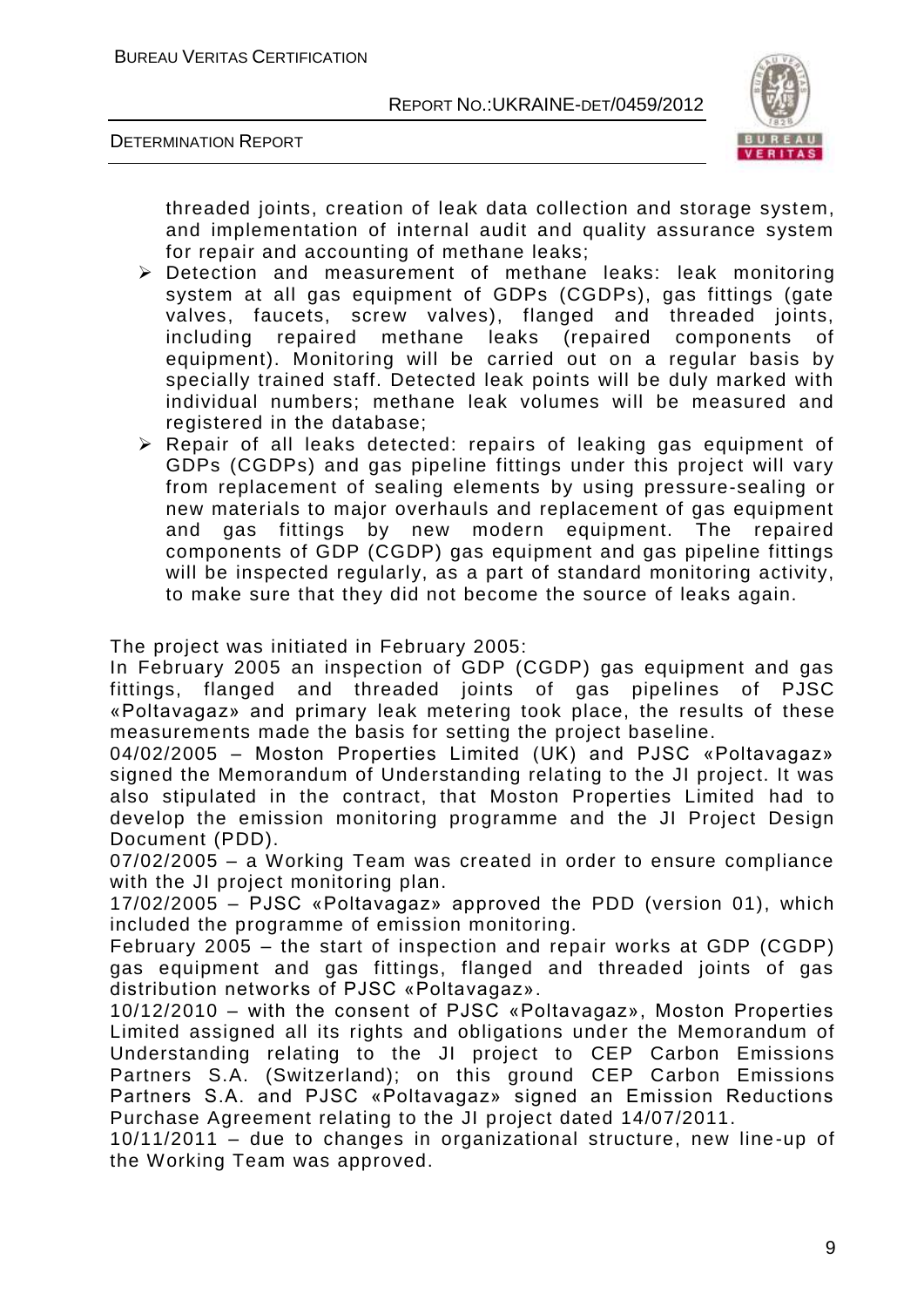threaded joints, creation of leak data collection and storage system, and implementation of internal audit and quality assurance system for repair and accounting of methane leaks;

- Detection and measurement of methane leaks: leak monitoring system at all gas equipment of GDPs (CGDPs), gas fittings (gate valves, faucets, screw valves), flanged and threaded joints, including repaired methane leaks (repaired components of equipment). Monitoring will be carried out on a regular basis by specially trained staff. Detected leak points will be duly marked with individual numbers; methane leak volumes will be measured and registered in the database;
- Repair of all leaks detected: repairs of leaking gas equipment of GDPs (CGDPs) and gas pipeline fittings under this project will vary from replacement of sealing elements by using pressure-sealing or new materials to major overhauls and replacement of gas equipment and gas fittings by new modern equipment. The repaired components of GDP (CGDP) gas equipment and gas pipeline fittings will be inspected regularly, as a part of standard monitoring activity, to make sure that they did not become the source of leaks again.

The project was initiated in February 2005:

In February 2005 an inspection of GDP (CGDP) gas equipment and gas fittings, flanged and threaded joints of gas pipelines of PJSC «Poltavagaz» and primary leak metering took place, the results of these measurements made the basis for setting the project baseline.

04/02/2005 – Moston Properties Limited (UK) and PJSC «Poltavagaz» signed the Memorandum of Understanding relating to the JI project. It was also stipulated in the contract, that Moston Properties Limited had to develop the emission monitoring programme and the JI Project Design Document (PDD).

07/02/2005 – a Working Team was created in order to ensure compliance with the JI project monitoring plan.

17/02/2005 – PJSC «Poltavagaz» approved the PDD (version 01), which included the programme of emission monitoring.

February 2005 – the start of inspection and repair works at GDP (CGDP) gas equipment and gas fittings, flanged and threaded joints of gas distribution networks of PJSC «Poltavagaz».

10/12/2010 – with the consent of PJSC «Poltavagaz», Moston Properties Limited assigned all its rights and obligations under the Memorandum of Understanding relating to the JI project to CEP Carbon Emissions Partners S.A. (Switzerland); on this ground CEP Carbon Emissions Partners S.A. and PJSC «Poltavagaz» signed an Emission Reductions Purchase Agreement relating to the JI project dated 14/07/2011.

10/11/2011 – due to changes in organizational structure, new line-up of the Working Team was approved.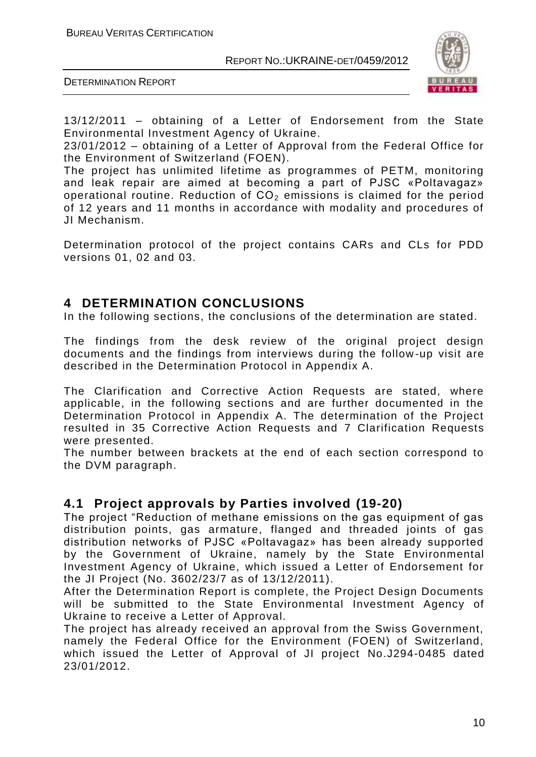13/12/2011 – obtaining of a Letter of Endorsement from the State Environmental Investment Agency of Ukraine.
23/01/2012 – obtaining of a Letter of Approval from the Federal Office for the Environment of Switzerland (FOEN).
The project has unlimited lifetime as programmes of PETM, monitoring and leak repair are aimed at becoming a part of PJSC «Poltavagaz» operational routine. Reduction of $CO_2$ emissions is claimed for the period of 12 years and 11 months in accordance with modality and procedures of JI Mechanism.

Determination protocol of the project contains CARs and CLs for PDD versions 01, 02 and 03.

# 4 DETERMINATION CONCLUSIONS

In the following sections, the conclusions of the determination are stated.

The findings from the desk review of the original project design documents and the findings from interviews during the follow-up visit are described in the Determination Protocol in Appendix A.

The Clarification and Corrective Action Requests are stated, where applicable, in the following sections and are further documented in the Determination Protocol in Appendix A. The determination of the Project resulted in 35 Corrective Action Requests and 7 Clarification Requests were presented.
The number between brackets at the end of each section correspond to the DVM paragraph.

## 4.1 Project approvals by Parties involved (19-20)

The project "Reduction of methane emissions on the gas equipment of gas distribution points, gas armature, flanged and threaded joints of gas distribution networks of PJSC «Poltavagaz» has been already supported by the Government of Ukraine, namely by the State Environmental Investment Agency of Ukraine, which issued a Letter of Endorsement for the JI Project (No. 3602/23/7 as of 13/12/2011).
After the Determination Report is complete, the Project Design Documents will be submitted to the State Environmental Investment Agency of Ukraine to receive a Letter of Approval.
The project has already received an approval from the Swiss Government, namely the Federal Office for the Environment (FOEN) of Switzerland, which issued the Letter of Approval of JI project No.J294-0485 dated 23/01/2012.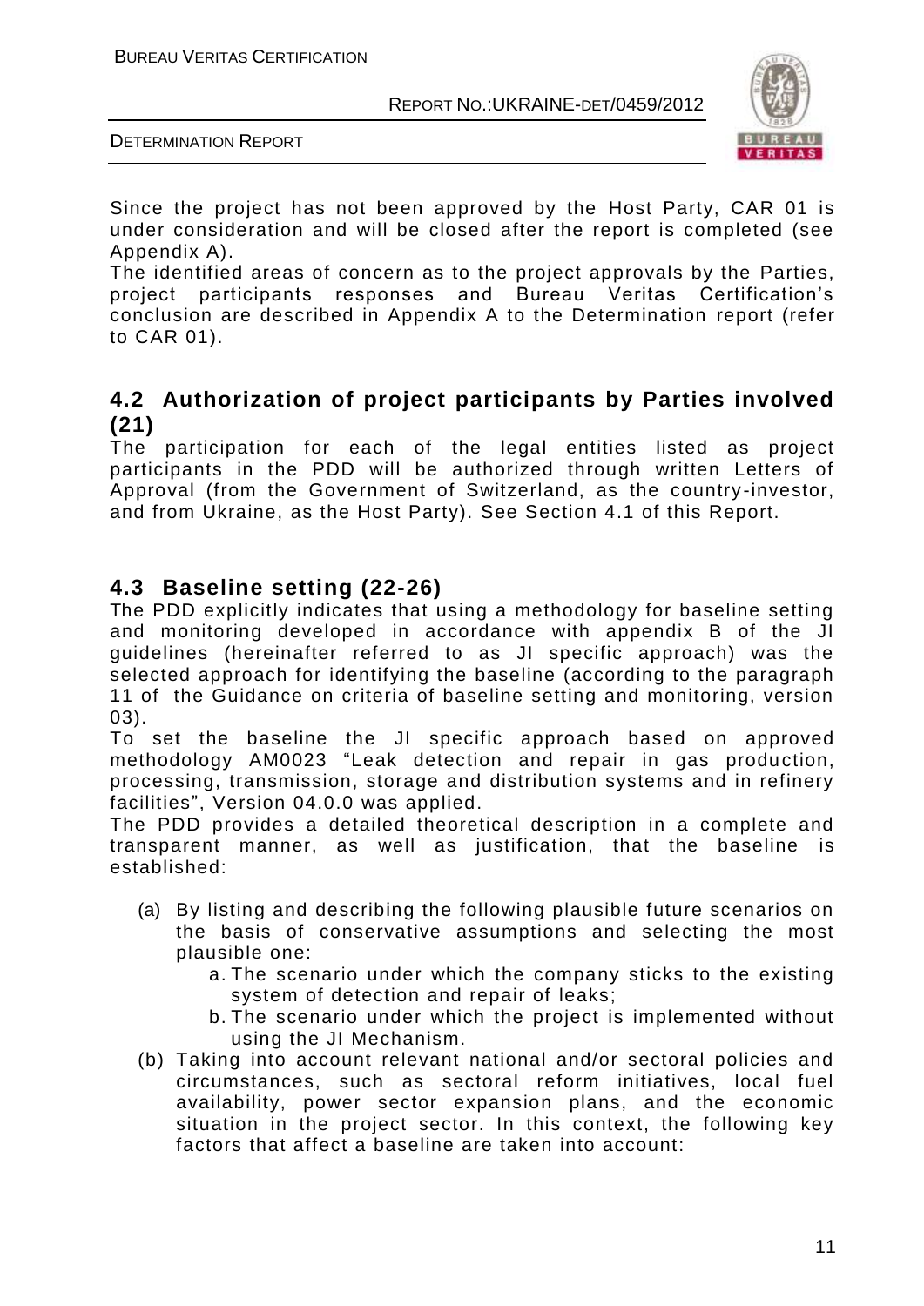Since the project has not been approved by the Host Party, CAR 01 is under consideration and will be closed after the report is completed (see Appendix A).

The identified areas of concern as to the project approvals by the Parties, project participants responses and Bureau Veritas Certification's conclusion are described in Appendix A to the Determination report (refer to CAR 01).

## 4.2 Authorization of project participants by Parties involved (21)

The participation for each of the legal entities listed as project participants in the PDD will be authorized through written Letters of Approval (from the Government of Switzerland, as the country-investor, and from Ukraine, as the Host Party). See Section 4.1 of this Report.

## 4.3 Baseline setting (22-26)

The PDD explicitly indicates that using a methodology for baseline setting and monitoring developed in accordance with appendix B of the JI guidelines (hereinafter referred to as JI specific approach) was the selected approach for identifying the baseline (according to the paragraph 11 of the Guidance on criteria of baseline setting and monitoring, version 03).

To set the baseline the JI specific approach based on approved methodology AM0023 "Leak detection and repair in gas production, processing, transmission, storage and distribution systems and in refinery facilities", Version 04.0.0 was applied.

The PDD provides a detailed theoretical description in a complete and transparent manner, as well as justification, that the baseline is established:

(a) By listing and describing the following plausible future scenarios on the basis of conservative assumptions and selecting the most plausible one:
   a. The scenario under which the company sticks to the existing system of detection and repair of leaks;
   b. The scenario under which the project is implemented without using the JI Mechanism.

(b) Taking into account relevant national and/or sectoral policies and circumstances, such as sectoral reform initiatives, local fuel availability, power sector expansion plans, and the economic situation in the project sector. In this context, the following key factors that affect a baseline are taken into account: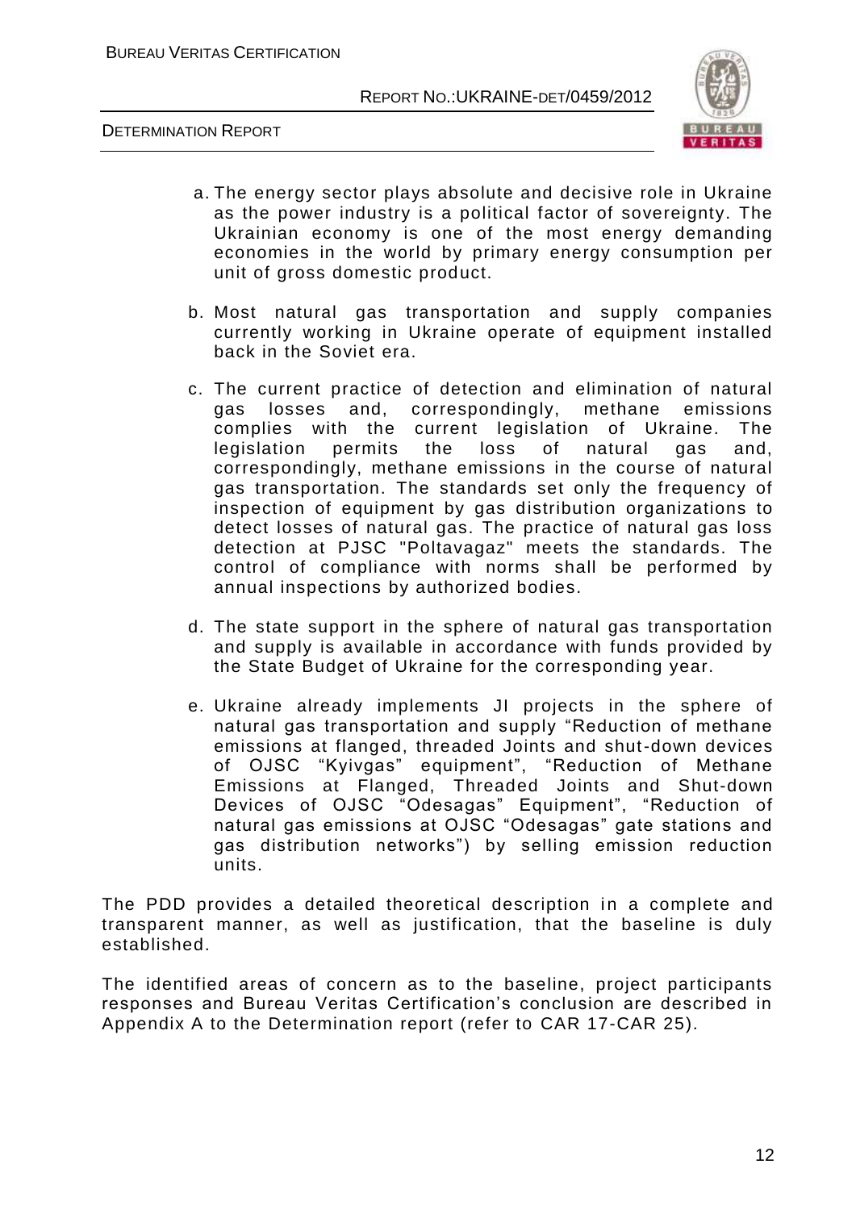a. The energy sector plays absolute and decisive role in Ukraine as the power industry is a political factor of sovereignty. The Ukrainian economy is one of the most energy demanding economies in the world by primary energy consumption per unit of gross domestic product.

b. Most natural gas transportation and supply companies currently working in Ukraine operate of equipment installed back in the Soviet era.

c. The current practice of detection and elimination of natural gas losses and, correspondingly, methane emissions complies with the current legislation of Ukraine. The legislation permits the loss of natural gas and, correspondingly, methane emissions in the course of natural gas transportation. The standards set only the frequency of inspection of equipment by gas distribution organizations to detect losses of natural gas. The practice of natural gas loss detection at PJSC "Poltavagaz" meets the standards. The control of compliance with norms shall be performed by annual inspections by authorized bodies.

d. The state support in the sphere of natural gas transportation and supply is available in accordance with funds provided by the State Budget of Ukraine for the corresponding year.

e. Ukraine already implements JI projects in the sphere of natural gas transportation and supply "Reduction of methane emissions at flanged, threaded Joints and shut-down devices of OJSC "Kyivgas" equipment", "Reduction of Methane Emissions at Flanged, Threaded Joints and Shut-down Devices of OJSC "Odesagas" Equipment", "Reduction of natural gas emissions at OJSC "Odesagas" gate stations and gas distribution networks") by selling emission reduction units.

The PDD provides a detailed theoretical description in a complete and transparent manner, as well as justification, that the baseline is duly established.

The identified areas of concern as to the baseline, project participants responses and Bureau Veritas Certification's conclusion are described in Appendix A to the Determination report (refer to CAR 17-CAR 25).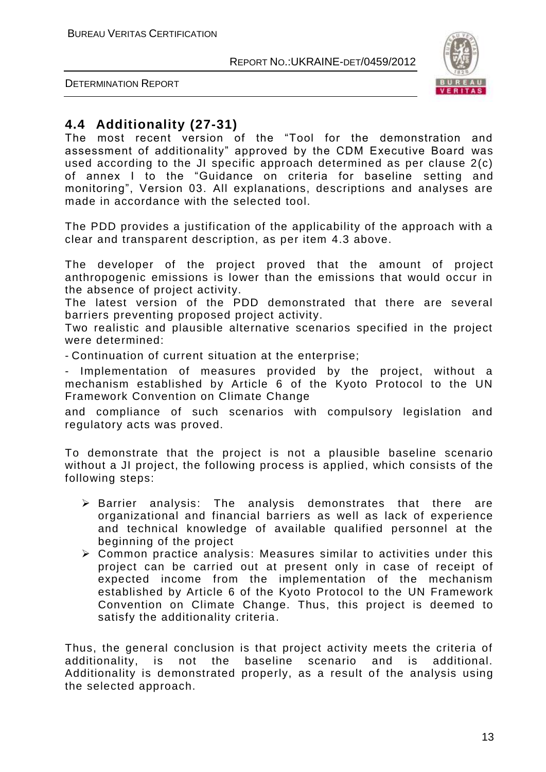## 4.4 Additionality (27-31)

The most recent version of the "Tool for the demonstration and assessment of additionality" approved by the CDM Executive Board was used according to the JI specific approach determined as per clause 2(c) of annex I to the "Guidance on criteria for baseline setting and monitoring", Version 03. All explanations, descriptions and analyses are made in accordance with the selected tool.

The PDD provides a justification of the applicability of the approach with a clear and transparent description, as per item 4.3 above.

The developer of the project proved that the amount of project anthropogenic emissions is lower than the emissions that would occur in the absence of project activity.
The latest version of the PDD demonstrated that there are several barriers preventing proposed project activity.
Two realistic and plausible alternative scenarios specified in the project were determined:

- Continuation of current situation at the enterprise;
- Implementation of measures provided by the project, without a mechanism established by Article 6 of the Kyoto Protocol to the UN Framework Convention on Climate Change

and compliance of such scenarios with compulsory legislation and regulatory acts was proved.

To demonstrate that the project is not a plausible baseline scenario without a JI project, the following process is applied, which consists of the following steps:

- Barrier analysis: The analysis demonstrates that there are organizational and financial barriers as well as lack of experience and technical knowledge of available qualified personnel at the beginning of the project
- Common practice analysis: Measures similar to activities under this project can be carried out at present only in case of receipt of expected income from the implementation of the mechanism established by Article 6 of the Kyoto Protocol to the UN Framework Convention on Climate Change. Thus, this project is deemed to satisfy the additionality criteria.

Thus, the general conclusion is that project activity meets the criteria of additionality, is not the baseline scenario and is additional. Additionality is demonstrated properly, as a result of the analysis using the selected approach.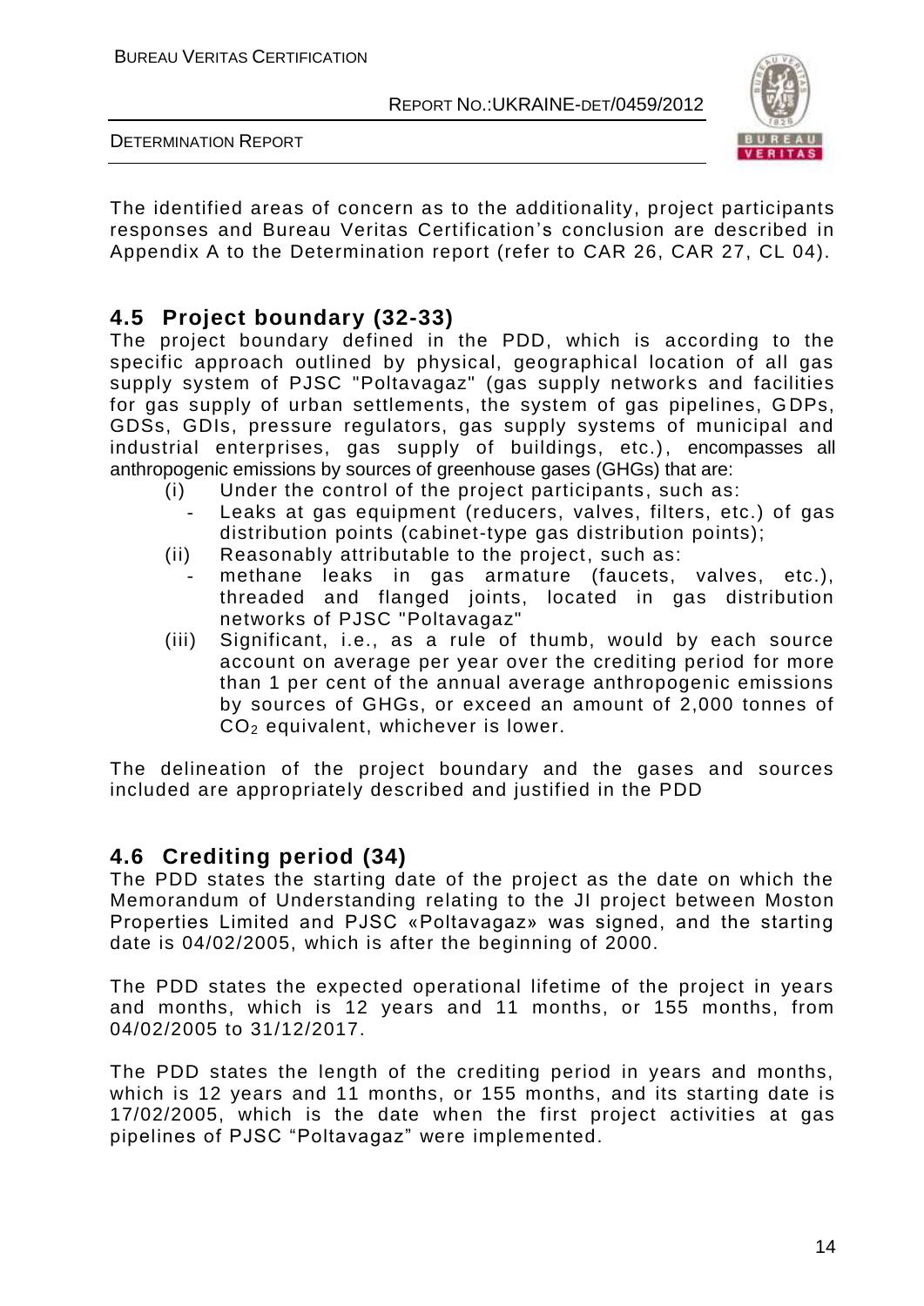The identified areas of concern as to the additionality, project participants responses and Bureau Veritas Certification's conclusion are described in Appendix A to the Determination report (refer to CAR 26, CAR 27, CL 04).

## 4.5 Project boundary (32-33)

The project boundary defined in the PDD, which is according to the specific approach outlined by physical, geographical location of all gas supply system of PJSC "Poltavagaz" (gas supply networks and facilities for gas supply of urban settlements, the system of gas pipelines, GDPs, GDSs, GDIs, pressure regulators, gas supply systems of municipal and industrial enterprises, gas supply of buildings, etc.), encompasses all anthropogenic emissions by sources of greenhouse gases (GHGs) that are:

(i) Under the control of the project participants, such as:
  - Leaks at gas equipment (reducers, valves, filters, etc.) of gas distribution points (cabinet-type gas distribution points);

(ii) Reasonably attributable to the project, such as:
  - methane leaks in gas armature (faucets, valves, etc.), threaded and flanged joints, located in gas distribution networks of PJSC "Poltavagaz"

(iii) Significant, i.e., as a rule of thumb, would by each source account on average per year over the crediting period for more than 1 per cent of the annual average anthropogenic emissions by sources of GHGs, or exceed an amount of 2,000 tonnes of $CO_2$ equivalent, whichever is lower.

The delineation of the project boundary and the gases and sources included are appropriately described and justified in the PDD

## 4.6 Crediting period (34)

The PDD states the starting date of the project as the date on which the Memorandum of Understanding relating to the JI project between Moston Properties Limited and PJSC «Poltavagaz» was signed, and the starting date is 04/02/2005, which is after the beginning of 2000.

The PDD states the expected operational lifetime of the project in years and months, which is 12 years and 11 months, or 155 months, from 04/02/2005 to 31/12/2017.

The PDD states the length of the crediting period in years and months, which is 12 years and 11 months, or 155 months, and its starting date is 17/02/2005, which is the date when the first project activities at gas pipelines of PJSC "Poltavagaz" were implemented.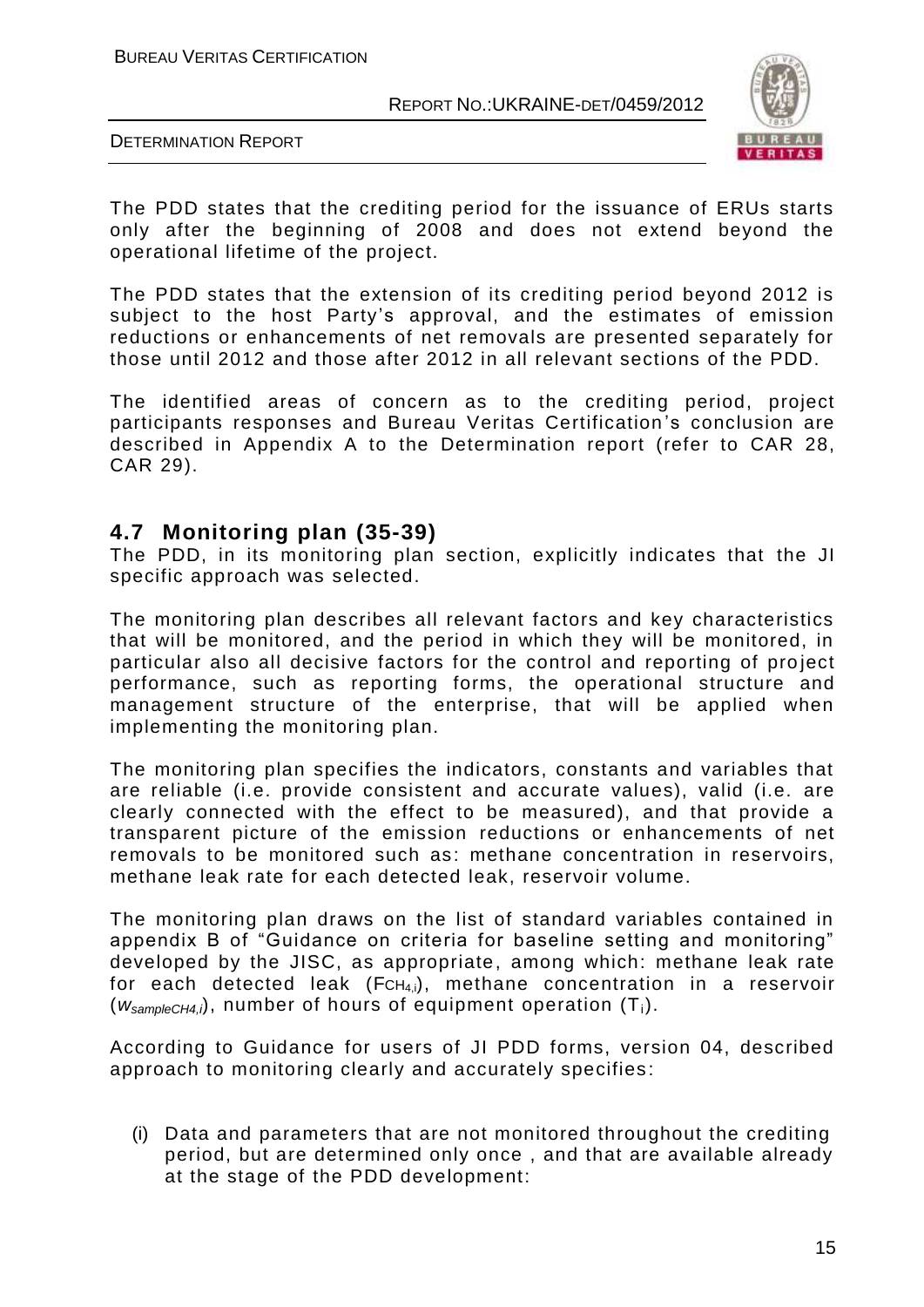The PDD states that the crediting period for the issuance of ERUs starts only after the beginning of 2008 and does not extend beyond the operational lifetime of the project.

The PDD states that the extension of its crediting period beyond 2012 is subject to the host Party's approval, and the estimates of emission reductions or enhancements of net removals are presented separately for those until 2012 and those after 2012 in all relevant sections of the PDD.

The identified areas of concern as to the crediting period, project participants responses and Bureau Veritas Certification's conclusion are described in Appendix A to the Determination report (refer to CAR 28, CAR 29).

## 4.7 Monitoring plan (35-39)

The PDD, in its monitoring plan section, explicitly indicates that the JI specific approach was selected.

The monitoring plan describes all relevant factors and key characteristics that will be monitored, and the period in which they will be monitored, in particular also all decisive factors for the control and reporting of project performance, such as reporting forms, the operational structure and management structure of the enterprise, that will be applied when implementing the monitoring plan.

The monitoring plan specifies the indicators, constants and variables that are reliable (i.e. provide consistent and accurate values), valid (i.e. are clearly connected with the effect to be measured), and that provide a transparent picture of the emission reductions or enhancements of net removals to be monitored such as: methane concentration in reservoirs, methane leak rate for each detected leak, reservoir volume.

The monitoring plan draws on the list of standard variables contained in appendix B of "Guidance on criteria for baseline setting and monitoring" developed by the JISC, as appropriate, among which: methane leak rate for each detected leak ($F_{CH_{4,i}}$), methane concentration in a reservoir ($w_{sampleCH4,i}$), number of hours of equipment operation ($T_i$).

According to Guidance for users of JI PDD forms, version 04, described approach to monitoring clearly and accurately specifies:

(i) Data and parameters that are not monitored throughout the crediting period, but are determined only once , and that are available already at the stage of the PDD development: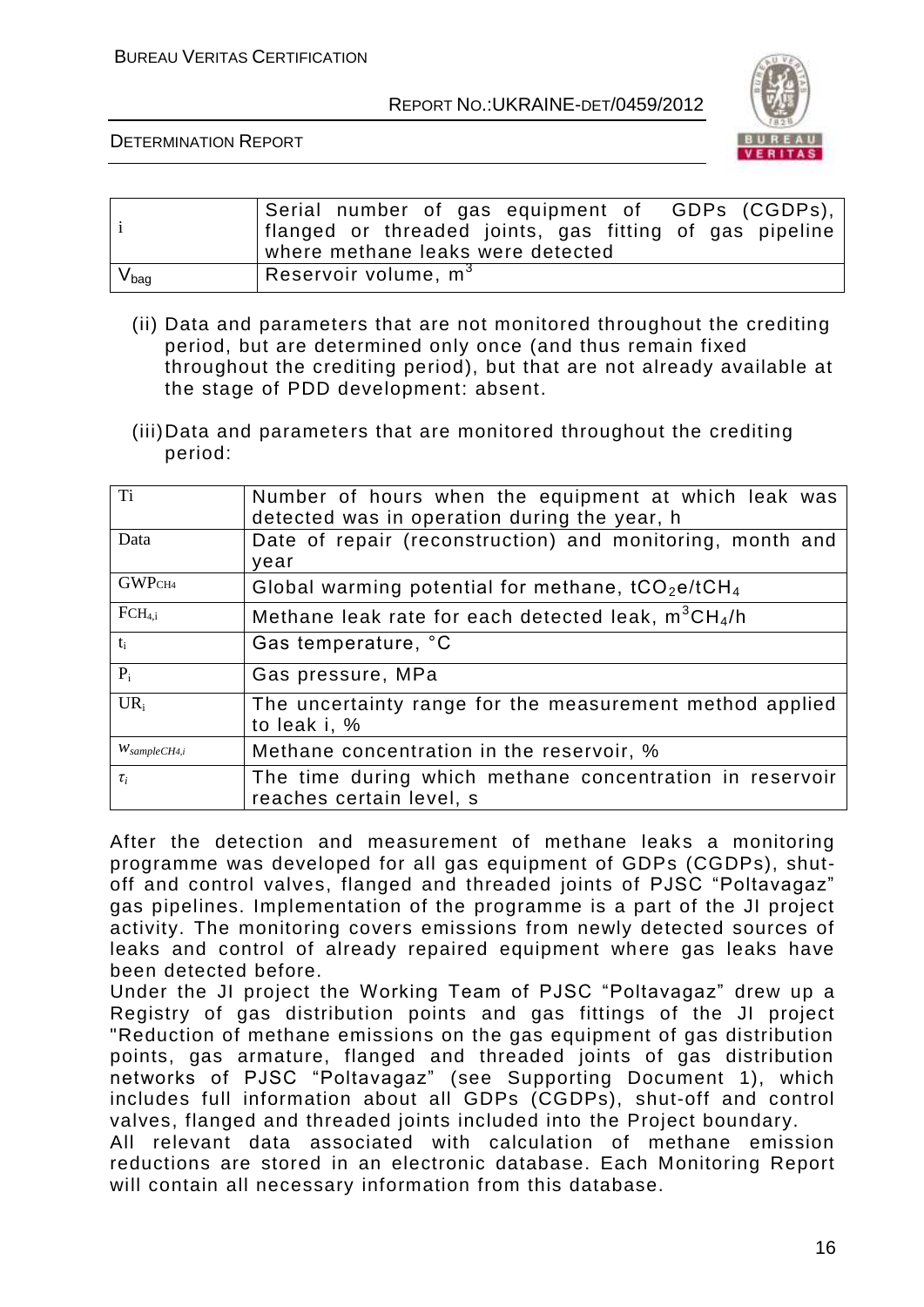| | |
|---|---|
| i | Serial number of gas equipment of GDPs (CGDPs), flanged or threaded joints, gas fitting of gas pipeline where methane leaks were detected |
| $V_{bag}$ | Reservoir volume, $m^3$ |

(ii) Data and parameters that are not monitored throughout the crediting period, but are determined only once (and thus remain fixed throughout the crediting period), but that are not already available at the stage of PDD development: absent.

(iii) Data and parameters that are monitored throughout the crediting period:

| | |
|---|---|
| Ti | Number of hours when the equipment at which leak was detected was in operation during the year, h |
| Data | Date of repair (reconstruction) and monitoring, month and year |
| $GWP_{CH4}$ | Global warming potential for methane, $tCO_2e/tCH_4$ |
| $FCH_{4,i}$ | Methane leak rate for each detected leak, $m^3CH_4/h$ |
| $t_i$ | Gas temperature, °C |
| $P_i$ | Gas pressure, MPa |
| $UR_i$ | The uncertainty range for the measurement method applied to leak i, % |
| $w_{sampleCH4,i}$ | Methane concentration in the reservoir, % |
| $\tau_i$ | The time during which methane concentration in reservoir reaches certain level, s |

After the detection and measurement of methane leaks a monitoring programme was developed for all gas equipment of GDPs (CGDPs), shut-off and control valves, flanged and threaded joints of PJSC "Poltavagaz" gas pipelines. Implementation of the programme is a part of the JI project activity. The monitoring covers emissions from newly detected sources of leaks and control of already repaired equipment where gas leaks have been detected before.

Under the JI project the Working Team of PJSC "Poltavagaz" drew up a Registry of gas distribution points and gas fittings of the JI project "Reduction of methane emissions on the gas equipment of gas distribution points, gas armature, flanged and threaded joints of gas distribution networks of PJSC "Poltavagaz" (see Supporting Document 1), which includes full information about all GDPs (CGDPs), shut-off and control valves, flanged and threaded joints included into the Project boundary.

All relevant data associated with calculation of methane emission reductions are stored in an electronic database. Each Monitoring Report will contain all necessary information from this database.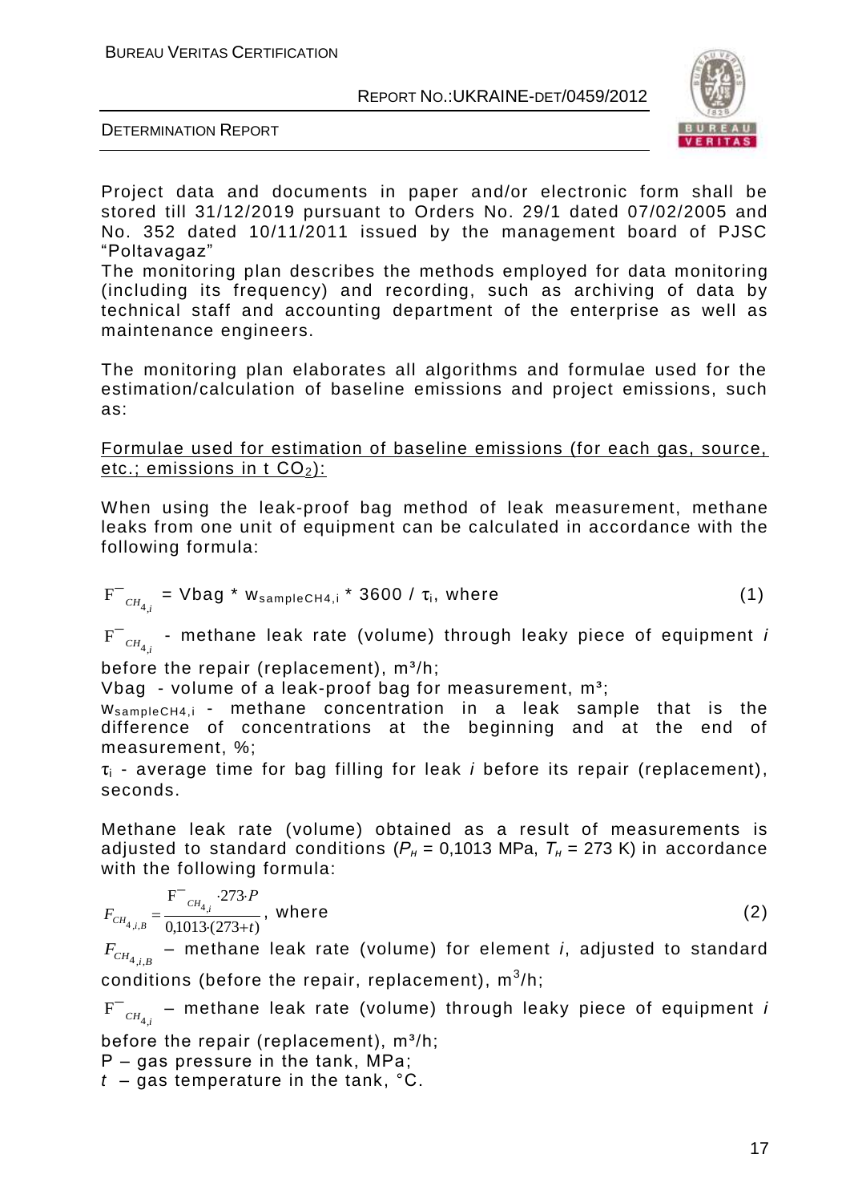Project data and documents in paper and/or electronic form shall be stored till 31/12/2019 pursuant to Orders No. 29/1 dated 07/02/2005 and No. 352 dated 10/11/2011 issued by the management board of PJSC "Poltavagaz"

The monitoring plan describes the methods employed for data monitoring (including its frequency) and recording, such as archiving of data by technical staff and accounting department of the enterprise as well as maintenance engineers.

The monitoring plan elaborates all algorithms and formulae used for the estimation/calculation of baseline emissions and project emissions, such as:

Formulae used for estimation of baseline emissions (for each gas, source, etc.; emissions in t $CO_2$):

When using the leak-proof bag method of leak measurement, methane leaks from one unit of equipment can be calculated in accordance with the following formula:

$$\overline{F}_{CH_{4,i}} = Vbag * w_{sampleCH4,i} * 3600 / \tau_i, \text{ where} \tag{1}$$

$\overline{F}_{CH_{4,i}}$ - methane leak rate (volume) through leaky piece of equipment *i* before the repair (replacement), m³/h;

Vbag - volume of a leak-proof bag for measurement, m³;

$w_{sampleCH4,i}$ - methane concentration in a leak sample that is the difference of concentrations at the beginning and at the end of measurement, %;

$\tau_i$ - average time for bag filling for leak *i* before its repair (replacement), seconds.

Methane leak rate (volume) obtained as a result of measurements is adjusted to standard conditions ($P_н$ = 0,1013 MPa, $T_н$ = 273 K) in accordance with the following formula:

$$F_{CH_{4,i,B}} = \frac{\overline{F}_{CH_{4,i}} \cdot 273 \cdot P}{0{,}1013 \cdot (273 + t)}, \text{ where} \tag{2}$$

$F_{CH_{4,i,B}}$ – methane leak rate (volume) for element *i*, adjusted to standard conditions (before the repair, replacement), m$^3$/h;

$\overline{F}_{CH_{4,i}}$ – methane leak rate (volume) through leaky piece of equipment *i* before the repair (replacement), m³/h;

P – gas pressure in the tank, MPa;

*t* – gas temperature in the tank, °C.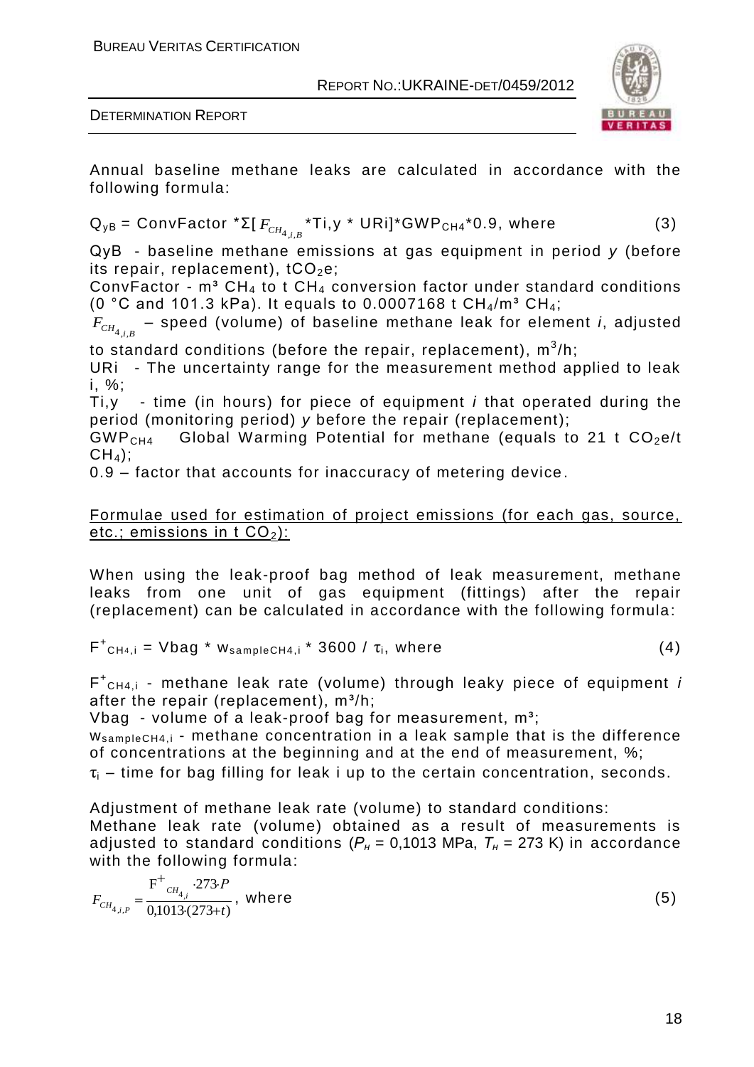Annual baseline methane leaks are calculated in accordance with the following formula:

$$Q_{yB} = ConvFactor \cdot \Sigma[F_{CH_{4,i,B}} \cdot T_{i,y} \cdot UR_i] \cdot GWP_{CH4} \cdot 0.9, \text{ where} \quad (3)$$

QyB - baseline methane emissions at gas equipment in period *y* (before its repair, replacement), $tCO_2e$;

ConvFactor - m³ $CH_4$ to t $CH_4$ conversion factor under standard conditions (0 °C and 101.3 kPa). It equals to 0.0007168 t $CH_4$/m³ $CH_4$;

$F_{CH_{4,i,B}}$ – speed (volume) of baseline methane leak for element *i*, adjusted to standard conditions (before the repair, replacement), $m^3/h$;

URi - The uncertainty range for the measurement method applied to leak i, %;

Ti,y - time (in hours) for piece of equipment *i* that operated during the period (monitoring period) *y* before the repair (replacement);

$GWP_{CH4}$ Global Warming Potential for methane (equals to 21 t $CO_2$e/t $CH_4$);

0.9 – factor that accounts for inaccuracy of metering device.

Formulae used for estimation of project emissions (for each gas, source, etc.; emissions in t $CO_2$):

When using the leak-proof bag method of leak measurement, methane leaks from one unit of gas equipment (fittings) after the repair (replacement) can be calculated in accordance with the following formula:

$$F^{+}_{CH4,i} = Vbag \cdot w_{sampleCH4,i} \cdot 3600 / \tau_i, \text{ where} \quad (4)$$

$F^{+}_{CH4,i}$ - methane leak rate (volume) through leaky piece of equipment *i* after the repair (replacement), m³/h;

Vbag - volume of a leak-proof bag for measurement, m³;

$w_{sampleCH4,i}$ - methane concentration in a leak sample that is the difference of concentrations at the beginning and at the end of measurement, %;

$\tau_i$ – time for bag filling for leak i up to the certain concentration, seconds.

Adjustment of methane leak rate (volume) to standard conditions:

Methane leak rate (volume) obtained as a result of measurements is adjusted to standard conditions ($P_н$ = 0,1013 MPa, $T_н$ = 273 K) in accordance with the following formula:

$$F_{CH_{4,i,P}} = \frac{F^{+}_{CH_{4,i}} \cdot 273 \cdot P}{0{,}1013 \cdot (273+t)}, \text{ where} \quad (5)$$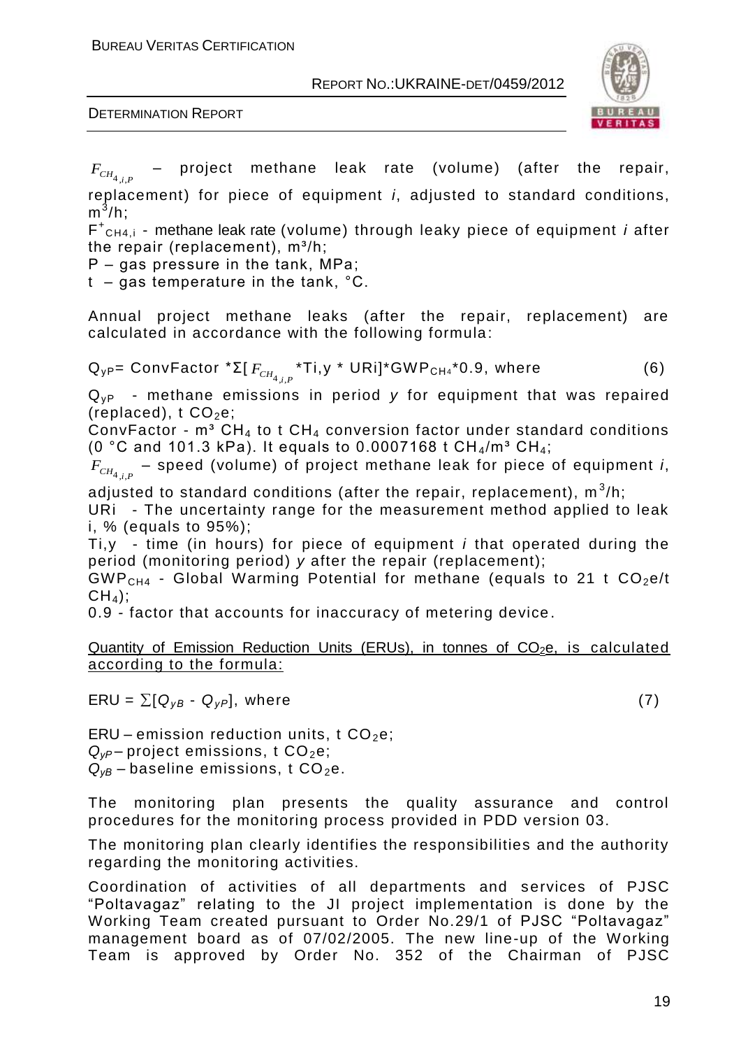$F_{CH_{4,i,P}}$ – project methane leak rate (volume) (after the repair, replacement) for piece of equipment *i*, adjusted to standard conditions, $m^3/h$;

$F^{+}_{CH4,i}$ - methane leak rate (volume) through leaky piece of equipment *i* after the repair (replacement), $m^3/h$;

P – gas pressure in the tank, MPa;

t – gas temperature in the tank, °C.

Annual project methane leaks (after the repair, replacement) are calculated in accordance with the following formula:

$$Q_{yP} = ConvFactor * \Sigma[F_{CH_{4,i,P}} * T_{i,y} * UR_i] * GWP_{CH_4} * 0.9, \text{ where} \quad (6)$$

$Q_{yP}$ - methane emissions in period *y* for equipment that was repaired (replaced), t $CO_2$e;

ConvFactor - m³ $CH_4$ to t $CH_4$ conversion factor under standard conditions (0 °C and 101.3 kPa). It equals to 0.0007168 t $CH_4$/m³ $CH_4$;

$F_{CH_{4,i,P}}$ – speed (volume) of project methane leak for piece of equipment *i*, adjusted to standard conditions (after the repair, replacement), $m^3/h$;

URi - The uncertainty range for the measurement method applied to leak i, % (equals to 95%);

Ti,y - time (in hours) for piece of equipment *i* that operated during the period (monitoring period) *y* after the repair (replacement);

$GWP_{CH4}$ - Global Warming Potential for methane (equals to 21 t $CO_2$e/t $CH_4$);

0.9 - factor that accounts for inaccuracy of metering device.

Quantity of Emission Reduction Units (ERUs), in tonnes of $CO_2$e, is calculated according to the formula:

$$ERU = \sum[Q_{yB} - Q_{yP}], \text{ where} \quad (7)$$

ERU – emission reduction units, t $CO_2$e;

$Q_{yP}$ – project emissions, t $CO_2$e;

$Q_{yB}$ – baseline emissions, t $CO_2$e.

The monitoring plan presents the quality assurance and control procedures for the monitoring process provided in PDD version 03.

The monitoring plan clearly identifies the responsibilities and the authority regarding the monitoring activities.

Coordination of activities of all departments and services of PJSC "Poltavagaz" relating to the JI project implementation is done by the Working Team created pursuant to Order No.29/1 of PJSC "Poltavagaz" management board as of 07/02/2005. The new line-up of the Working Team is approved by Order No. 352 of the Chairman of PJSC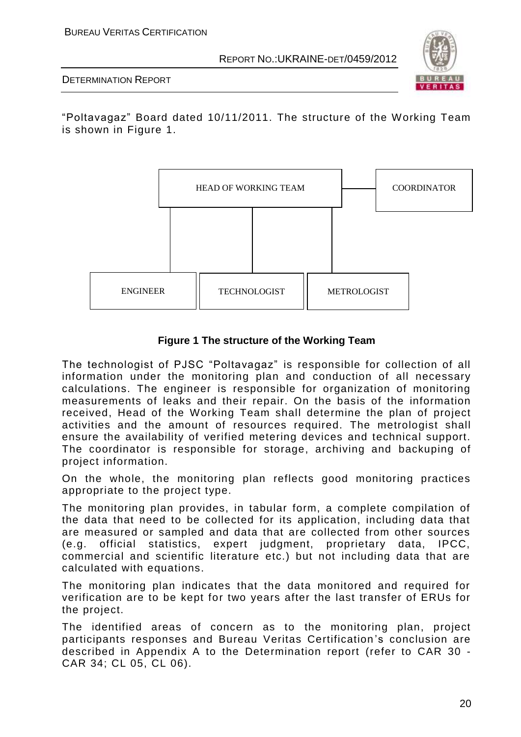"Poltavagaz" Board dated 10/11/2011. The structure of the Working Team is shown in Figure 1.

HEAD OF WORKING TEAM — COORDINATOR

ENGINEER | TECHNOLOGIST | METROLOGIST

**Figure 1 The structure of the Working Team**

The technologist of PJSC "Poltavagaz" is responsible for collection of all information under the monitoring plan and conduction of all necessary calculations. The engineer is responsible for organization of monitoring measurements of leaks and their repair. On the basis of the information received, Head of the Working Team shall determine the plan of project activities and the amount of resources required. The metrologist shall ensure the availability of verified metering devices and technical support. The coordinator is responsible for storage, archiving and backuping of project information.

On the whole, the monitoring plan reflects good monitoring practices appropriate to the project type.

The monitoring plan provides, in tabular form, a complete compilation of the data that need to be collected for its application, including data that are measured or sampled and data that are collected from other sources (e.g. official statistics, expert judgment, proprietary data, IPCC, commercial and scientific literature etc.) but not including data that are calculated with equations.

The monitoring plan indicates that the data monitored and required for verification are to be kept for two years after the last transfer of ERUs for the project.

The identified areas of concern as to the monitoring plan, project participants responses and Bureau Veritas Certification's conclusion are described in Appendix A to the Determination report (refer to CAR 30 - CAR 34; CL 05, CL 06).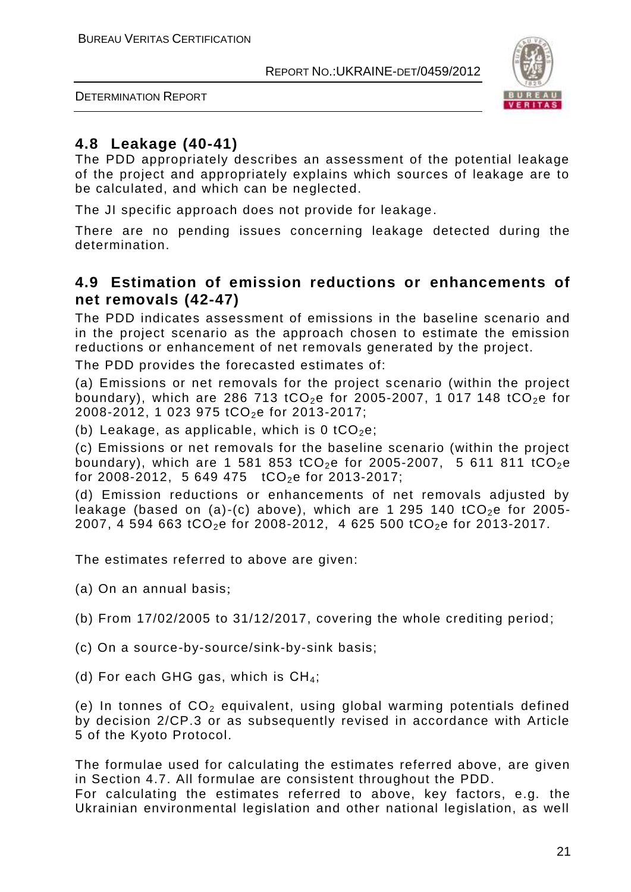## 4.8 Leakage (40-41)

The PDD appropriately describes an assessment of the potential leakage of the project and appropriately explains which sources of leakage are to be calculated, and which can be neglected.

The JI specific approach does not provide for leakage.

There are no pending issues concerning leakage detected during the determination.

## 4.9 Estimation of emission reductions or enhancements of net removals (42-47)

The PDD indicates assessment of emissions in the baseline scenario and in the project scenario as the approach chosen to estimate the emission reductions or enhancement of net removals generated by the project.

The PDD provides the forecasted estimates of:

(a) Emissions or net removals for the project scenario (within the project boundary), which are 286 713 $tCO_2e$ for 2005-2007, 1 017 148 $tCO_2e$ for 2008-2012, 1 023 975 $tCO_2e$ for 2013-2017;

(b) Leakage, as applicable, which is 0 $tCO_2e$;

(c) Emissions or net removals for the baseline scenario (within the project boundary), which are 1 581 853 $tCO_2e$ for 2005-2007, 5 611 811 $tCO_2e$ for 2008-2012, 5 649 475 $tCO_2e$ for 2013-2017;

(d) Emission reductions or enhancements of net removals adjusted by leakage (based on (a)-(c) above), which are 1 295 140 $tCO_2e$ for 2005-2007, 4 594 663 $tCO_2e$ for 2008-2012, 4 625 500 $tCO_2e$ for 2013-2017.

The estimates referred to above are given:

(a) On an annual basis;

(b) From 17/02/2005 to 31/12/2017, covering the whole crediting period;

(c) On a source-by-source/sink-by-sink basis;

(d) For each GHG gas, which is $CH_4$;

(e) In tonnes of $CO_2$ equivalent, using global warming potentials defined by decision 2/CP.3 or as subsequently revised in accordance with Article 5 of the Kyoto Protocol.

The formulae used for calculating the estimates referred above, are given in Section 4.7. All formulae are consistent throughout the PDD.

For calculating the estimates referred to above, key factors, e.g. the Ukrainian environmental legislation and other national legislation, as well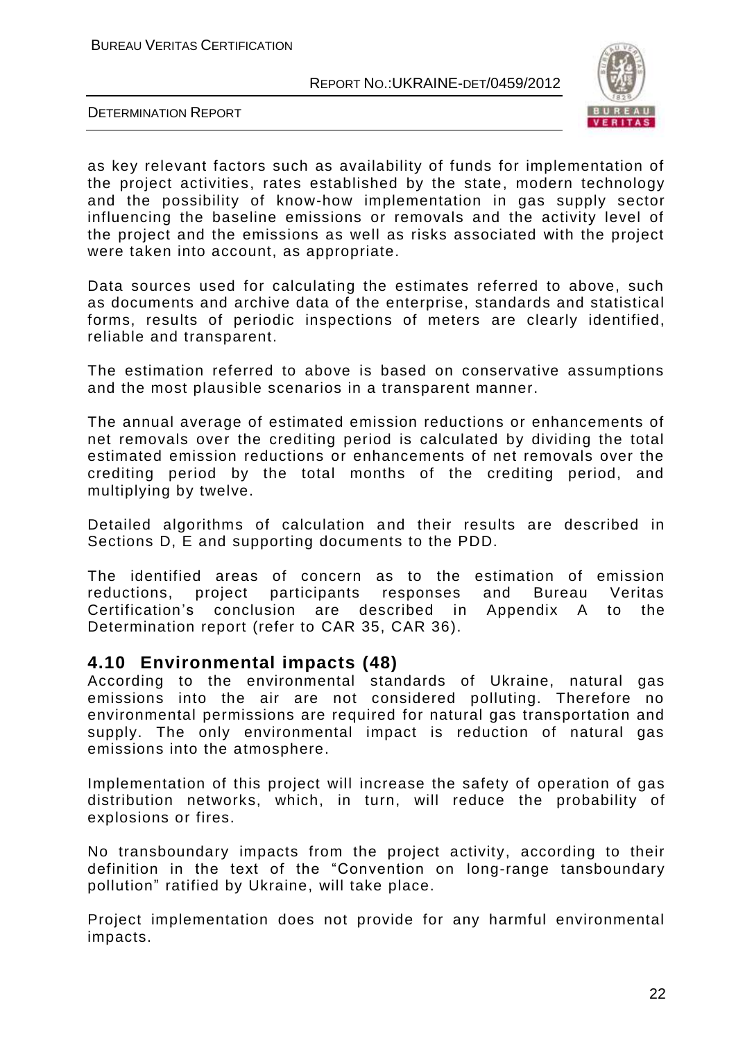as key relevant factors such as availability of funds for implementation of the project activities, rates established by the state, modern technology and the possibility of know-how implementation in gas supply sector influencing the baseline emissions or removals and the activity level of the project and the emissions as well as risks associated with the project were taken into account, as appropriate.

Data sources used for calculating the estimates referred to above, such as documents and archive data of the enterprise, standards and statistical forms, results of periodic inspections of meters are clearly identified, reliable and transparent.

The estimation referred to above is based on conservative assumptions and the most plausible scenarios in a transparent manner.

The annual average of estimated emission reductions or enhancements of net removals over the crediting period is calculated by dividing the total estimated emission reductions or enhancements of net removals over the crediting period by the total months of the crediting period, and multiplying by twelve.

Detailed algorithms of calculation and their results are described in Sections D, E and supporting documents to the PDD.

The identified areas of concern as to the estimation of emission reductions, project participants responses and Bureau Veritas Certification's conclusion are described in Appendix A to the Determination report (refer to CAR 35, CAR 36).

## 4.10 Environmental impacts (48)

According to the environmental standards of Ukraine, natural gas emissions into the air are not considered polluting. Therefore no environmental permissions are required for natural gas transportation and supply. The only environmental impact is reduction of natural gas emissions into the atmosphere.

Implementation of this project will increase the safety of operation of gas distribution networks, which, in turn, will reduce the probability of explosions or fires.

No transboundary impacts from the project activity, according to their definition in the text of the "Convention on long-range tansboundary pollution" ratified by Ukraine, will take place.

Project implementation does not provide for any harmful environmental impacts.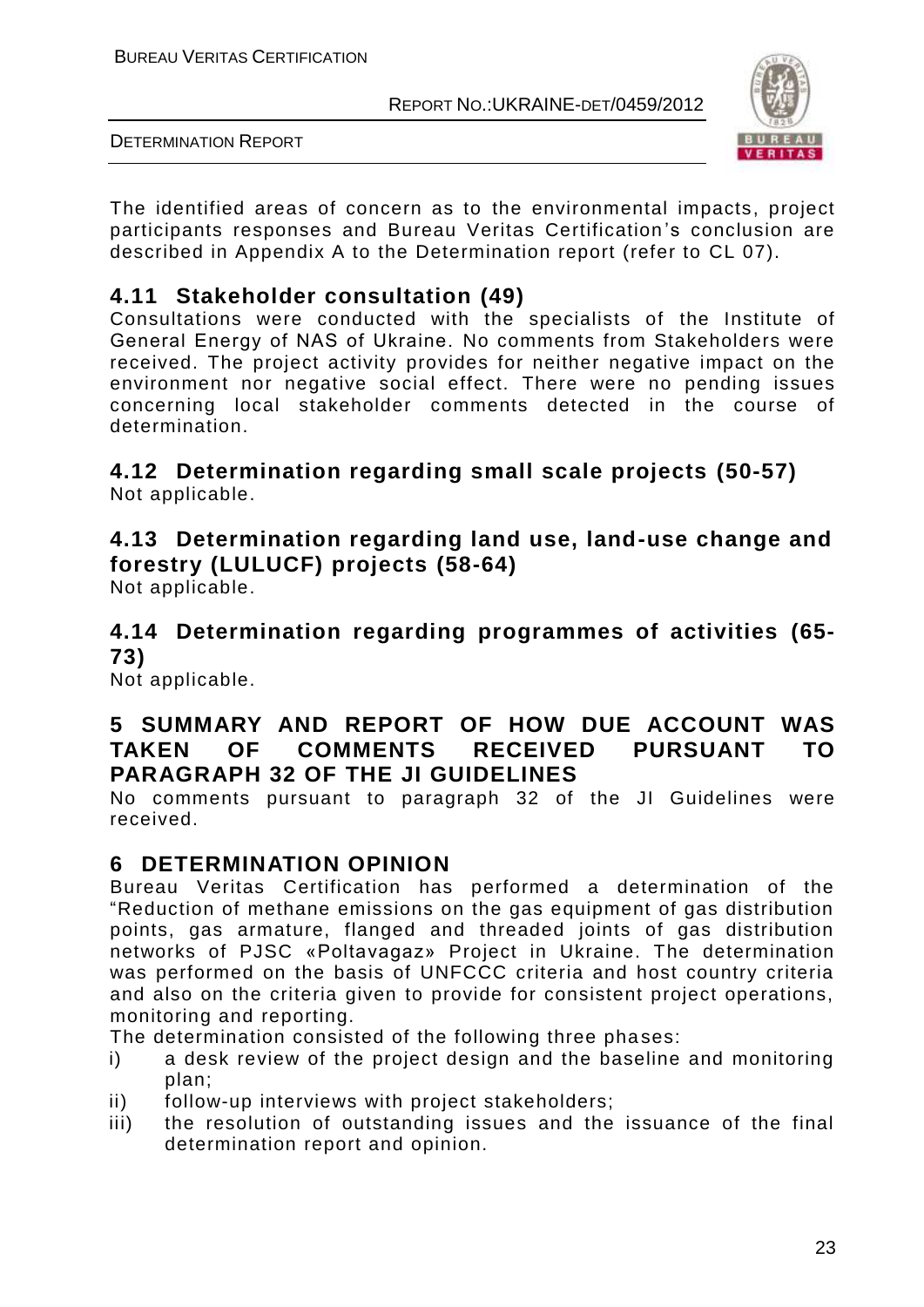The identified areas of concern as to the environmental impacts, project participants responses and Bureau Veritas Certification's conclusion are described in Appendix A to the Determination report (refer to CL 07).

## 4.11 Stakeholder consultation (49)

Consultations were conducted with the specialists of the Institute of General Energy of NAS of Ukraine. No comments from Stakeholders were received. The project activity provides for neither negative impact on the environment nor negative social effect. There were no pending issues concerning local stakeholder comments detected in the course of determination.

## 4.12 Determination regarding small scale projects (50-57)

Not applicable.

## 4.13 Determination regarding land use, land-use change and forestry (LULUCF) projects (58-64)

Not applicable.

## 4.14 Determination regarding programmes of activities (65-73)

Not applicable.

# 5 SUMMARY AND REPORT OF HOW DUE ACCOUNT WAS TAKEN OF COMMENTS RECEIVED PURSUANT TO PARAGRAPH 32 OF THE JI GUIDELINES

No comments pursuant to paragraph 32 of the JI Guidelines were received.

# 6 DETERMINATION OPINION

Bureau Veritas Certification has performed a determination of the "Reduction of methane emissions on the gas equipment of gas distribution points, gas armature, flanged and threaded joints of gas distribution networks of PJSC «Poltavagaz» Project in Ukraine. The determination was performed on the basis of UNFCCC criteria and host country criteria and also on the criteria given to provide for consistent project operations, monitoring and reporting.

The determination consisted of the following three phases:

i) a desk review of the project design and the baseline and monitoring plan;
ii) follow-up interviews with project stakeholders;
iii) the resolution of outstanding issues and the issuance of the final determination report and opinion.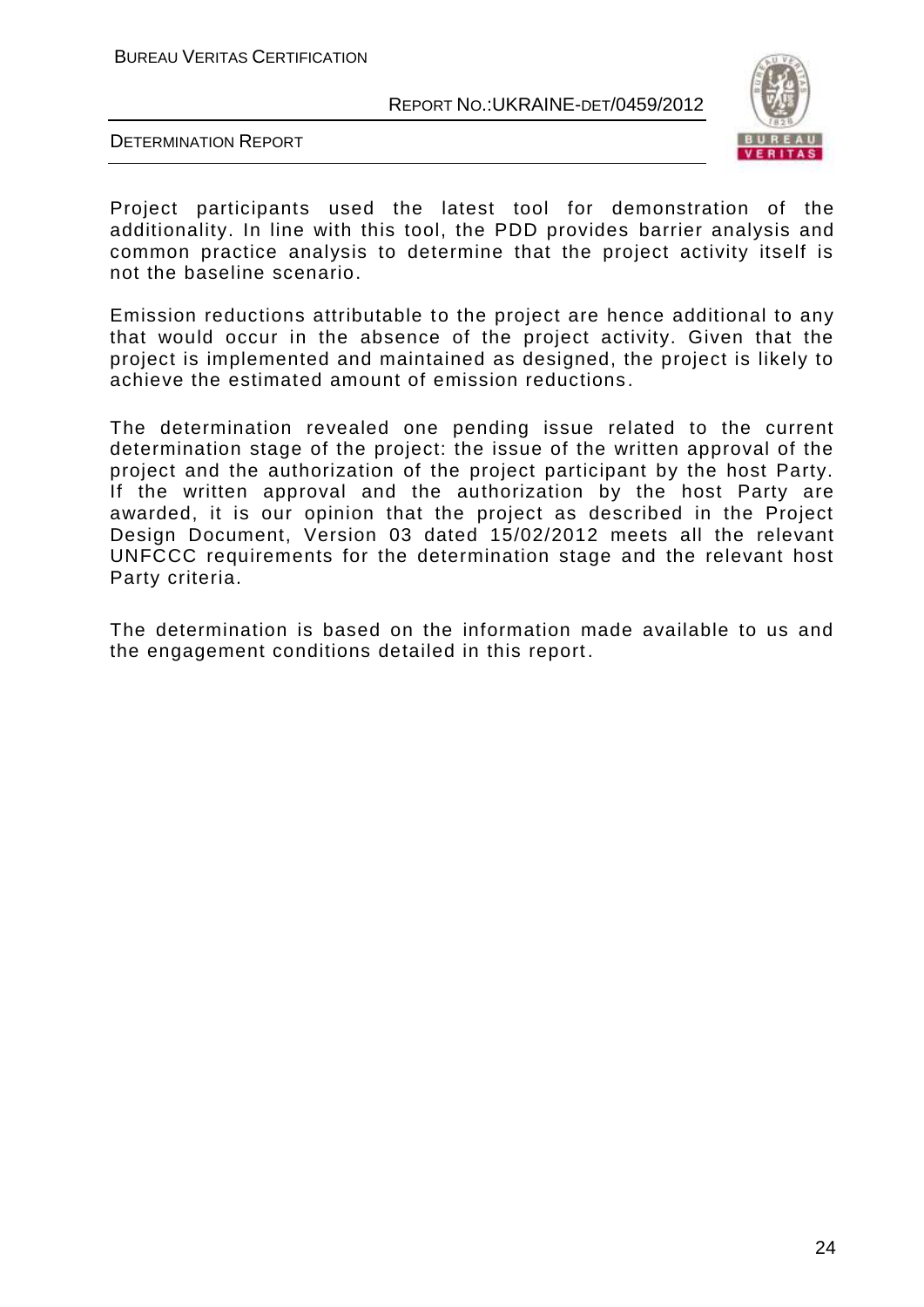Project participants used the latest tool for demonstration of the additionality. In line with this tool, the PDD provides barrier analysis and common practice analysis to determine that the project activity itself is not the baseline scenario.

Emission reductions attributable to the project are hence additional to any that would occur in the absence of the project activity. Given that the project is implemented and maintained as designed, the project is likely to achieve the estimated amount of emission reductions.

The determination revealed one pending issue related to the current determination stage of the project: the issue of the written approval of the project and the authorization of the project participant by the host Party. If the written approval and the authorization by the host Party are awarded, it is our opinion that the project as described in the Project Design Document, Version 03 dated 15/02/2012 meets all the relevant UNFCCC requirements for the determination stage and the relevant host Party criteria.

The determination is based on the information made available to us and the engagement conditions detailed in this report.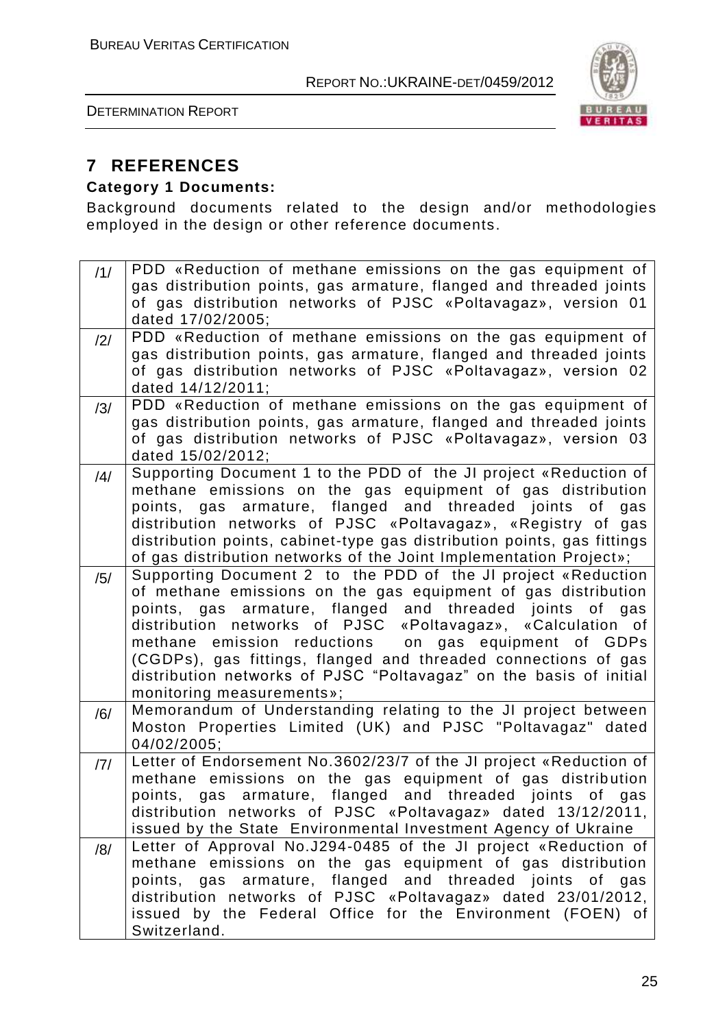## 7 REFERENCES

**Category 1 Documents:**

Background documents related to the design and/or methodologies employed in the design or other reference documents.

| | |
|---|---|
| /1/ | PDD «Reduction of methane emissions on the gas equipment of gas distribution points, gas armature, flanged and threaded joints of gas distribution networks of PJSC «Poltavagaz», version 01 dated 17/02/2005; |
| /2/ | PDD «Reduction of methane emissions on the gas equipment of gas distribution points, gas armature, flanged and threaded joints of gas distribution networks of PJSC «Poltavagaz», version 02 dated 14/12/2011; |
| /3/ | PDD «Reduction of methane emissions on the gas equipment of gas distribution points, gas armature, flanged and threaded joints of gas distribution networks of PJSC «Poltavagaz», version 03 dated 15/02/2012; |
| /4/ | Supporting Document 1 to the PDD of the JI project «Reduction of methane emissions on the gas equipment of gas distribution points, gas armature, flanged and threaded joints of gas distribution networks of PJSC «Poltavagaz», «Registry of gas distribution points, cabinet-type gas distribution points, gas fittings of gas distribution networks of the Joint Implementation Project»; |
| /5/ | Supporting Document 2 to the PDD of the JI project «Reduction of methane emissions on the gas equipment of gas distribution points, gas armature, flanged and threaded joints of gas distribution networks of PJSC «Poltavagaz», «Calculation of methane emission reductions on gas equipment of GDPs (CGDPs), gas fittings, flanged and threaded connections of gas distribution networks of PJSC "Poltavagaz" on the basis of initial monitoring measurements»; |
| /6/ | Memorandum of Understanding relating to the JI project between Moston Properties Limited (UK) and PJSC "Poltavagaz" dated 04/02/2005; |
| /7/ | Letter of Endorsement No.3602/23/7 of the JI project «Reduction of methane emissions on the gas equipment of gas distribution points, gas armature, flanged and threaded joints of gas distribution networks of PJSC «Poltavagaz» dated 13/12/2011, issued by the State Environmental Investment Agency of Ukraine |
| /8/ | Letter of Approval No.J294-0485 of the JI project «Reduction of methane emissions on the gas equipment of gas distribution points, gas armature, flanged and threaded joints of gas distribution networks of PJSC «Poltavagaz» dated 23/01/2012, issued by the Federal Office for the Environment (FOEN) of Switzerland. |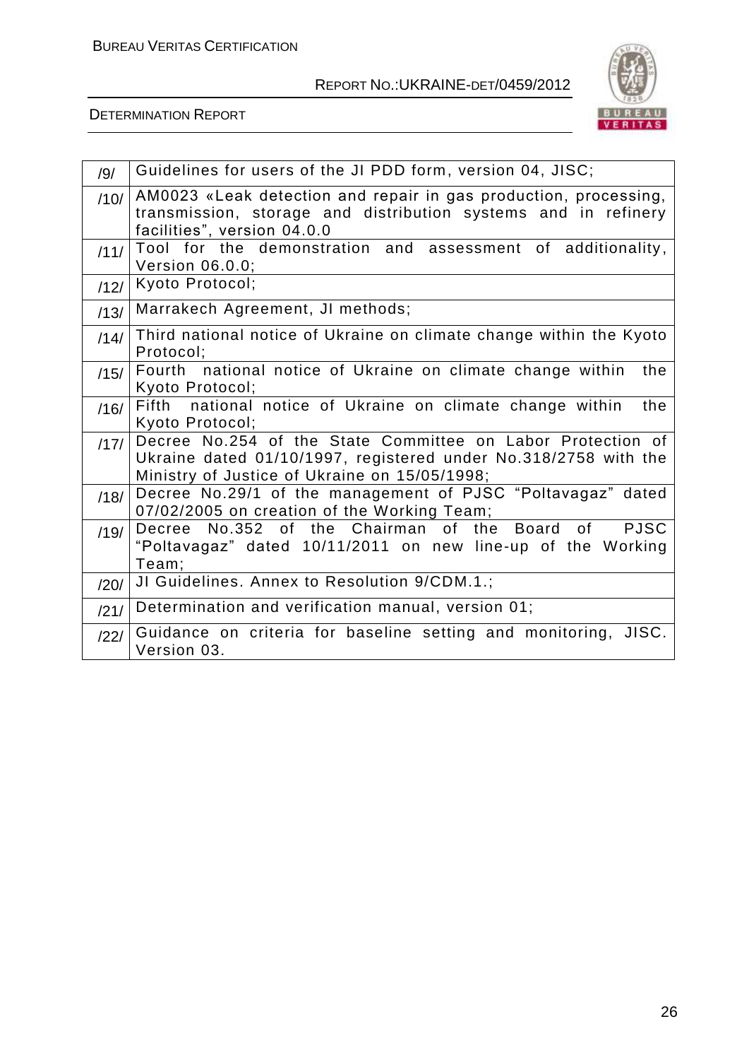| | |
|---|---|
| /9/ | Guidelines for users of the JI PDD form, version 04, JISC; |
| /10/ | AM0023 «Leak detection and repair in gas production, processing, transmission, storage and distribution systems and in refinery facilities", version 04.0.0 |
| /11/ | Tool for the demonstration and assessment of additionality, Version 06.0.0; |
| /12/ | Kyoto Protocol; |
| /13/ | Marrakech Agreement, JI methods; |
| /14/ | Third national notice of Ukraine on climate change within the Kyoto Protocol; |
| /15/ | Fourth national notice of Ukraine on climate change within the Kyoto Protocol; |
| /16/ | Fifth national notice of Ukraine on climate change within the Kyoto Protocol; |
| /17/ | Decree No.254 of the State Committee on Labor Protection of Ukraine dated 01/10/1997, registered under No.318/2758 with the Ministry of Justice of Ukraine on 15/05/1998; |
| /18/ | Decree No.29/1 of the management of PJSC "Poltavagaz" dated 07/02/2005 on creation of the Working Team; |
| /19/ | Decree No.352 of the Chairman of the Board of PJSC "Poltavagaz" dated 10/11/2011 on new line-up of the Working Team; |
| /20/ | JI Guidelines. Annex to Resolution 9/CDM.1.; |
| /21/ | Determination and verification manual, version 01; |
| /22/ | Guidance on criteria for baseline setting and monitoring, JISC. Version 03. |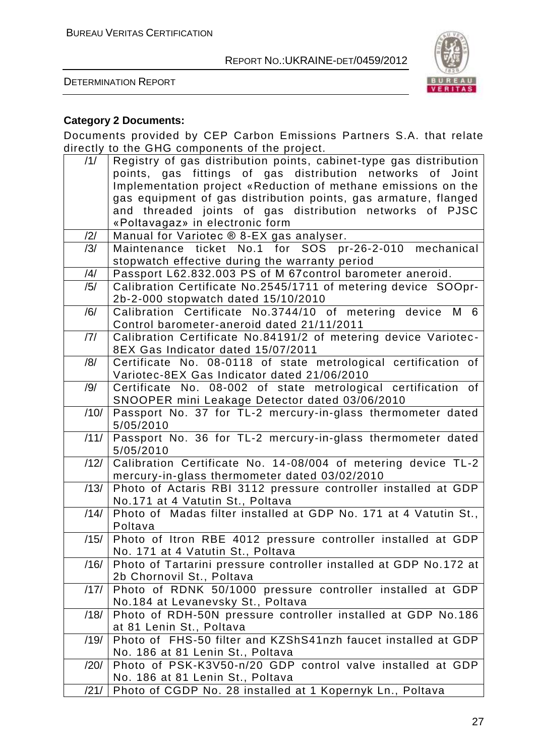**Category 2 Documents:**

Documents provided by CEP Carbon Emissions Partners S.A. that relate directly to the GHG components of the project.

| | |
|---|---|
| /1/ | Registry of gas distribution points, cabinet-type gas distribution points, gas fittings of gas distribution networks of Joint Implementation project «Reduction of methane emissions on the gas equipment of gas distribution points, gas armature, flanged and threaded joints of gas distribution networks of PJSC «Poltavagaz» in electronic form |
| /2/ | Manual for Variotec ® 8-EX gas analyser. |
| /3/ | Maintenance ticket No.1 for SOS pr-26-2-010 mechanical stopwatch effective during the warranty period |
| /4/ | Passport L62.832.003 PS of M 67control barometer aneroid. |
| /5/ | Calibration Certificate No.2545/1711 of metering device SOOpr-2b-2-000 stopwatch dated 15/10/2010 |
| /6/ | Calibration Certificate No.3744/10 of metering device M 6 Control barometer-aneroid dated 21/11/2011 |
| /7/ | Calibration Certificate No.84191/2 of metering device Variotec-8EX Gas Indicator dated 15/07/2011 |
| /8/ | Certificate No. 08-0118 of state metrological certification of Variotec-8EX Gas Indicator dated 21/06/2010 |
| /9/ | Certificate No. 08-002 of state metrological certification of SNOOPER mini Leakage Detector dated 03/06/2010 |
| /10/ | Passport No. 37 for TL-2 mercury-in-glass thermometer dated 5/05/2010 |
| /11/ | Passport No. 36 for TL-2 mercury-in-glass thermometer dated 5/05/2010 |
| /12/ | Calibration Certificate No. 14-08/004 of metering device TL-2 mercury-in-glass thermometer dated 03/02/2010 |
| /13/ | Photo of Actaris RBI 3112 pressure controller installed at GDP No.171 at 4 Vatutin St., Poltava |
| /14/ | Photo of Madas filter installed at GDP No. 171 at 4 Vatutin St., Poltava |
| /15/ | Photo of Itron RBE 4012 pressure controller installed at GDP No. 171 at 4 Vatutin St., Poltava |
| /16/ | Photo of Tartarini pressure controller installed at GDP No.172 at 2b Chornovil St., Poltava |
| /17/ | Photo of RDNK 50/1000 pressure controller installed at GDP No.184 at Levanevsky St., Poltava |
| /18/ | Photo of RDH-50N pressure controller installed at GDP No.186 at 81 Lenin St., Poltava |
| /19/ | Photo of FHS-50 filter and KZShS41nzh faucet installed at GDP No. 186 at 81 Lenin St., Poltava |
| /20/ | Photo of PSK-K3V50-n/20 GDP control valve installed at GDP No. 186 at 81 Lenin St., Poltava |
| /21/ | Photo of CGDP No. 28 installed at 1 Kopernyk Ln., Poltava |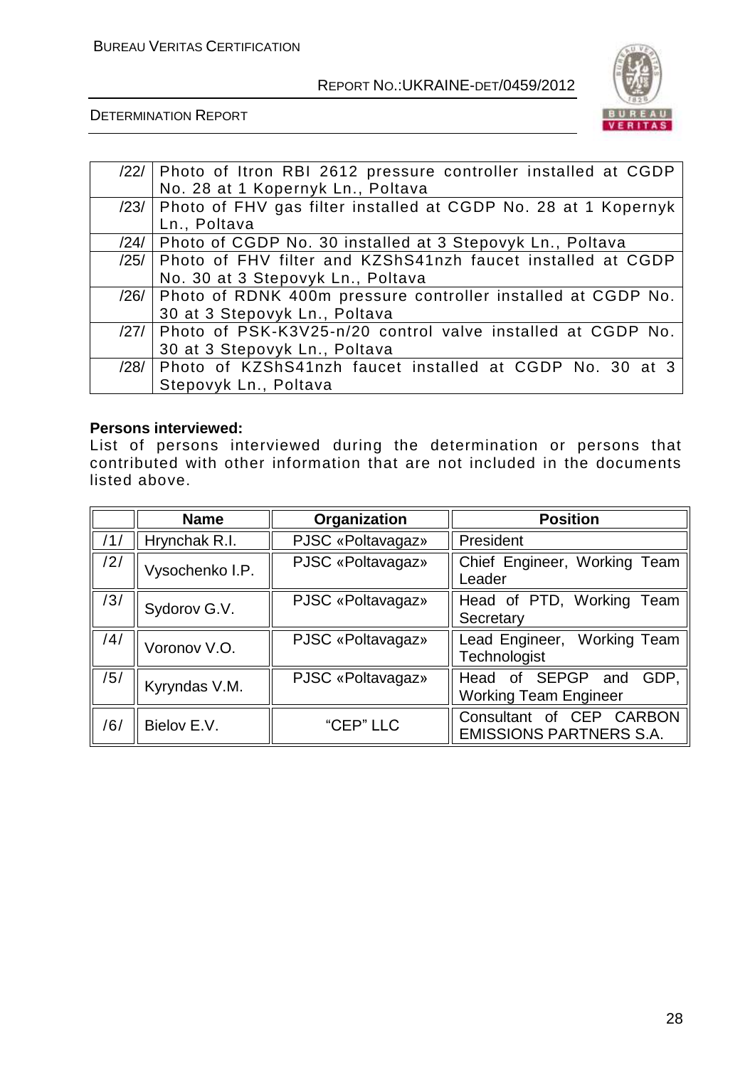| | |
|---|---|
| /22/ | Photo of Itron RBI 2612 pressure controller installed at CGDP No. 28 at 1 Kopernyk Ln., Poltava |
| /23/ | Photo of FHV gas filter installed at CGDP No. 28 at 1 Kopernyk Ln., Poltava |
| /24/ | Photo of CGDP No. 30 installed at 3 Stepovyk Ln., Poltava |
| /25/ | Photo of FHV filter and KZShS41nzh faucet installed at CGDP No. 30 at 3 Stepovyk Ln., Poltava |
| /26/ | Photo of RDNK 400m pressure controller installed at CGDP No. 30 at 3 Stepovyk Ln., Poltava |
| /27/ | Photo of PSK-K3V25-n/20 control valve installed at CGDP No. 30 at 3 Stepovyk Ln., Poltava |
| /28/ | Photo of KZShS41nzh faucet installed at CGDP No. 30 at 3 Stepovyk Ln., Poltava |

**Persons interviewed:**

List of persons interviewed during the determination or persons that contributed with other information that are not included in the documents listed above.

| | Name | Organization | Position |
|---|---|---|---|
| /1/ | Hrynchak R.I. | PJSC «Poltavagaz» | President |
| /2/ | Vysochenko I.P. | PJSC «Poltavagaz» | Chief Engineer, Working Team Leader |
| /3/ | Sydorov G.V. | PJSC «Poltavagaz» | Head of PTD, Working Team Secretary |
| /4/ | Voronov V.O. | PJSC «Poltavagaz» | Lead Engineer, Working Team Technologist |
| /5/ | Kyryndas V.M. | PJSC «Poltavagaz» | Head of SEPGP and GDP, Working Team Engineer |
| /6/ | Bielov E.V. | "CEP" LLC | Consultant of CEP CARBON EMISSIONS PARTNERS S.A. |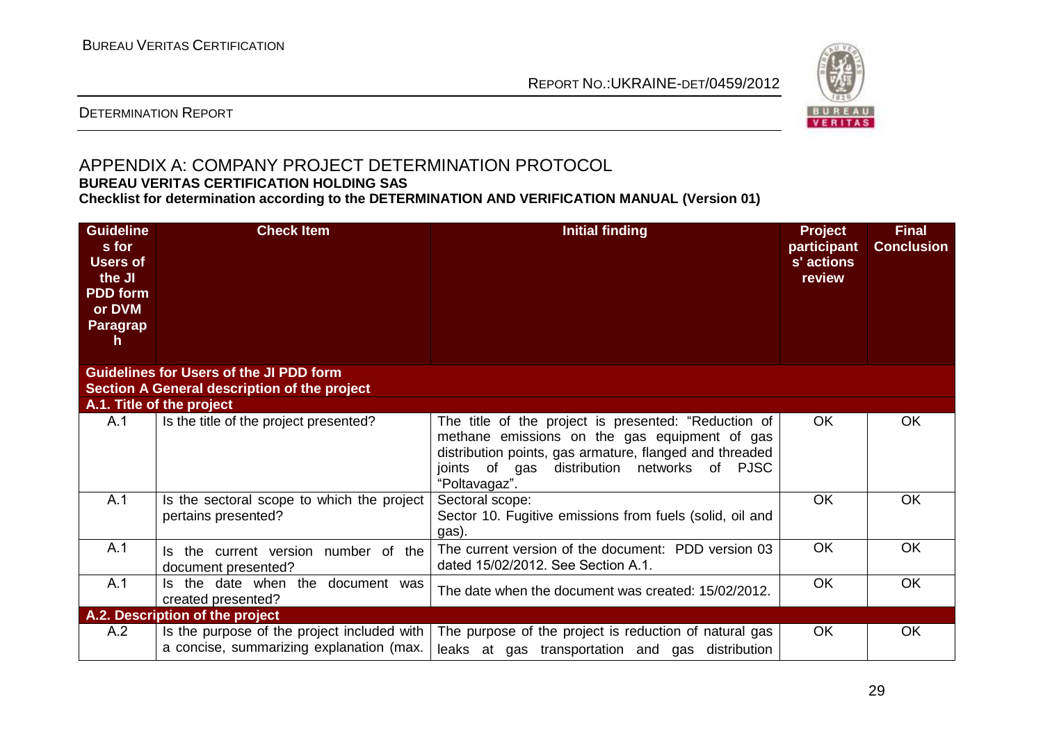## APPENDIX A: COMPANY PROJECT DETERMINATION PROTOCOL

**BUREAU VERITAS CERTIFICATION HOLDING SAS**

**Checklist for determination according to the DETERMINATION AND VERIFICATION MANUAL (Version 01)**

| Guidelines for Users of the JI PDD form or DVM Paragraph | Check Item | Initial finding | Project participants' actions review | Final Conclusion |
|---|---|---|---|---|
| **Guidelines for Users of the JI PDD form** | | | | |
| **Section A General description of the project** | | | | |
| **A.1. Title of the project** | | | | |
| A.1 | Is the title of the project presented? | The title of the project is presented: "Reduction of methane emissions on the gas equipment of gas distribution points, gas armature, flanged and threaded joints of gas distribution networks of PJSC "Poltavagaz". | OK | OK |
| A.1 | Is the sectoral scope to which the project pertains presented? | Sectoral scope:<br>Sector 10. Fugitive emissions from fuels (solid, oil and gas). | OK | OK |
| A.1 | Is the current version number of the document presented? | The current version of the document: PDD version 03 dated 15/02/2012. See Section A.1. | OK | OK |
| A.1 | Is the date when the document was created presented? | The date when the document was created: 15/02/2012. | OK | OK |
| **A.2. Description of the project** | | | | |
| A.2 | Is the purpose of the project included with a concise, summarizing explanation (max. | The purpose of the project is reduction of natural gas leaks at gas transportation and gas distribution | OK | OK |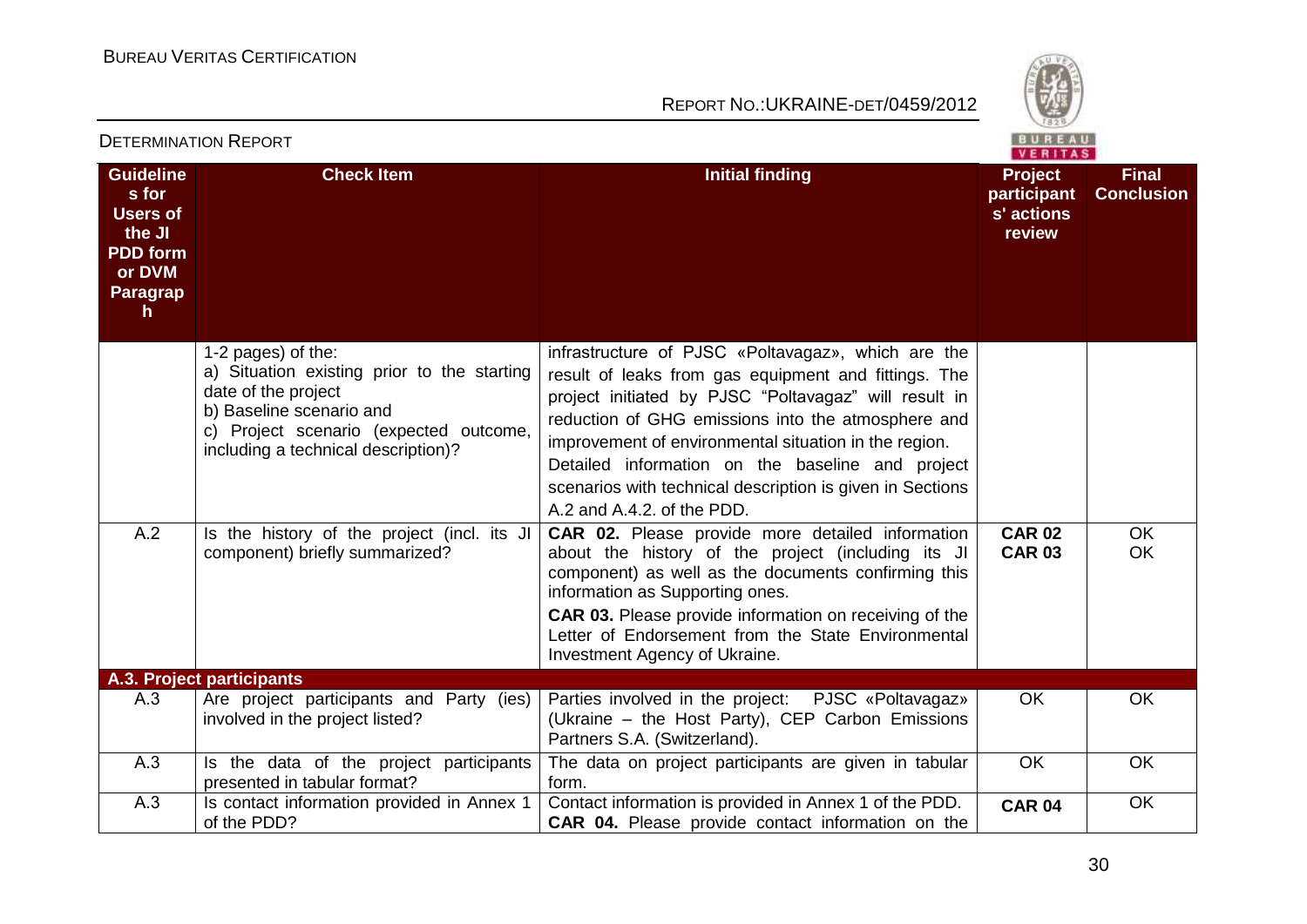| Guidelines for Users of the JI PDD form or DVM Paragraph | Check Item | Initial finding | Project participants' actions review | Final Conclusion |
|---|---|---|---|---|
| | 1-2 pages) of the:<br>a) Situation existing prior to the starting date of the project<br>b) Baseline scenario and<br>c) Project scenario (expected outcome, including a technical description)? | infrastructure of PJSC «Poltavagaz», which are the result of leaks from gas equipment and fittings. The project initiated by PJSC "Poltavagaz" will result in reduction of GHG emissions into the atmosphere and improvement of environmental situation in the region.<br>Detailed information on the baseline and project scenarios with technical description is given in Sections A.2 and A.4.2. of the PDD. | | |
| A.2 | Is the history of the project (incl. its JI component) briefly summarized? | **CAR 02.** Please provide more detailed information about the history of the project (including its JI component) as well as the documents confirming this information as Supporting ones.<br>**CAR 03.** Please provide information on receiving of the Letter of Endorsement from the State Environmental Investment Agency of Ukraine. | **CAR 02**<br>**CAR 03** | OK<br>OK |
| **A.3. Project participants** | | | | |
| A.3 | Are project participants and Party (ies) involved in the project listed? | Parties involved in the project: PJSC «Poltavagaz» (Ukraine – the Host Party), CEP Carbon Emissions Partners S.A. (Switzerland). | OK | OK |
| A.3 | Is the data of the project participants presented in tabular format? | The data on project participants are given in tabular form. | OK | OK |
| A.3 | Is contact information provided in Annex 1 of the PDD? | Contact information is provided in Annex 1 of the PDD.<br>**CAR 04.** Please provide contact information on the | **CAR 04** | OK |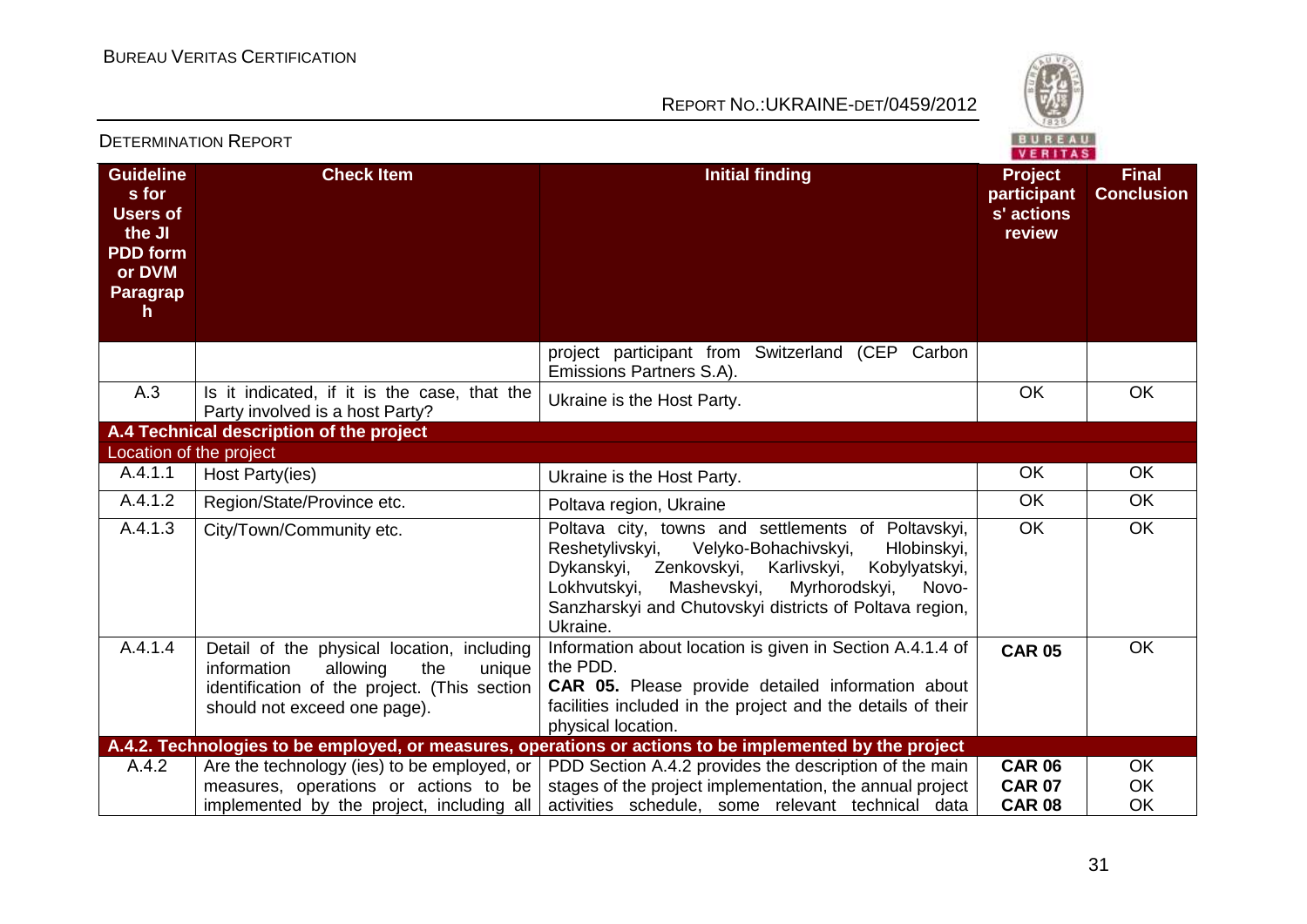| Guidelines for Users of the JI PDD form or DVM Paragraph | Check Item | Initial finding | Project participants' actions review | Final Conclusion |
|---|---|---|---|---|
| | | project participant from Switzerland (CEP Carbon Emissions Partners S.A). | | |
| A.3 | Is it indicated, if it is the case, that the Party involved is a host Party? | Ukraine is the Host Party. | OK | OK |
| **A.4 Technical description of the project** | | | | |
| Location of the project | | | | |
| A.4.1.1 | Host Party(ies) | Ukraine is the Host Party. | OK | OK |
| A.4.1.2 | Region/State/Province etc. | Poltava region, Ukraine | OK | OK |
| A.4.1.3 | City/Town/Community etc. | Poltava city, towns and settlements of Poltavskyi, Reshetylivskyi, Velyko-Bohachivskyi, Hlobinskyi, Dykanskyi, Zenkovskyi, Karlivskyi, Kobylyatskyi, Lokhvutskyi, Mashevskyi, Myrhorodskyi, Novo-Sanzharskyi and Chutovskyi districts of Poltava region, Ukraine. | OK | OK |
| A.4.1.4 | Detail of the physical location, including information allowing the unique identification of the project. (This section should not exceed one page). | Information about location is given in Section A.4.1.4 of the PDD.<br>**CAR 05.** Please provide detailed information about facilities included in the project and the details of their physical location. | **CAR 05** | OK |
| **A.4.2. Technologies to be employed, or measures, operations or actions to be implemented by the project** | | | | |
| A.4.2 | Are the technology (ies) to be employed, or measures, operations or actions to be implemented by the project, including all | PDD Section A.4.2 provides the description of the main stages of the project implementation, the annual project activities schedule, some relevant technical data | **CAR 06**<br>**CAR 07**<br>**CAR 08** | OK<br>OK<br>OK |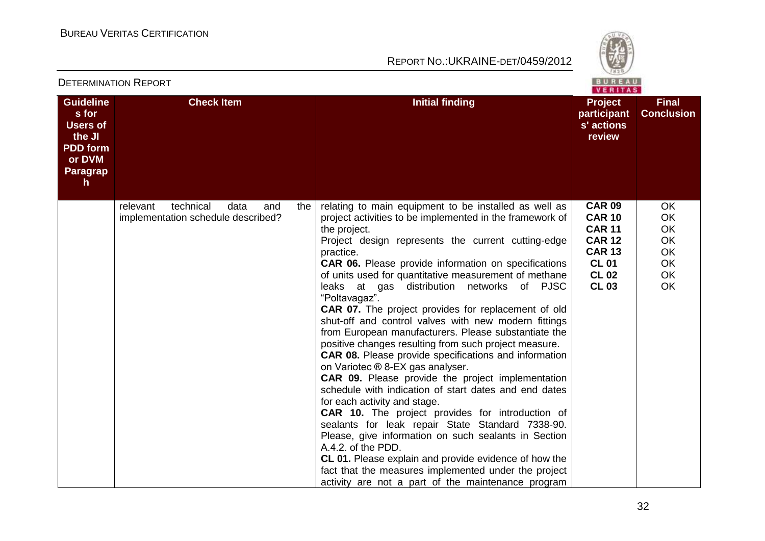| Guidelines for Users of the JI PDD form or DVM Paragraph | Check Item | Initial finding | Project participants' actions review | Final Conclusion |
|---|---|---|---|---|
| | relevant technical data and the implementation schedule described? | relating to main equipment to be installed as well as project activities to be implemented in the framework of the project.<br>Project design represents the current cutting-edge practice.<br>**CAR 06.** Please provide information on specifications of units used for quantitative measurement of methane leaks at gas distribution networks of PJSC "Poltavagaz".<br>**CAR 07.** The project provides for replacement of old shut-off and control valves with new modern fittings from European manufacturers. Please substantiate the positive changes resulting from such project measure.<br>**CAR 08.** Please provide specifications and information on Variotec ® 8-EX gas analyser.<br>**CAR 09.** Please provide the project implementation schedule with indication of start dates and end dates for each activity and stage.<br>**CAR 10.** The project provides for introduction of sealants for leak repair State Standard 7338-90. Please, give information on such sealants in Section A.4.2. of the PDD.<br>**CL 01.** Please explain and provide evidence of how the fact that the measures implemented under the project activity are not a part of the maintenance program | **CAR 09**<br>**CAR 10**<br>**CAR 11**<br>**CAR 12**<br>**CAR 13**<br>**CL 01**<br>**CL 02**<br>**CL 03** | OK<br>OK<br>OK<br>OK<br>OK<br>OK<br>OK<br>OK |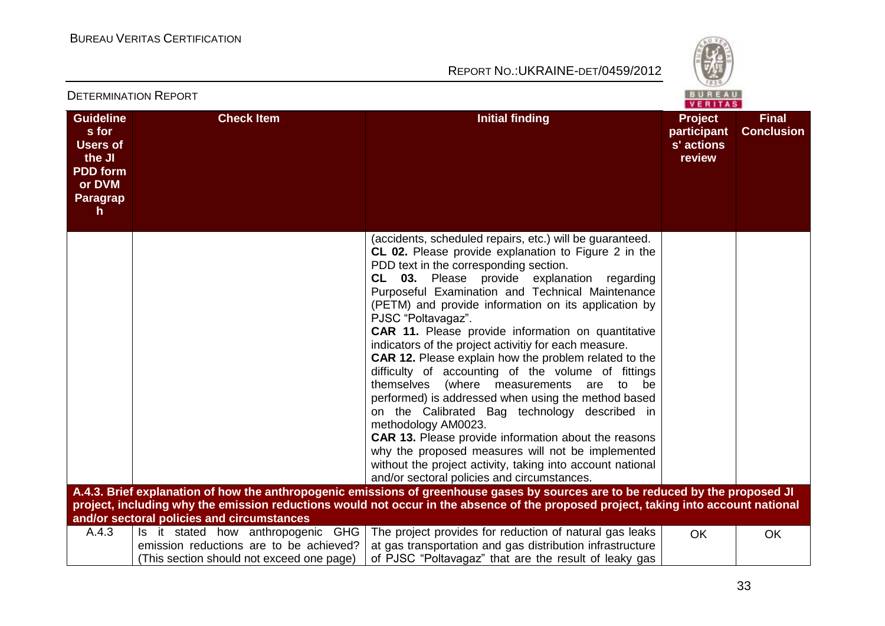| Guidelines for Users of the JI PDD form or DVM Paragraph | Check Item | Initial finding | Project participants' actions review | Final Conclusion |
|---|---|---|---|---|
| | | (accidents, scheduled repairs, etc.) will be guaranteed.<br>**CL 02.** Please provide explanation to Figure 2 in the PDD text in the corresponding section.<br>**CL 03.** Please provide explanation regarding Purposeful Examination and Technical Maintenance (PETM) and provide information on its application by PJSC "Poltavagaz".<br>**CAR 11.** Please provide information on quantitative indicators of the project activitiy for each measure.<br>**CAR 12.** Please explain how the problem related to the difficulty of accounting of the volume of fittings themselves (where measurements are to be performed) is addressed when using the method based on the Calibrated Bag technology described in methodology AM0023.<br>**CAR 13.** Please provide information about the reasons why the proposed measures will not be implemented without the project activity, taking into account national and/or sectoral policies and circumstances. | | |
| **A.4.3. Brief explanation of how the anthropogenic emissions of greenhouse gases by sources are to be reduced by the proposed JI project, including why the emission reductions would not occur in the absence of the proposed project, taking into account national and/or sectoral policies and circumstances** | | | | |
| A.4.3 | Is it stated how anthropogenic GHG emission reductions are to be achieved? (This section should not exceed one page) | The project provides for reduction of natural gas leaks at gas transportation and gas distribution infrastructure of PJSC "Poltavagaz" that are the result of leaky gas | OK | OK |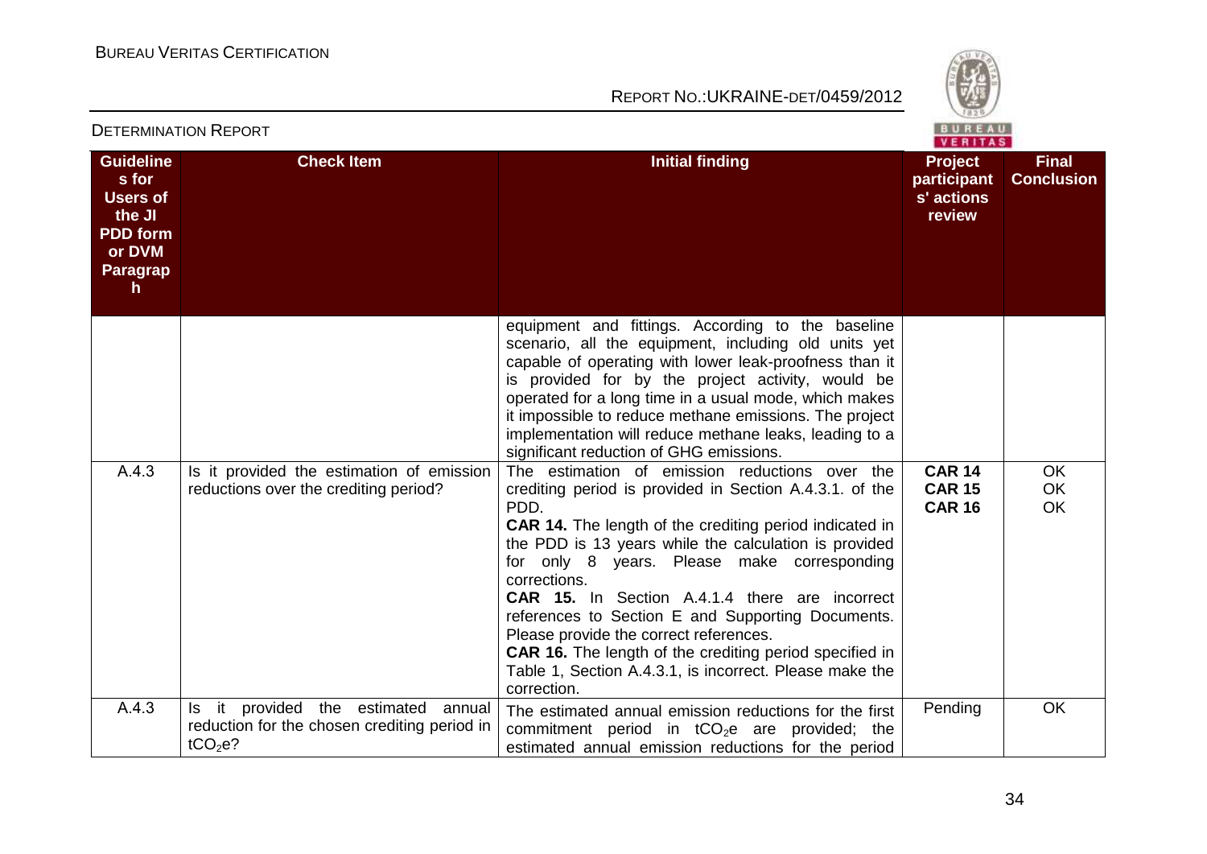| Guidelines for Users of the JI PDD form or DVM Paragraph | Check Item | Initial finding | Project participants' actions review | Final Conclusion |
|---|---|---|---|---|
| | | equipment and fittings. According to the baseline scenario, all the equipment, including old units yet capable of operating with lower leak-proofness than it is provided for by the project activity, would be operated for a long time in a usual mode, which makes it impossible to reduce methane emissions. The project implementation will reduce methane leaks, leading to a significant reduction of GHG emissions. | | |
| A.4.3 | Is it provided the estimation of emission reductions over the crediting period? | The estimation of emission reductions over the crediting period is provided in Section A.4.3.1. of the PDD.<br>**CAR 14.** The length of the crediting period indicated in the PDD is 13 years while the calculation is provided for only 8 years. Please make corresponding corrections.<br>**CAR 15.** In Section A.4.1.4 there are incorrect references to Section E and Supporting Documents. Please provide the correct references.<br>**CAR 16.** The length of the crediting period specified in Table 1, Section A.4.3.1, is incorrect. Please make the correction. | **CAR 14**<br>**CAR 15**<br>**CAR 16** | OK<br>OK<br>OK |
| A.4.3 | Is it provided the estimated annual reduction for the chosen crediting period in $tCO_2e$? | The estimated annual emission reductions for the first commitment period in $tCO_2e$ are provided; the estimated annual emission reductions for the period | Pending | OK |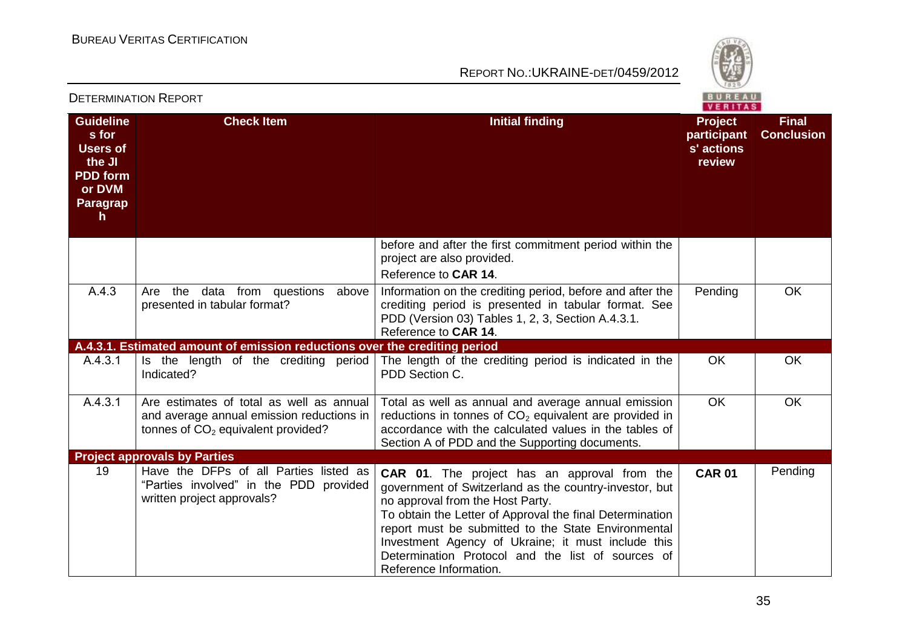| Guidelines for Users of the JI PDD form or DVM Paragraph | Check Item | Initial finding | Project participants' actions review | Final Conclusion |
|---|---|---|---|---|
| | | before and after the first commitment period within the project are also provided.<br>Reference to **CAR 14**. | | |
| A.4.3 | Are the data from questions above presented in tabular format? | Information on the crediting period, before and after the crediting period is presented in tabular format. See PDD (Version 03) Tables 1, 2, 3, Section A.4.3.1.<br>Reference to **CAR 14**. | Pending | OK |
| **A.4.3.1. Estimated amount of emission reductions over the crediting period** | | | | |
| A.4.3.1 | Is the length of the crediting period Indicated? | The length of the crediting period is indicated in the PDD Section C. | OK | OK |
| A.4.3.1 | Are estimates of total as well as annual and average annual emission reductions in tonnes of $CO_2$ equivalent provided? | Total as well as annual and average annual emission reductions in tonnes of $CO_2$ equivalent are provided in accordance with the calculated values in the tables of Section A of PDD and the Supporting documents. | OK | OK |
| **Project approvals by Parties** | | | | |
| 19 | Have the DFPs of all Parties listed as "Parties involved" in the PDD provided written project approvals? | **CAR 01**. The project has an approval from the government of Switzerland as the country-investor, but no approval from the Host Party.<br>To obtain the Letter of Approval the final Determination report must be submitted to the State Environmental Investment Agency of Ukraine; it must include this Determination Protocol and the list of sources of Reference Information. | **CAR 01** | Pending |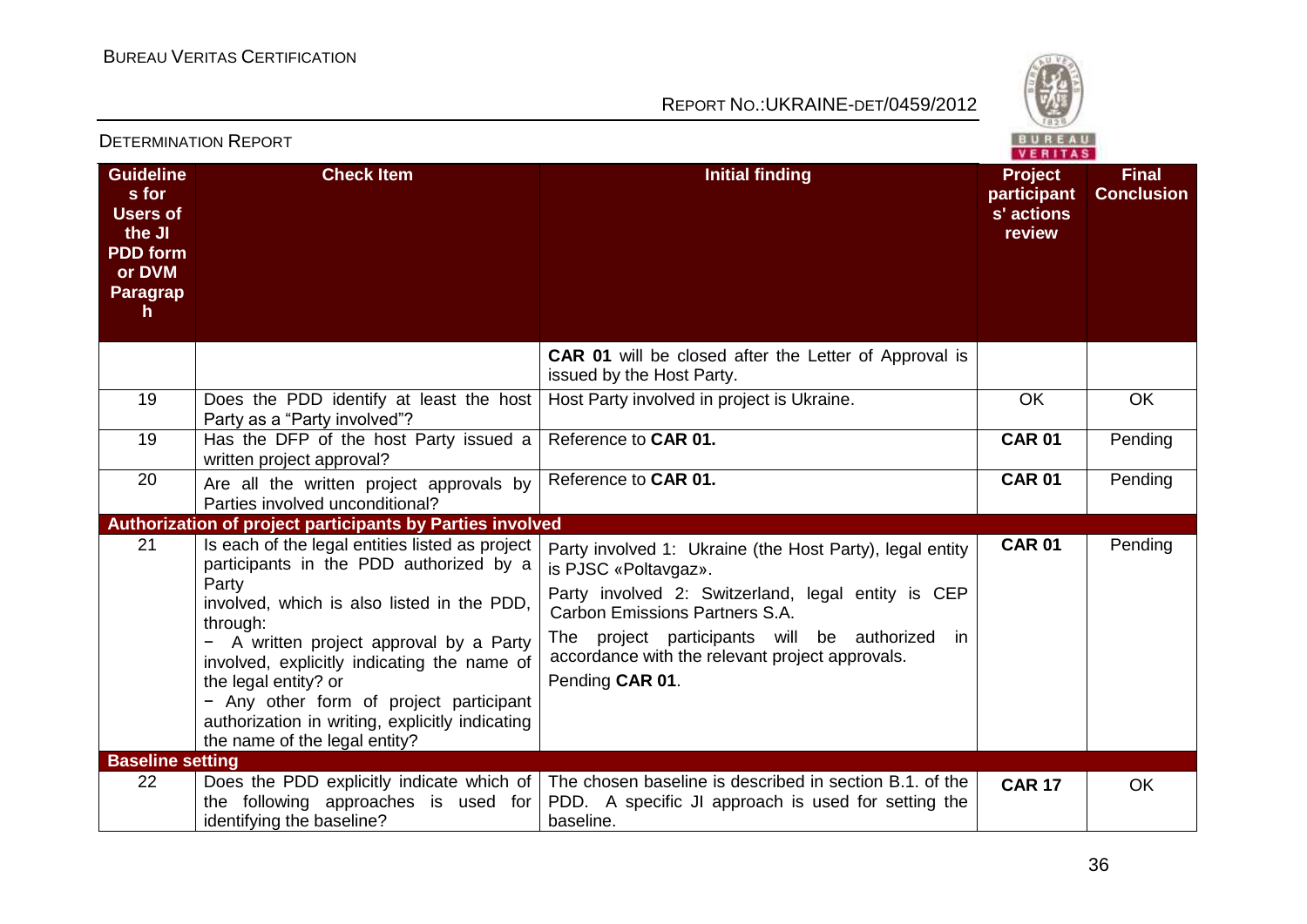| Guidelines for Users of the JI PDD form or DVM Paragraph | Check Item | Initial finding | Project participants' actions review | Final Conclusion |
|---|---|---|---|---|
| | | **CAR 01** will be closed after the Letter of Approval is issued by the Host Party. | | |
| 19 | Does the PDD identify at least the host Party as a "Party involved"? | Host Party involved in project is Ukraine. | OK | OK |
| 19 | Has the DFP of the host Party issued a written project approval? | Reference to **CAR 01.** | **CAR 01** | Pending |
| 20 | Are all the written project approvals by Parties involved unconditional? | Reference to **CAR 01.** | **CAR 01** | Pending |
| **Authorization of project participants by Parties involved** | | | | |
| 21 | Is each of the legal entities listed as project participants in the PDD authorized by a Party involved, which is also listed in the PDD, through:<br>− A written project approval by a Party involved, explicitly indicating the name of the legal entity? or<br>− Any other form of project participant authorization in writing, explicitly indicating the name of the legal entity? | Party involved 1: Ukraine (the Host Party), legal entity is PJSC «Poltavgaz».<br>Party involved 2: Switzerland, legal entity is CEP Carbon Emissions Partners S.A.<br>The project participants will be authorized in accordance with the relevant project approvals.<br>Pending **CAR 01**. | **CAR 01** | Pending |
| **Baseline setting** | | | | |
| 22 | Does the PDD explicitly indicate which of the following approaches is used for identifying the baseline? | The chosen baseline is described in section B.1. of the PDD. A specific JI approach is used for setting the baseline. | **CAR 17** | OK |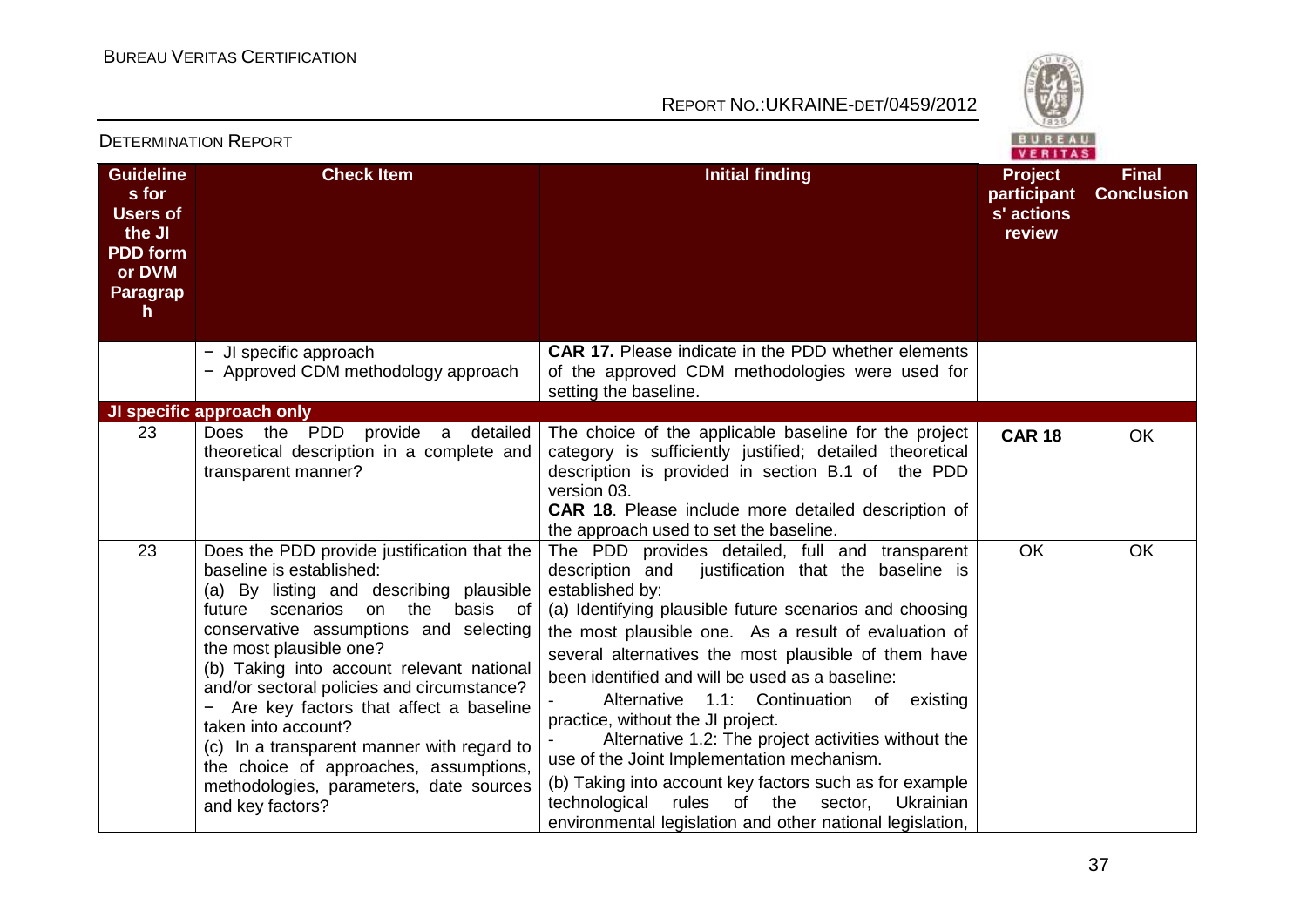| Guidelines for Users of the JI PDD form or DVM Paragraph | Check Item | Initial finding | Project participants' actions review | Final Conclusion |
|---|---|---|---|---|
| | − JI specific approach<br>− Approved CDM methodology approach | **CAR 17.** Please indicate in the PDD whether elements of the approved CDM methodologies were used for setting the baseline. | | |
| **JI specific approach only** | | | | |
| 23 | Does the PDD provide a detailed theoretical description in a complete and transparent manner? | The choice of the applicable baseline for the project category is sufficiently justified; detailed theoretical description is provided in section B.1 of the PDD version 03.<br>**CAR 18**. Please include more detailed description of the approach used to set the baseline. | **CAR 18** | OK |
| 23 | Does the PDD provide justification that the baseline is established:<br>(a) By listing and describing plausible future scenarios on the basis of conservative assumptions and selecting the most plausible one?<br>(b) Taking into account relevant national and/or sectoral policies and circumstance?<br>− Are key factors that affect a baseline taken into account?<br>(c) In a transparent manner with regard to the choice of approaches, assumptions, methodologies, parameters, date sources and key factors? | The PDD provides detailed, full and transparent description and justification that the baseline is established by:<br>(a) Identifying plausible future scenarios and choosing the most plausible one. As a result of evaluation of several alternatives the most plausible of them have been identified and will be used as a baseline:<br>- Alternative 1.1: Continuation of existing practice, without the JI project.<br>- Alternative 1.2: The project activities without the use of the Joint Implementation mechanism.<br>(b) Taking into account key factors such as for example technological rules of the sector, Ukrainian environmental legislation and other national legislation, | OK | OK |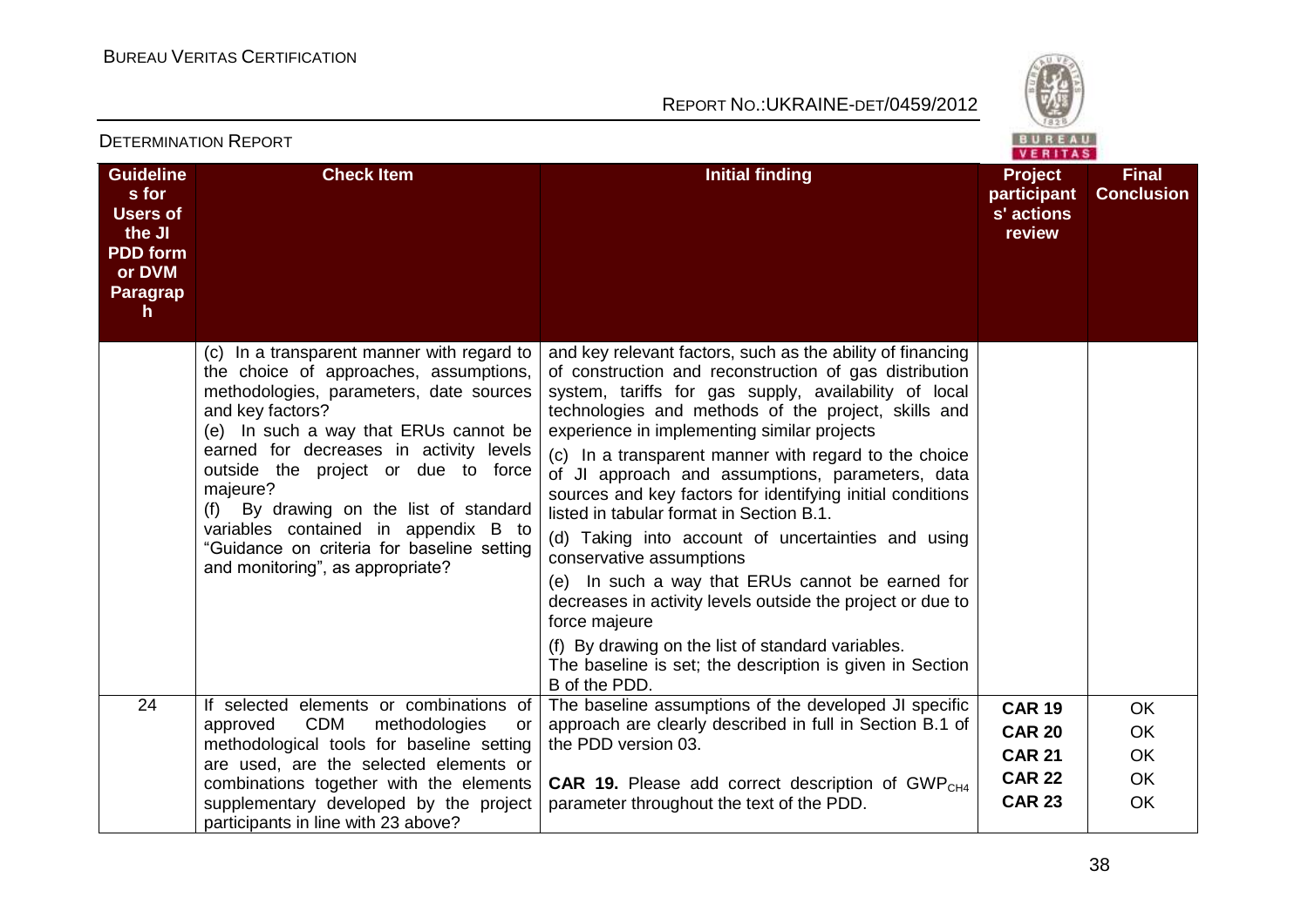## DETERMINATION REPORT

| Guidelines for Users of the JI PDD form or DVM Paragraph | Check Item | Initial finding | Project participants' actions review | Final Conclusion |
|---|---|---|---|---|
| | (c) In a transparent manner with regard to the choice of approaches, assumptions, methodologies, parameters, date sources and key factors?<br>(e) In such a way that ERUs cannot be earned for decreases in activity levels outside the project or due to force majeure?<br>(f) By drawing on the list of standard variables contained in appendix B to "Guidance on criteria for baseline setting and monitoring", as appropriate? | and key relevant factors, such as the ability of financing of construction and reconstruction of gas distribution system, tariffs for gas supply, availability of local technologies and methods of the project, skills and experience in implementing similar projects<br>(c) In a transparent manner with regard to the choice of JI approach and assumptions, parameters, data sources and key factors for identifying initial conditions listed in tabular format in Section B.1.<br>(d) Taking into account of uncertainties and using conservative assumptions<br>(e) In such a way that ERUs cannot be earned for decreases in activity levels outside the project or due to force majeure<br>(f) By drawing on the list of standard variables.<br>The baseline is set; the description is given in Section B of the PDD. | | |
| 24 | If selected elements or combinations of approved CDM methodologies or methodological tools for baseline setting are used, are the selected elements or combinations together with the elements supplementary developed by the project participants in line with 23 above? | The baseline assumptions of the developed JI specific approach are clearly described in full in Section B.1 of the PDD version 03.<br><br>**CAR 19.** Please add correct description of $GWP_{CH4}$ parameter throughout the text of the PDD. | **CAR 19**<br>**CAR 20**<br>**CAR 21**<br>**CAR 22**<br>**CAR 23** | OK<br>OK<br>OK<br>OK<br>OK |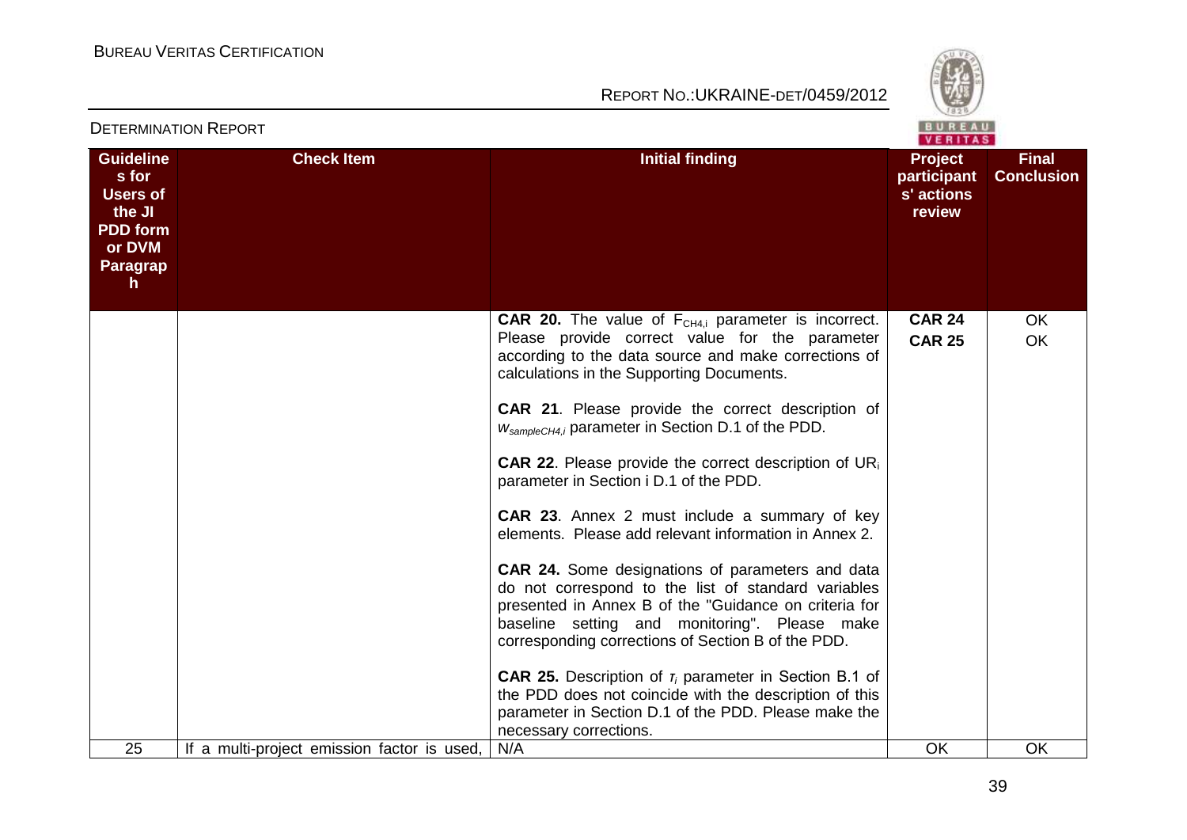| Guidelines for Users of the JI PDD form or DVM Paragraph | Check Item | Initial finding | Project participants' actions review | Final Conclusion |
|---|---|---|---|---|
| | | **CAR 20.** The value of $F_{CH4,i}$ parameter is incorrect. Please provide correct value for the parameter according to the data source and make corrections of calculations in the Supporting Documents.<br><br>**CAR 21**. Please provide the correct description of $w_{sampleCH4,i}$ parameter in Section D.1 of the PDD.<br><br>**CAR 22**. Please provide the correct description of $UR_i$ parameter in Section i D.1 of the PDD.<br><br>**CAR 23**. Annex 2 must include a summary of key elements. Please add relevant information in Annex 2.<br><br>**CAR 24.** Some designations of parameters and data do not correspond to the list of standard variables presented in Annex B of the "Guidance on criteria for baseline setting and monitoring". Please make corresponding corrections of Section B of the PDD.<br><br>**CAR 25.** Description of $r_i$ parameter in Section B.1 of the PDD does not coincide with the description of this parameter in Section D.1 of the PDD. Please make the necessary corrections. | **CAR 24**<br>**CAR 25** | OK<br>OK |
| 25 | If a multi-project emission factor is used, | N/A | OK | OK |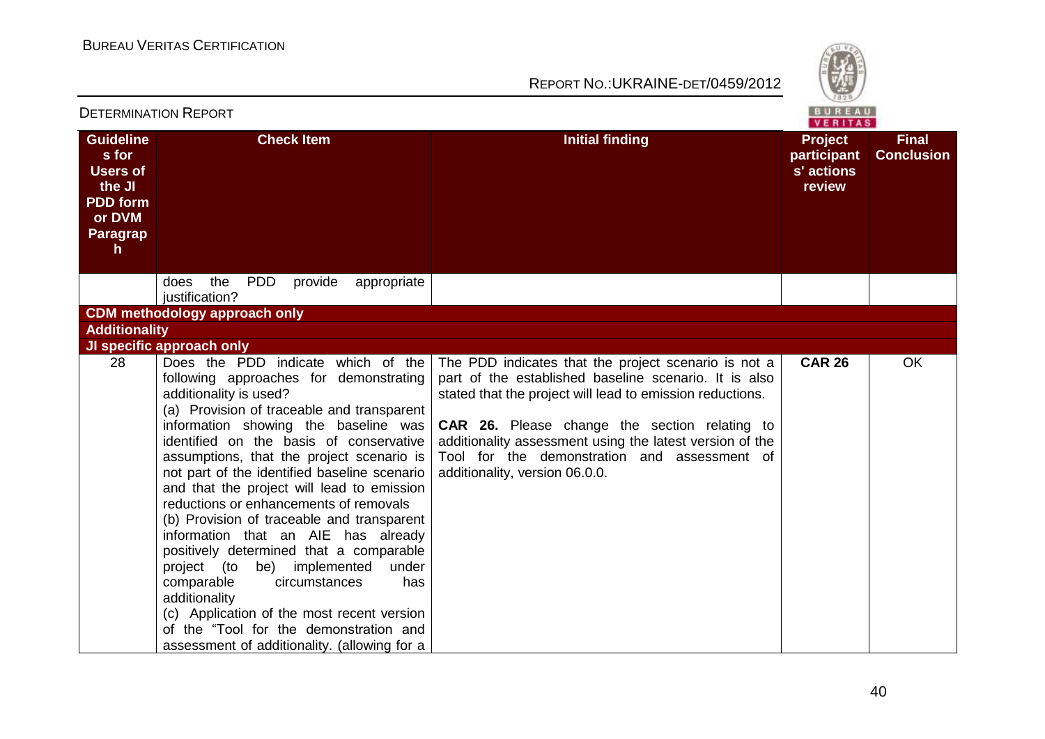| Guidelines for Users of the JI PDD form or DVM Paragraph | Check Item | Initial finding | Project participants' actions review | Final Conclusion |
|---|---|---|---|---|
| | does the PDD provide appropriate justification? | | | |
| **CDM methodology approach only** | | | | |
| **Additionality** | | | | |
| **JI specific approach only** | | | | |
| 28 | Does the PDD indicate which of the following approaches for demonstrating additionality is used?<br>(a) Provision of traceable and transparent information showing the baseline was identified on the basis of conservative assumptions, that the project scenario is not part of the identified baseline scenario and that the project will lead to emission reductions or enhancements of removals<br>(b) Provision of traceable and transparent information that an AIE has already positively determined that a comparable project (to be) implemented under comparable circumstances has additionality<br>(c) Application of the most recent version of the "Tool for the demonstration and assessment of additionality. (allowing for a | The PDD indicates that the project scenario is not a part of the established baseline scenario. It is also stated that the project will lead to emission reductions.<br><br>**CAR 26.** Please change the section relating to additionality assessment using the latest version of the Tool for the demonstration and assessment of additionality, version 06.0.0. | **CAR 26** | OK |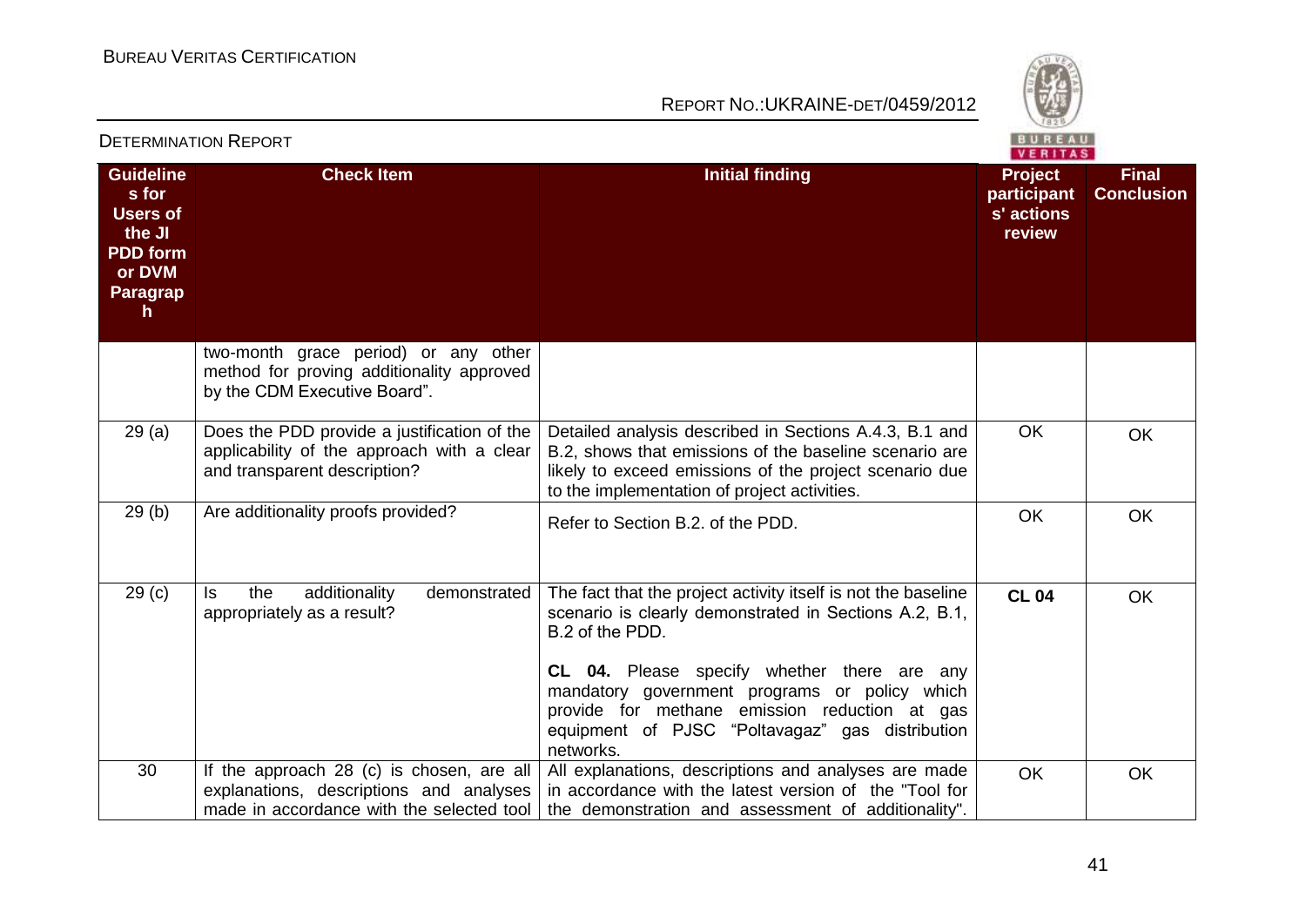| Guidelines for Users of the JI PDD form or DVM Paragraph | Check Item | Initial finding | Project participants' actions review | Final Conclusion |
|---|---|---|---|---|
| | two-month grace period) or any other method for proving additionality approved by the CDM Executive Board". | | | |
| 29 (a) | Does the PDD provide a justification of the applicability of the approach with a clear and transparent description? | Detailed analysis described in Sections A.4.3, B.1 and B.2, shows that emissions of the baseline scenario are likely to exceed emissions of the project scenario due to the implementation of project activities. | OK | OK |
| 29 (b) | Are additionality proofs provided? | Refer to Section B.2. of the PDD. | OK | OK |
| 29 (c) | Is the additionality demonstrated appropriately as a result? | The fact that the project activity itself is not the baseline scenario is clearly demonstrated in Sections A.2, B.1, B.2 of the PDD.<br><br>**CL 04.** Please specify whether there are any mandatory government programs or policy which provide for methane emission reduction at gas equipment of PJSC "Poltavagaz" gas distribution networks. | **CL 04** | OK |
| 30 | If the approach 28 (c) is chosen, are all explanations, descriptions and analyses made in accordance with the selected tool | All explanations, descriptions and analyses are made in accordance with the latest version of the "Tool for the demonstration and assessment of additionality". | OK | OK |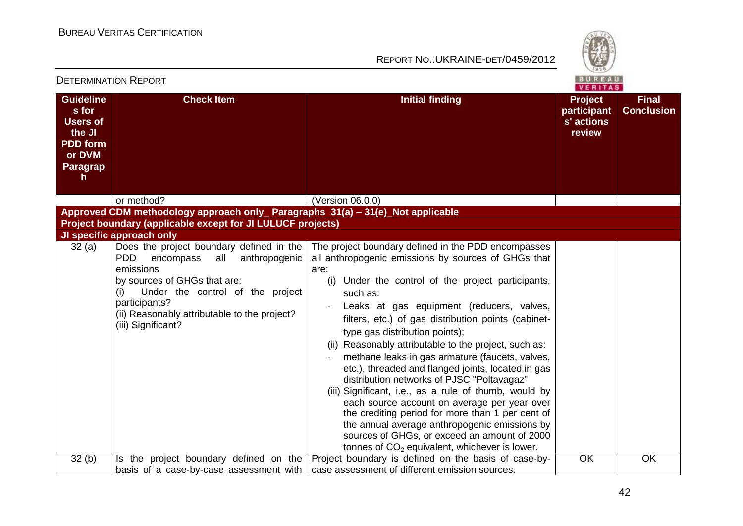| Guidelines for Users of the JI PDD form or DVM Paragraph | Check Item | Initial finding | Project participants' actions review | Final Conclusion |
|---|---|---|---|---|
| | or method? | (Version 06.0.0) | | |
| **Approved CDM methodology approach only_ Paragraphs 31(a) – 31(e)_Not applicable** | | | | |
| **Project boundary (applicable except for JI LULUCF projects)** | | | | |
| **JI specific approach only** | | | | |
| 32 (a) | Does the project boundary defined in the PDD encompass all anthropogenic emissions by sources of GHGs that are:<br>(i) Under the control of the project participants?<br>(ii) Reasonably attributable to the project?<br>(iii) Significant? | The project boundary defined in the PDD encompasses all anthropogenic emissions by sources of GHGs that are:<br>(i) Under the control of the project participants, such as:<br>- Leaks at gas equipment (reducers, valves, filters, etc.) of gas distribution points (cabinet-type gas distribution points);<br>(ii) Reasonably attributable to the project, such as:<br>- methane leaks in gas armature (faucets, valves, etc.), threaded and flanged joints, located in gas distribution networks of PJSC "Poltavagaz"<br>(iii) Significant, i.e., as a rule of thumb, would by each source account on average per year over the crediting period for more than 1 per cent of the annual average anthropogenic emissions by sources of GHGs, or exceed an amount of 2000 tonnes of $CO_2$ equivalent, whichever is lower. | | |
| 32 (b) | Is the project boundary defined on the basis of a case-by-case assessment with | Project boundary is defined on the basis of case-by-case assessment of different emission sources. | OK | OK |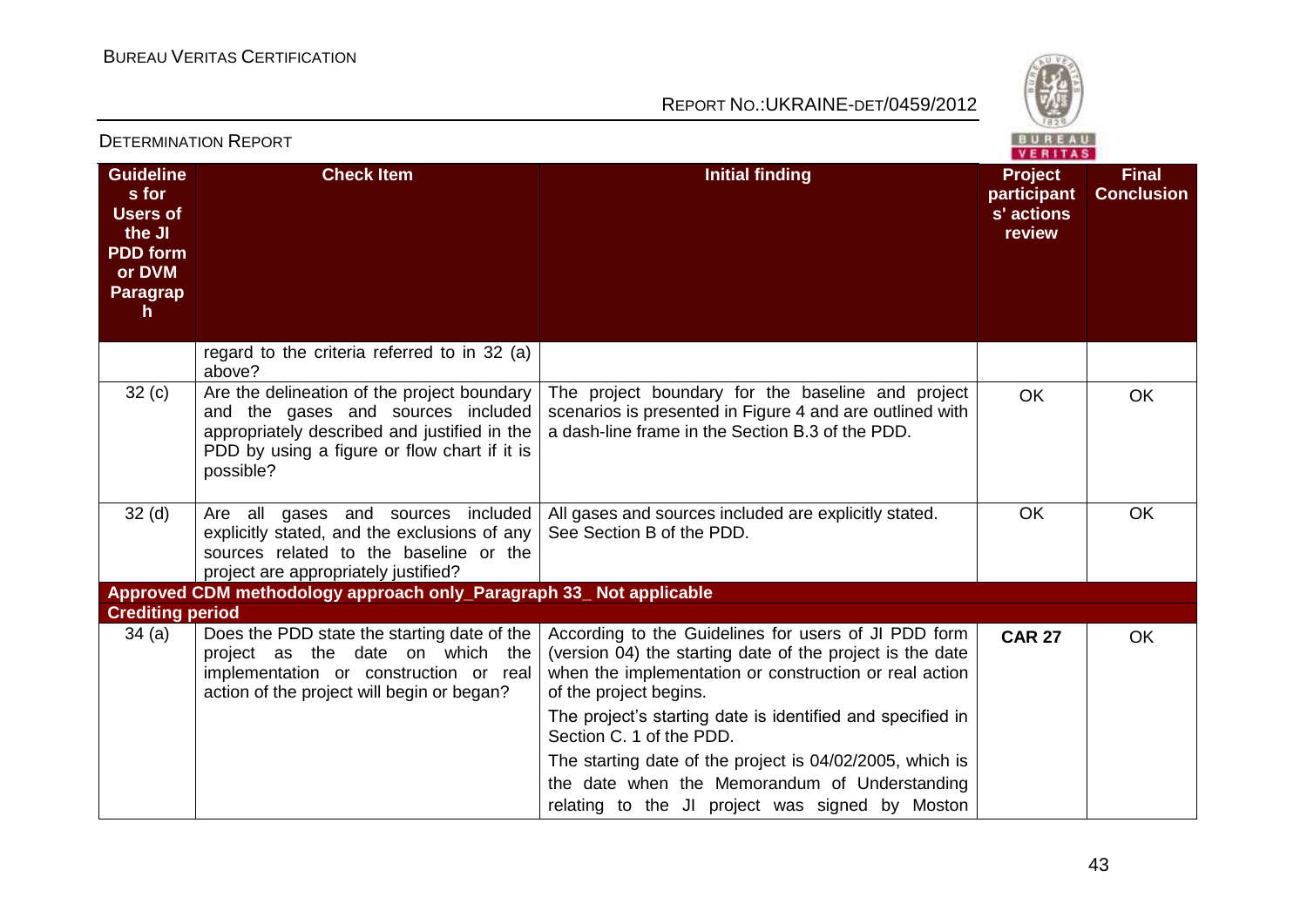| Guidelines for Users of the JI PDD form or DVM Paragraph | Check Item | Initial finding | Project participants' actions review | Final Conclusion |
|---|---|---|---|---|
| | regard to the criteria referred to in 32 (a) above? | | | |
| 32 (c) | Are the delineation of the project boundary and the gases and sources included appropriately described and justified in the PDD by using a figure or flow chart if it is possible? | The project boundary for the baseline and project scenarios is presented in Figure 4 and are outlined with a dash-line frame in the Section B.3 of the PDD. | OK | OK |
| 32 (d) | Are all gases and sources included explicitly stated, and the exclusions of any sources related to the baseline or the project are appropriately justified? | All gases and sources included are explicitly stated. See Section B of the PDD. | OK | OK |
| **Approved CDM methodology approach only_Paragraph 33_ Not applicable** | | | | |
| **Crediting period** | | | | |
| 34 (a) | Does the PDD state the starting date of the project as the date on which the implementation or construction or real action of the project will begin or began? | According to the Guidelines for users of JI PDD form (version 04) the starting date of the project is the date when the implementation or construction or real action of the project begins.<br><br>The project's starting date is identified and specified in Section C. 1 of the PDD.<br><br>The starting date of the project is 04/02/2005, which is the date when the Memorandum of Understanding relating to the JI project was signed by Moston | **CAR 27** | OK |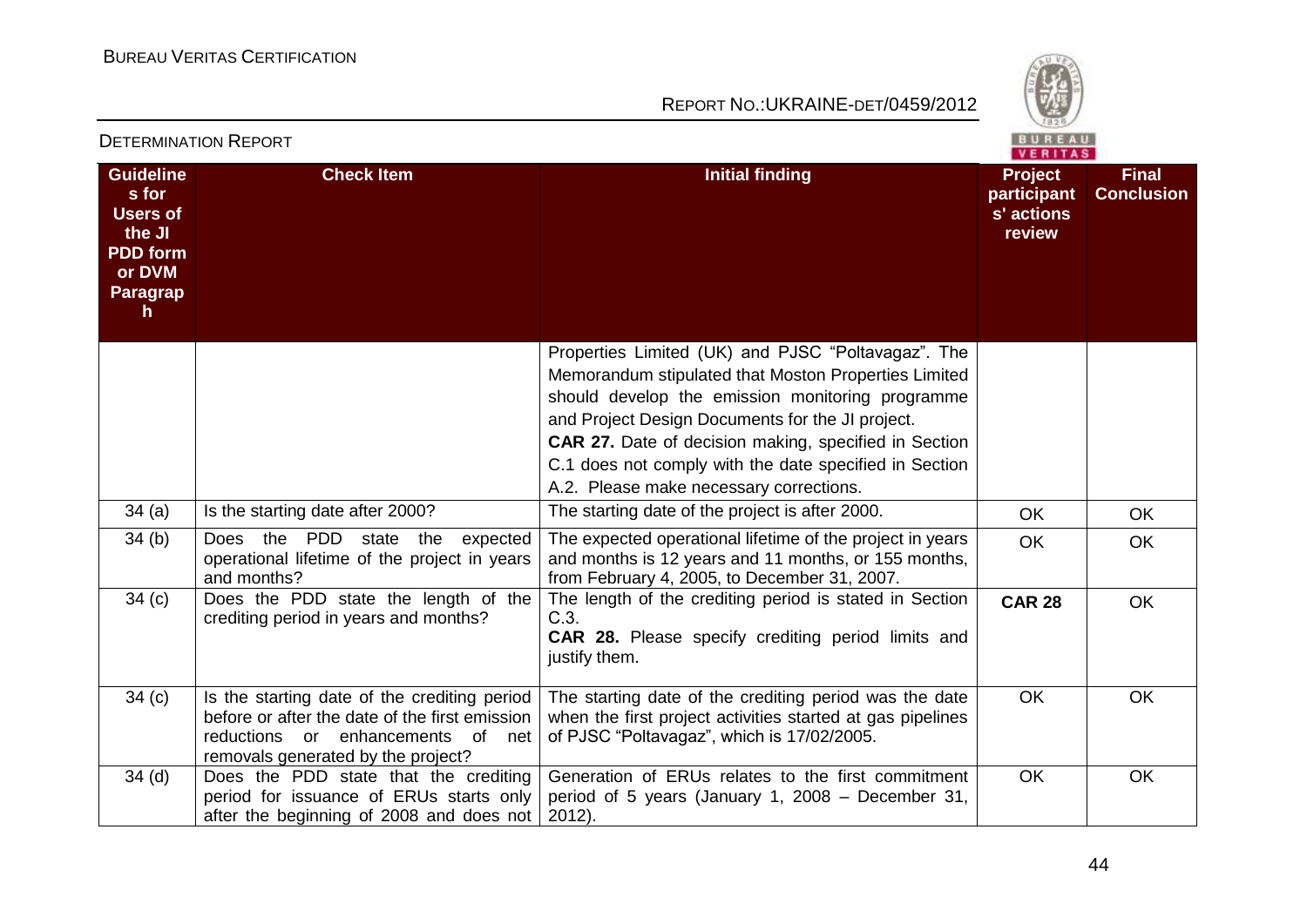| Guidelines for Users of the JI PDD form or DVM Paragraph | Check Item | Initial finding | Project participants' actions review | Final Conclusion |
|---|---|---|---|---|
| | | Properties Limited (UK) and PJSC "Poltavagaz". The Memorandum stipulated that Moston Properties Limited should develop the emission monitoring programme and Project Design Documents for the JI project.<br>**CAR 27.** Date of decision making, specified in Section C.1 does not comply with the date specified in Section A.2. Please make necessary corrections. | | |
| 34 (a) | Is the starting date after 2000? | The starting date of the project is after 2000. | OK | OK |
| 34 (b) | Does the PDD state the expected operational lifetime of the project in years and months? | The expected operational lifetime of the project in years and months is 12 years and 11 months, or 155 months, from February 4, 2005, to December 31, 2007. | OK | OK |
| 34 (c) | Does the PDD state the length of the crediting period in years and months? | The length of the crediting period is stated in Section C.3.<br>**CAR 28.** Please specify crediting period limits and justify them. | **CAR 28** | OK |
| 34 (c) | Is the starting date of the crediting period before or after the date of the first emission reductions or enhancements of net removals generated by the project? | The starting date of the crediting period was the date when the first project activities started at gas pipelines of PJSC "Poltavagaz", which is 17/02/2005. | OK | OK |
| 34 (d) | Does the PDD state that the crediting period for issuance of ERUs starts only after the beginning of 2008 and does not | Generation of ERUs relates to the first commitment period of 5 years (January 1, 2008 – December 31, 2012). | OK | OK |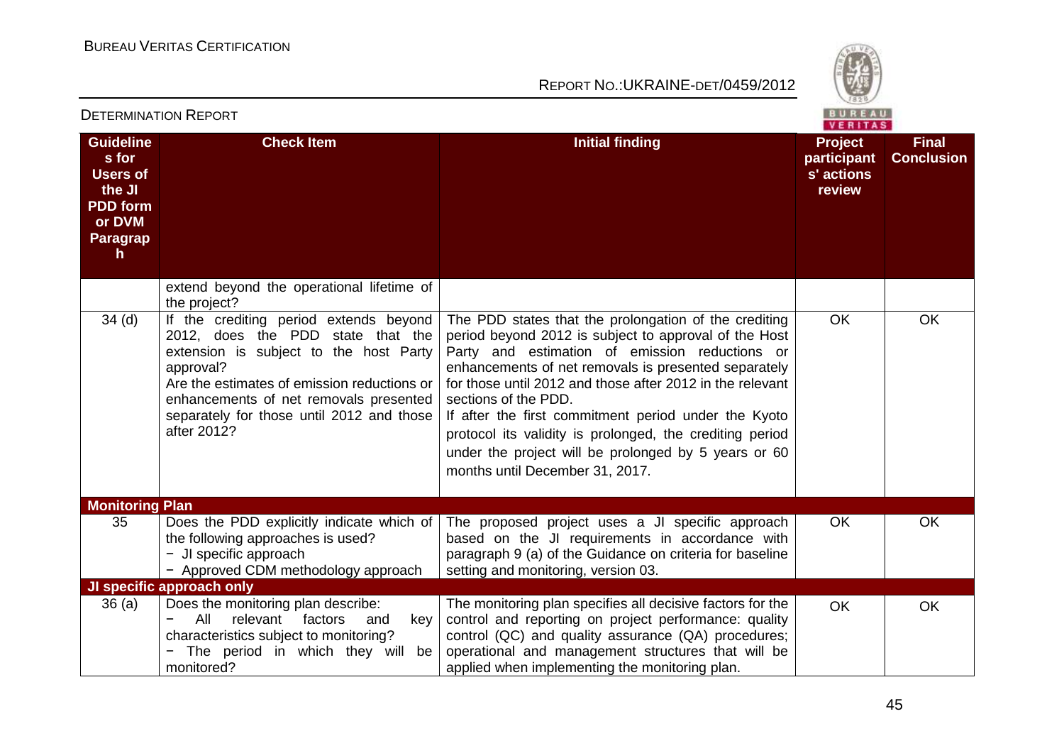| Guidelines for Users of the JI PDD form or DVM Paragraph | Check Item | Initial finding | Project participants' actions review | Final Conclusion |
|---|---|---|---|---|
| | extend beyond the operational lifetime of the project? | | | |
| 34 (d) | If the crediting period extends beyond 2012, does the PDD state that the extension is subject to the host Party approval?<br>Are the estimates of emission reductions or enhancements of net removals presented separately for those until 2012 and those after 2012? | The PDD states that the prolongation of the crediting period beyond 2012 is subject to approval of the Host Party and estimation of emission reductions or enhancements of net removals is presented separately for those until 2012 and those after 2012 in the relevant sections of the PDD.<br>If after the first commitment period under the Kyoto protocol its validity is prolonged, the crediting period under the project will be prolonged by 5 years or 60 months until December 31, 2017. | OK | OK |
| **Monitoring Plan** | | | | |
| 35 | Does the PDD explicitly indicate which of the following approaches is used?<br>− JI specific approach<br>− Approved CDM methodology approach | The proposed project uses a JI specific approach based on the JI requirements in accordance with paragraph 9 (a) of the Guidance on criteria for baseline setting and monitoring, version 03. | OK | OK |
| **JI specific approach only** | | | | |
| 36 (a) | Does the monitoring plan describe:<br>− All relevant factors and key characteristics subject to monitoring?<br>− The period in which they will be monitored? | The monitoring plan specifies all decisive factors for the control and reporting on project performance: quality control (QC) and quality assurance (QA) procedures; operational and management structures that will be applied when implementing the monitoring plan. | OK | OK |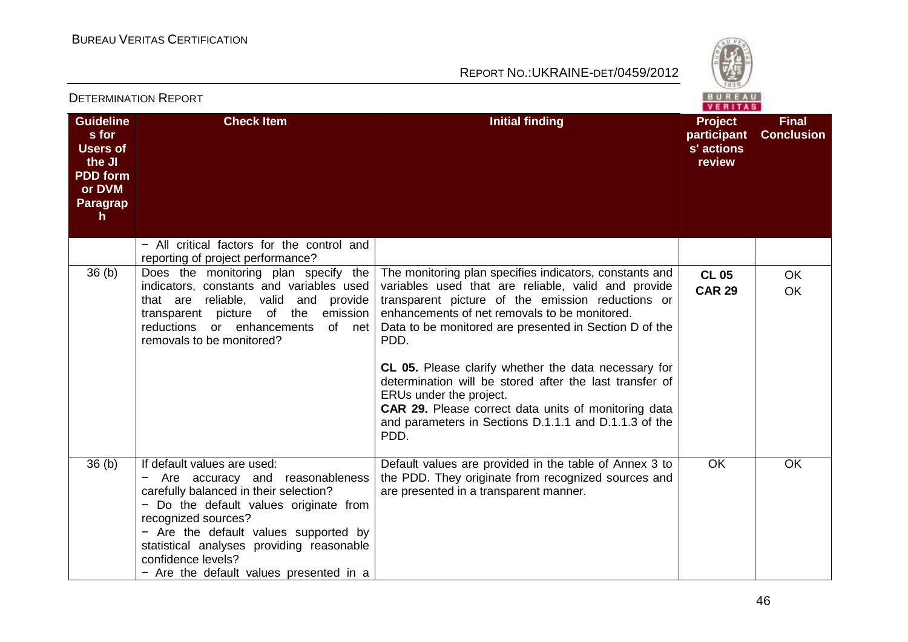| Guidelines for Users of the JI PDD form or DVM Paragraph | Check Item | Initial finding | Project participants' actions review | Final Conclusion |
|---|---|---|---|---|
| | − All critical factors for the control and reporting of project performance? | | | |
| 36 (b) | Does the monitoring plan specify the indicators, constants and variables used that are reliable, valid and provide transparent picture of the emission reductions or enhancements of net removals to be monitored? | The monitoring plan specifies indicators, constants and variables used that are reliable, valid and provide transparent picture of the emission reductions or enhancements of net removals to be monitored.<br>Data to be monitored are presented in Section D of the PDD.<br><br>**CL 05.** Please clarify whether the data necessary for determination will be stored after the last transfer of ERUs under the project.<br>**CAR 29.** Please correct data units of monitoring data and parameters in Sections D.1.1.1 and D.1.1.3 of the PDD. | **CL 05**<br>**CAR 29** | OK<br>OK |
| 36 (b) | If default values are used:<br>− Are accuracy and reasonableness carefully balanced in their selection?<br>− Do the default values originate from recognized sources?<br>− Are the default values supported by statistical analyses providing reasonable confidence levels?<br>− Are the default values presented in a | Default values are provided in the table of Annex 3 to the PDD. They originate from recognized sources and are presented in a transparent manner. | OK | OK |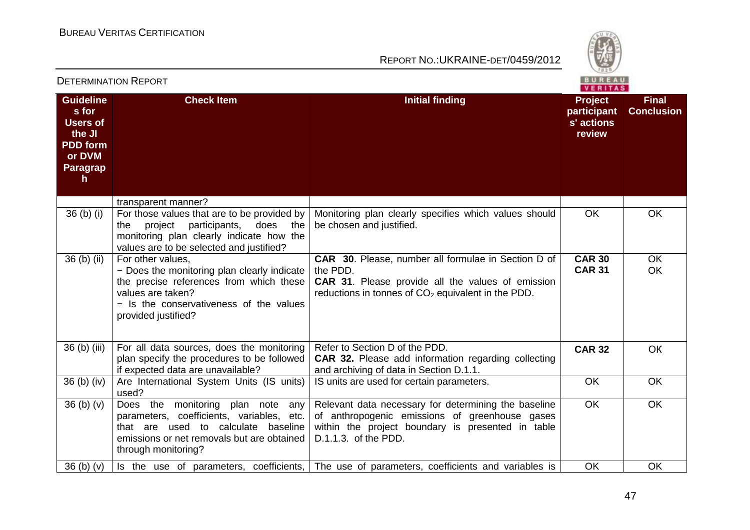| Guidelines for Users of the JI PDD form or DVM Paragraph | Check Item | Initial finding | Project participants' actions review | Final Conclusion |
|---|---|---|---|---|
| | transparent manner? | | | |
| 36 (b) (i) | For those values that are to be provided by the project participants, does the monitoring plan clearly indicate how the values are to be selected and justified? | Monitoring plan clearly specifies which values should be chosen and justified. | OK | OK |
| 36 (b) (ii) | For other values,<br>− Does the monitoring plan clearly indicate the precise references from which these values are taken?<br>− Is the conservativeness of the values provided justified? | **CAR 30**. Please, number all formulae in Section D of the PDD.<br>**CAR 31**. Please provide all the values of emission reductions in tonnes of $CO_2$ equivalent in the PDD. | **CAR 30**<br>**CAR 31** | OK<br>OK |
| 36 (b) (iii) | For all data sources, does the monitoring plan specify the procedures to be followed if expected data are unavailable? | Refer to Section D of the PDD.<br>**CAR 32.** Please add information regarding collecting and archiving of data in Section D.1.1. | **CAR 32** | OK |
| 36 (b) (iv) | Are International System Units (IS units) used? | IS units are used for certain parameters. | OK | OK |
| 36 (b) (v) | Does the monitoring plan note any parameters, coefficients, variables, etc. that are used to calculate baseline emissions or net removals but are obtained through monitoring? | Relevant data necessary for determining the baseline of anthropogenic emissions of greenhouse gases within the project boundary is presented in table D.1.1.3. of the PDD. | OK | OK |
| 36 (b) (v) | Is the use of parameters, coefficients, | The use of parameters, coefficients and variables is | OK | OK |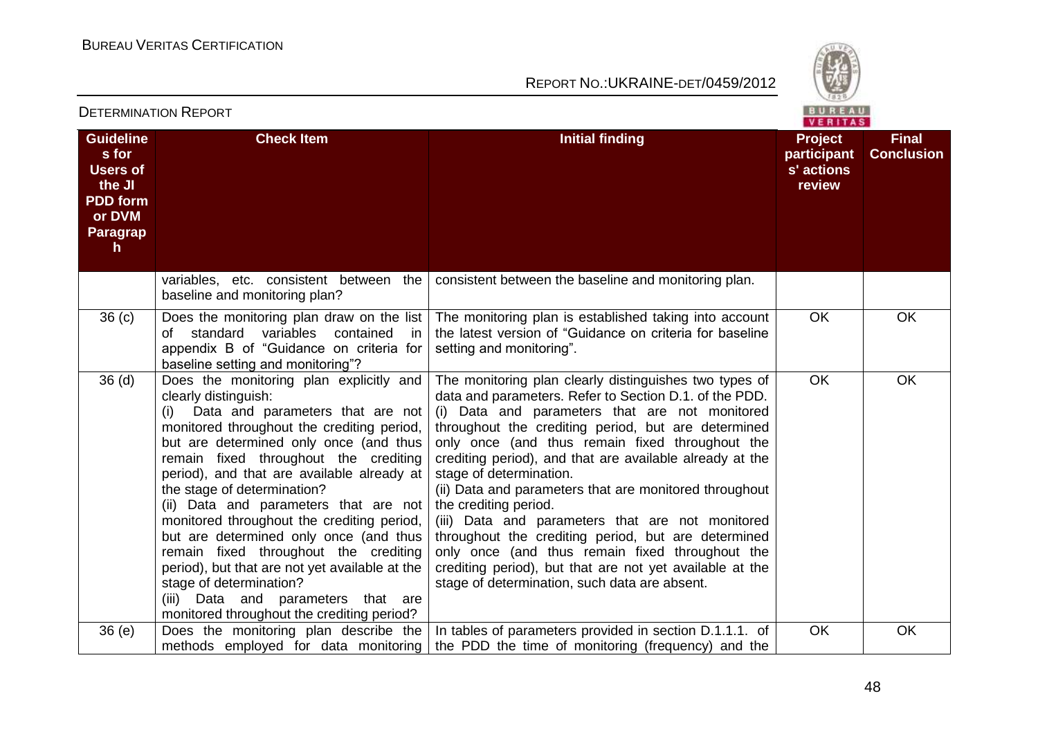| Guidelines for Users of the JI PDD form or DVM Paragraph | Check Item | Initial finding | Project participants' actions review | Final Conclusion |
|---|---|---|---|---|
| | variables, etc. consistent between the baseline and monitoring plan? | consistent between the baseline and monitoring plan. | | |
| 36 (c) | Does the monitoring plan draw on the list of standard variables contained in appendix B of "Guidance on criteria for baseline setting and monitoring"? | The monitoring plan is established taking into account the latest version of "Guidance on criteria for baseline setting and monitoring". | OK | OK |
| 36 (d) | Does the monitoring plan explicitly and clearly distinguish:<br>(i) Data and parameters that are not monitored throughout the crediting period, but are determined only once (and thus remain fixed throughout the crediting period), and that are available already at the stage of determination?<br>(ii) Data and parameters that are not monitored throughout the crediting period, but are determined only once (and thus remain fixed throughout the crediting period), but that are not yet available at the stage of determination?<br>(iii) Data and parameters that are monitored throughout the crediting period? | The monitoring plan clearly distinguishes two types of data and parameters. Refer to Section D.1. of the PDD.<br>(i) Data and parameters that are not monitored throughout the crediting period, but are determined only once (and thus remain fixed throughout the crediting period), and that are available already at the stage of determination.<br>(ii) Data and parameters that are monitored throughout the crediting period.<br>(iii) Data and parameters that are not monitored throughout the crediting period, but are determined only once (and thus remain fixed throughout the crediting period), but that are not yet available at the stage of determination, such data are absent. | OK | OK |
| 36 (e) | Does the monitoring plan describe the methods employed for data monitoring | In tables of parameters provided in section D.1.1.1. of the PDD the time of monitoring (frequency) and the | OK | OK |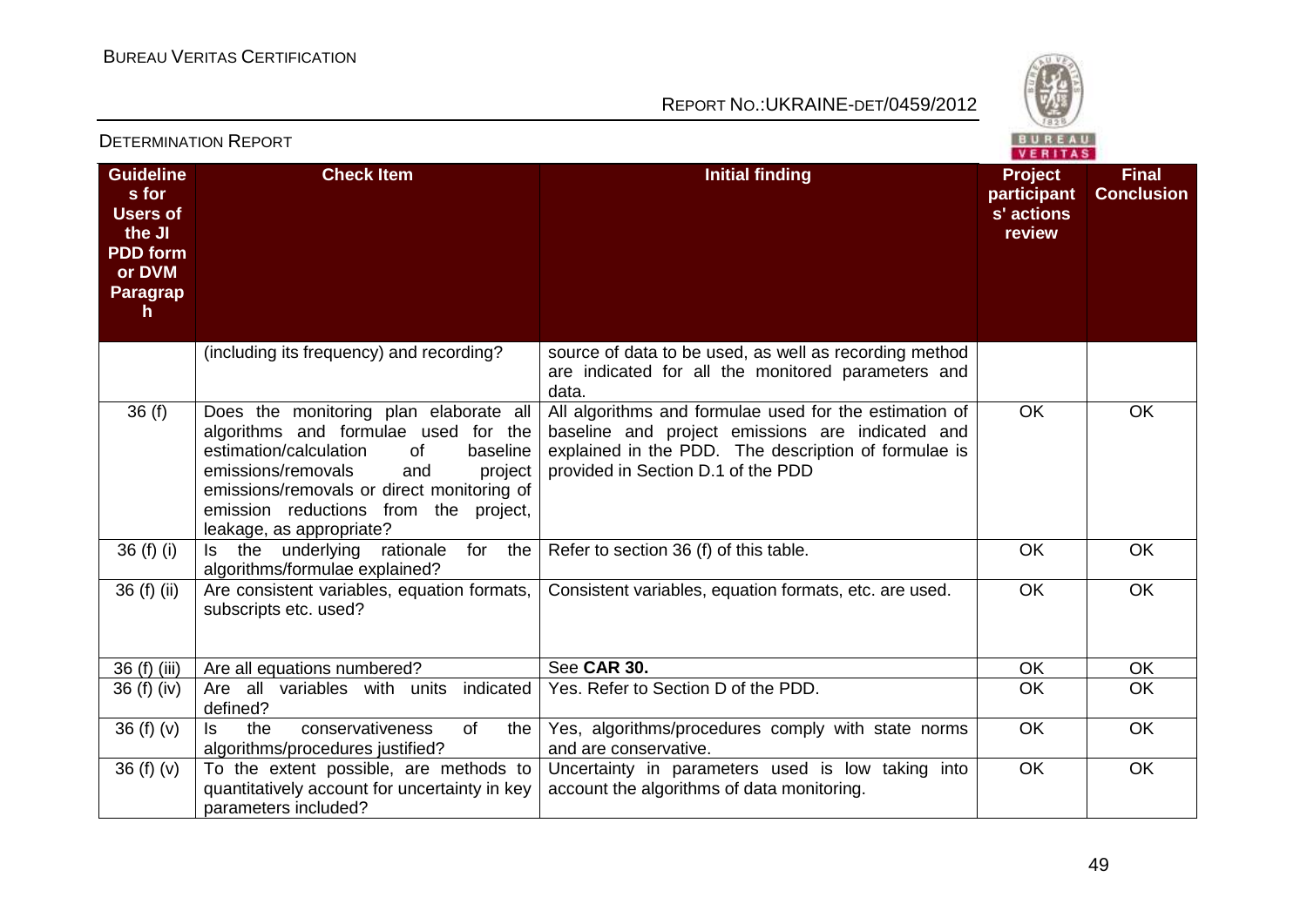| Guidelines for Users of the JI PDD form or DVM Paragraph | Check Item | Initial finding | Project participants' actions review | Final Conclusion |
|---|---|---|---|---|
| | (including its frequency) and recording? | source of data to be used, as well as recording method are indicated for all the monitored parameters and data. | | |
| 36 (f) | Does the monitoring plan elaborate all algorithms and formulae used for the estimation/calculation of baseline emissions/removals and project emissions/removals or direct monitoring of emission reductions from the project, leakage, as appropriate? | All algorithms and formulae used for the estimation of baseline and project emissions are indicated and explained in the PDD. The description of formulae is provided in Section D.1 of the PDD | OK | OK |
| 36 (f) (i) | Is the underlying rationale for the algorithms/formulae explained? | Refer to section 36 (f) of this table. | OK | OK |
| 36 (f) (ii) | Are consistent variables, equation formats, subscripts etc. used? | Consistent variables, equation formats, etc. are used. | OK | OK |
| 36 (f) (iii) | Are all equations numbered? | See **CAR 30.** | OK | OK |
| 36 (f) (iv) | Are all variables with units indicated defined? | Yes. Refer to Section D of the PDD. | OK | OK |
| 36 (f) (v) | Is the conservativeness of the algorithms/procedures justified? | Yes, algorithms/procedures comply with state norms and are conservative. | OK | OK |
| 36 (f) (v) | To the extent possible, are methods to quantitatively account for uncertainty in key parameters included? | Uncertainty in parameters used is low taking into account the algorithms of data monitoring. | OK | OK |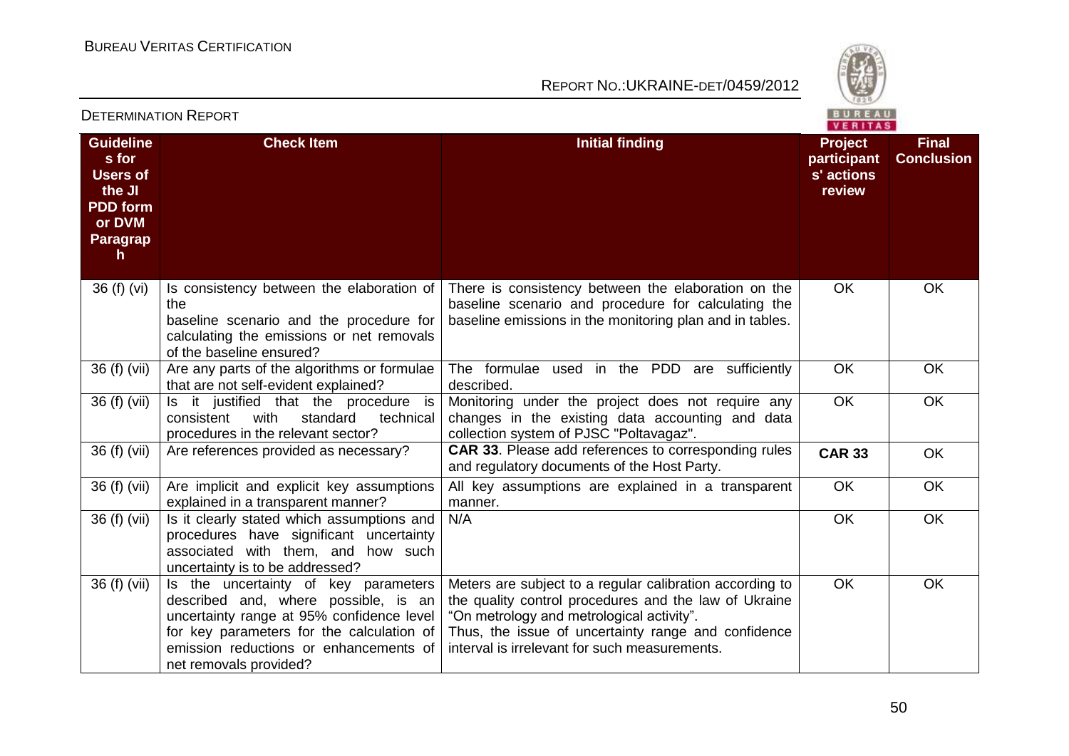| Guidelines for Users of the JI PDD form or DVM Paragraph | Check Item | Initial finding | Project participants' actions review | Final Conclusion |
|---|---|---|---|---|
| 36 (f) (vi) | Is consistency between the elaboration of the baseline scenario and the procedure for calculating the emissions or net removals of the baseline ensured? | There is consistency between the elaboration on the baseline scenario and procedure for calculating the baseline emissions in the monitoring plan and in tables. | OK | OK |
| 36 (f) (vii) | Are any parts of the algorithms or formulae that are not self-evident explained? | The formulae used in the PDD are sufficiently described. | OK | OK |
| 36 (f) (vii) | Is it justified that the procedure is consistent with standard technical procedures in the relevant sector? | Monitoring under the project does not require any changes in the existing data accounting and data collection system of PJSC "Poltavagaz". | OK | OK |
| 36 (f) (vii) | Are references provided as necessary? | **CAR 33**. Please add references to corresponding rules and regulatory documents of the Host Party. | **CAR 33** | OK |
| 36 (f) (vii) | Are implicit and explicit key assumptions explained in a transparent manner? | All key assumptions are explained in a transparent manner. | OK | OK |
| 36 (f) (vii) | Is it clearly stated which assumptions and procedures have significant uncertainty associated with them, and how such uncertainty is to be addressed? | N/A | OK | OK |
| 36 (f) (vii) | Is the uncertainty of key parameters described and, where possible, is an uncertainty range at 95% confidence level for key parameters for the calculation of emission reductions or enhancements of net removals provided? | Meters are subject to a regular calibration according to the quality control procedures and the law of Ukraine "On metrology and metrological activity". Thus, the issue of uncertainty range and confidence interval is irrelevant for such measurements. | OK | OK |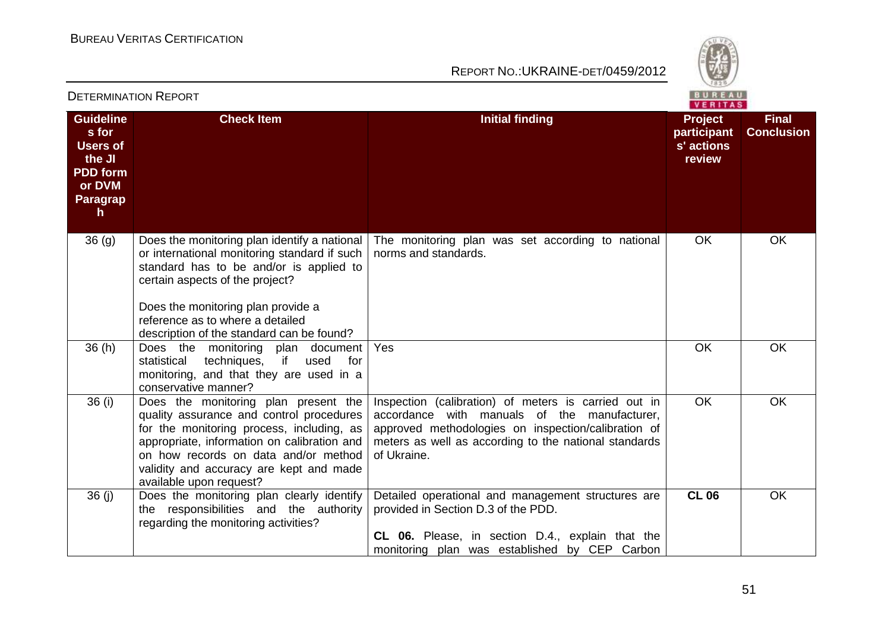| Guidelines for Users of the JI PDD form or DVM Paragraph | Check Item | Initial finding | Project participants' actions review | Final Conclusion |
|---|---|---|---|---|
| 36 (g) | Does the monitoring plan identify a national or international monitoring standard if such standard has to be and/or is applied to certain aspects of the project?<br><br>Does the monitoring plan provide a reference as to where a detailed description of the standard can be found? | The monitoring plan was set according to national norms and standards. | OK | OK |
| 36 (h) | Does the monitoring plan document statistical techniques, if used for monitoring, and that they are used in a conservative manner? | Yes | OK | OK |
| 36 (i) | Does the monitoring plan present the quality assurance and control procedures for the monitoring process, including, as appropriate, information on calibration and on how records on data and/or method validity and accuracy are kept and made available upon request? | Inspection (calibration) of meters is carried out in accordance with manuals of the manufacturer, approved methodologies on inspection/calibration of meters as well as according to the national standards of Ukraine. | OK | OK |
| 36 (j) | Does the monitoring plan clearly identify the responsibilities and the authority regarding the monitoring activities? | Detailed operational and management structures are provided in Section D.3 of the PDD.<br><br>**CL 06.** Please, in section D.4., explain that the monitoring plan was established by CEP Carbon | **CL 06** | OK |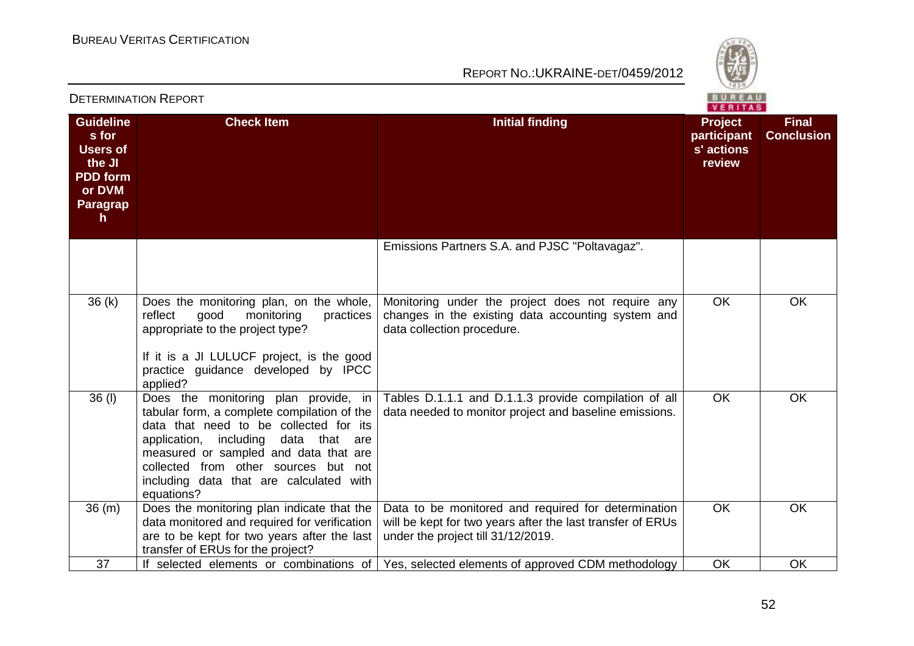| Guidelines for Users of the JI PDD form or DVM Paragraph | Check Item | Initial finding | Project participants' actions review | Final Conclusion |
|---|---|---|---|---|
| | | Emissions Partners S.A. and PJSC "Poltavagaz". | | |
| 36 (k) | Does the monitoring plan, on the whole, reflect good monitoring practices appropriate to the project type?<br><br>If it is a JI LULUCF project, is the good practice guidance developed by IPCC applied? | Monitoring under the project does not require any changes in the existing data accounting system and data collection procedure. | OK | OK |
| 36 (l) | Does the monitoring plan provide, in tabular form, a complete compilation of the data that need to be collected for its application, including data that are measured or sampled and data that are collected from other sources but not including data that are calculated with equations? | Tables D.1.1.1 and D.1.1.3 provide compilation of all data needed to monitor project and baseline emissions. | OK | OK |
| 36 (m) | Does the monitoring plan indicate that the data monitored and required for verification are to be kept for two years after the last transfer of ERUs for the project? | Data to be monitored and required for determination will be kept for two years after the last transfer of ERUs under the project till 31/12/2019. | OK | OK |
| 37 | If selected elements or combinations of | Yes, selected elements of approved CDM methodology | OK | OK |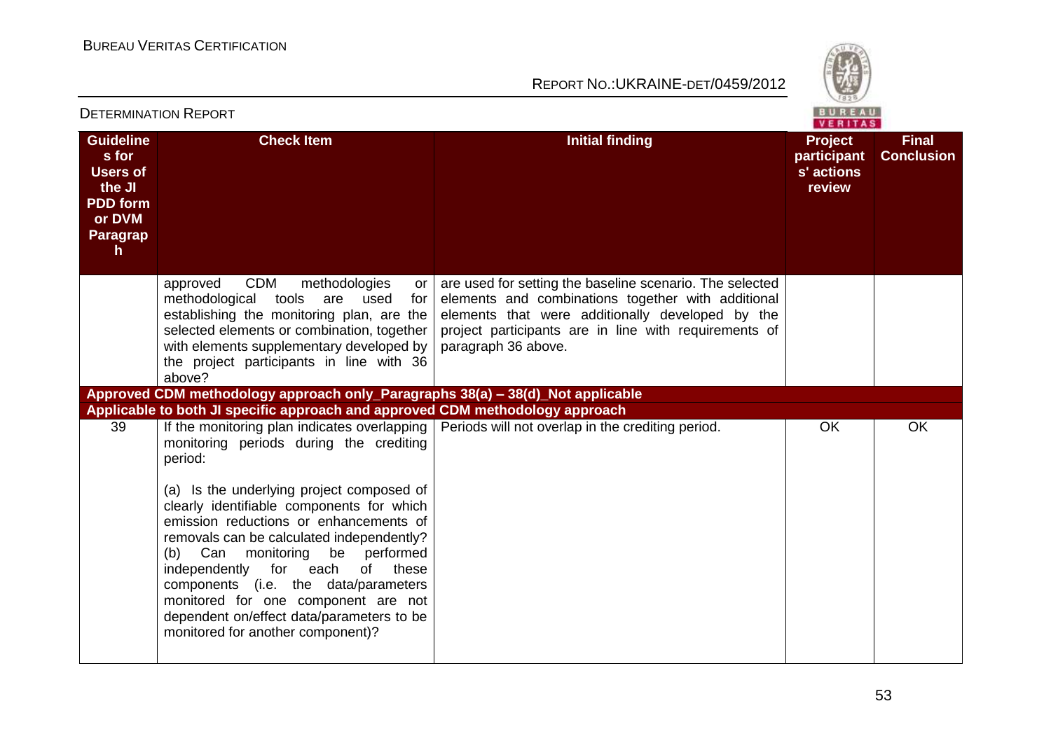| Guidelines for Users of the JI PDD form or DVM Paragraph | Check Item | Initial finding | Project participants' actions review | Final Conclusion |
|---|---|---|---|---|
| | approved CDM methodologies or methodological tools are used for establishing the monitoring plan, are the selected elements or combination, together with elements supplementary developed by the project participants in line with 36 above? | are used for setting the baseline scenario. The selected elements and combinations together with additional elements that were additionally developed by the project participants are in line with requirements of paragraph 36 above. | | |
| **Approved CDM methodology approach only_Paragraphs 38(a) – 38(d)_Not applicable** | | | | |
| **Applicable to both JI specific approach and approved CDM methodology approach** | | | | |
| 39 | If the monitoring plan indicates overlapping monitoring periods during the crediting period:<br><br>(a) Is the underlying project composed of clearly identifiable components for which emission reductions or enhancements of removals can be calculated independently?<br>(b) Can monitoring be performed independently for each of these components (i.e. the data/parameters monitored for one component are not dependent on/effect data/parameters to be monitored for another component)? | Periods will not overlap in the crediting period. | OK | OK |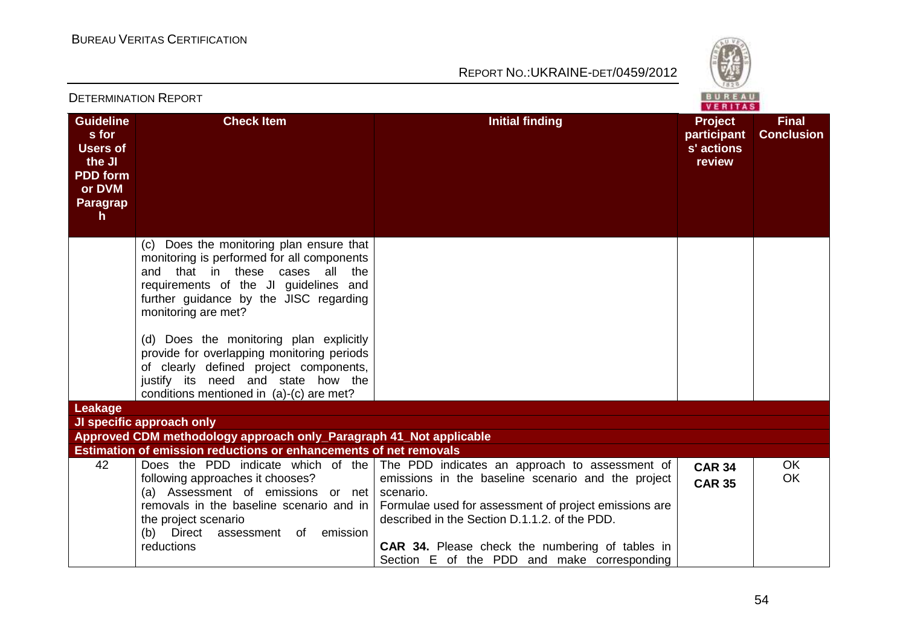| Guidelines for Users of the JI PDD form or DVM Paragraph | Check Item | Initial finding | Project participants' actions review | Final Conclusion |
|---|---|---|---|---|
| | (c) Does the monitoring plan ensure that monitoring is performed for all components and that in these cases all the requirements of the JI guidelines and further guidance by the JISC regarding monitoring are met?<br><br>(d) Does the monitoring plan explicitly provide for overlapping monitoring periods of clearly defined project components, justify its need and state how the conditions mentioned in (a)-(c) are met? | | | |
| **Leakage** | | | | |
| **JI specific approach only** | | | | |
| **Approved CDM methodology approach only_Paragraph 41_Not applicable** | | | | |
| **Estimation of emission reductions or enhancements of net removals** | | | | |
| 42 | Does the PDD indicate which of the following approaches it chooses?<br>(a) Assessment of emissions or net removals in the baseline scenario and in the project scenario<br>(b) Direct assessment of emission reductions | The PDD indicates an approach to assessment of emissions in the baseline scenario and the project scenario.<br>Formulae used for assessment of project emissions are described in the Section D.1.1.2. of the PDD.<br><br>**CAR 34.** Please check the numbering of tables in Section E of the PDD and make corresponding | **CAR 34**<br>**CAR 35** | OK<br>OK |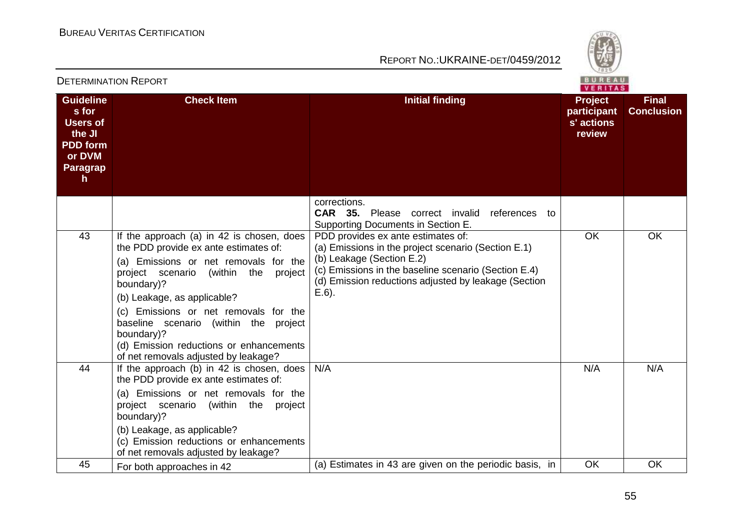| Guidelines for Users of the JI PDD form or DVM Paragraph | Check Item | Initial finding | Project participants' actions review | Final Conclusion |
|---|---|---|---|---|
| | | corrections.<br>**CAR 35.** Please correct invalid references to Supporting Documents in Section E. | | |
| 43 | If the approach (a) in 42 is chosen, does the PDD provide ex ante estimates of:<br>(a) Emissions or net removals for the project scenario (within the project boundary)?<br>(b) Leakage, as applicable?<br>(c) Emissions or net removals for the baseline scenario (within the project boundary)?<br>(d) Emission reductions or enhancements of net removals adjusted by leakage? | PDD provides ex ante estimates of:<br>(a) Emissions in the project scenario (Section E.1)<br>(b) Leakage (Section E.2)<br>(c) Emissions in the baseline scenario (Section E.4)<br>(d) Emission reductions adjusted by leakage (Section E.6). | OK | OK |
| 44 | If the approach (b) in 42 is chosen, does the PDD provide ex ante estimates of:<br>(a) Emissions or net removals for the project scenario (within the project boundary)?<br>(b) Leakage, as applicable?<br>(c) Emission reductions or enhancements of net removals adjusted by leakage? | N/A | N/A | N/A |
| 45 | For both approaches in 42 | (a) Estimates in 43 are given on the periodic basis, in | OK | OK |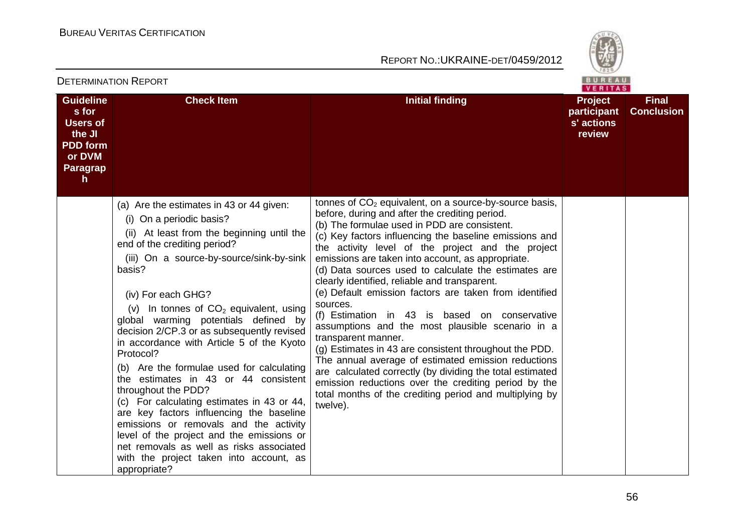| Guidelines for Users of the JI PDD form or DVM Paragraph | Check Item | Initial finding | Project participants' actions review | Final Conclusion |
|---|---|---|---|---|
| | (a) Are the estimates in 43 or 44 given:<br>(i) On a periodic basis?<br>(ii) At least from the beginning until the end of the crediting period?<br>(iii) On a source-by-source/sink-by-sink basis?<br>(iv) For each GHG?<br>(v) In tonnes of $CO_2$ equivalent, using global warming potentials defined by decision 2/CP.3 or as subsequently revised in accordance with Article 5 of the Kyoto Protocol?<br>(b) Are the formulae used for calculating the estimates in 43 or 44 consistent throughout the PDD?<br>(c) For calculating estimates in 43 or 44, are key factors influencing the baseline emissions or removals and the activity level of the project and the emissions or net removals as well as risks associated with the project taken into account, as appropriate? | tonnes of $CO_2$ equivalent, on a source-by-source basis, before, during and after the crediting period.<br>(b) The formulae used in PDD are consistent.<br>(c) Key factors influencing the baseline emissions and the activity level of the project and the project emissions are taken into account, as appropriate.<br>(d) Data sources used to calculate the estimates are clearly identified, reliable and transparent.<br>(e) Default emission factors are taken from identified sources.<br>(f) Estimation in 43 is based on conservative assumptions and the most plausible scenario in a transparent manner.<br>(g) Estimates in 43 are consistent throughout the PDD.<br>The annual average of estimated emission reductions are calculated correctly (by dividing the total estimated emission reductions over the crediting period by the total months of the crediting period and multiplying by twelve). | | |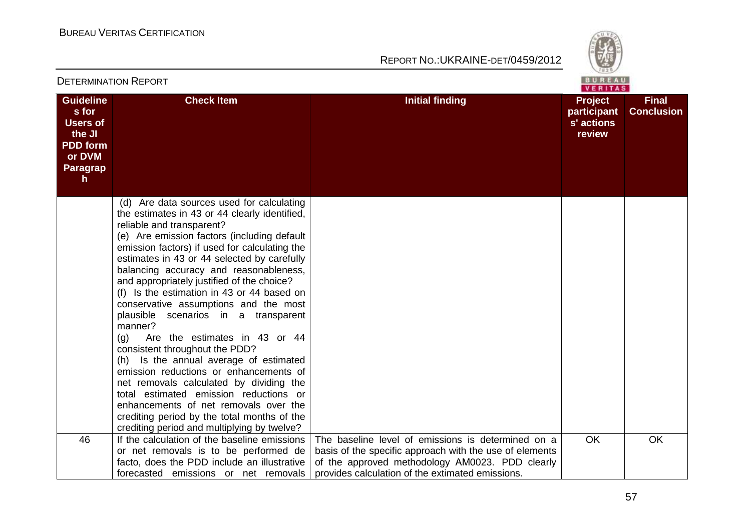| Guidelines for Users of the JI PDD form or DVM Paragraph | Check Item | Initial finding | Project participants' actions review | Final Conclusion |
|---|---|---|---|---|
| | (d) Are data sources used for calculating the estimates in 43 or 44 clearly identified, reliable and transparent?<br>(e) Are emission factors (including default emission factors) if used for calculating the estimates in 43 or 44 selected by carefully balancing accuracy and reasonableness, and appropriately justified of the choice?<br>(f) Is the estimation in 43 or 44 based on conservative assumptions and the most plausible scenarios in a transparent manner?<br>(g) Are the estimates in 43 or 44 consistent throughout the PDD?<br>(h) Is the annual average of estimated emission reductions or enhancements of net removals calculated by dividing the total estimated emission reductions or enhancements of net removals over the crediting period by the total months of the crediting period and multiplying by twelve? | | | |
| 46 | If the calculation of the baseline emissions or net removals is to be performed de facto, does the PDD include an illustrative forecasted emissions or net removals | The baseline level of emissions is determined on a basis of the specific approach with the use of elements of the approved methodology AM0023. PDD clearly provides calculation of the extimated emissions. | OK | OK |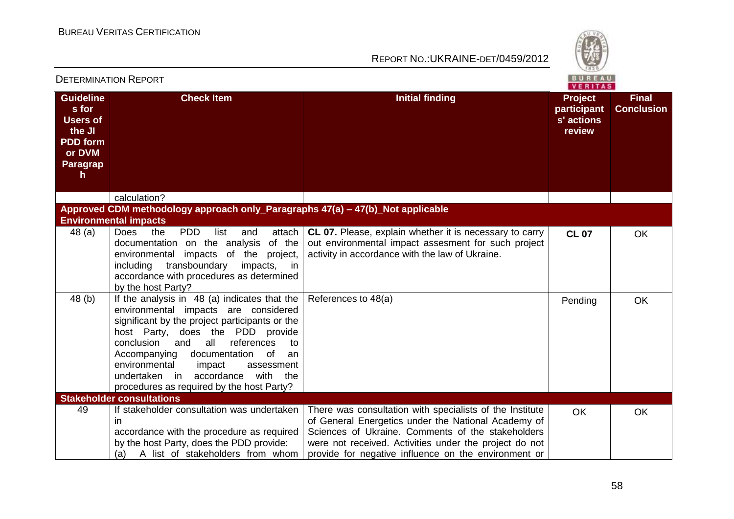| Guidelines for Users of the JI PDD form or DVM Paragraph | Check Item | Initial finding | Project participants' actions review | Final Conclusion |
|---|---|---|---|---|
| | calculation? | | | |
| **Approved CDM methodology approach only_Paragraphs 47(a) – 47(b)_Not applicable** | | | | |
| **Environmental impacts** | | | | |
| 48 (a) | Does the PDD list and attach documentation on the analysis of the environmental impacts of the project, including transboundary impacts, in accordance with procedures as determined by the host Party? | **CL 07.** Please, explain whether it is necessary to carry out environmental impact assesment for such project activity in accordance with the law of Ukraine. | **CL 07** | OK |
| 48 (b) | If the analysis in 48 (a) indicates that the environmental impacts are considered significant by the project participants or the host Party, does the PDD provide conclusion and all references to Accompanying documentation of an environmental impact assessment undertaken in accordance with the procedures as required by the host Party? | References to 48(a) | Pending | OK |
| **Stakeholder consultations** | | | | |
| 49 | If stakeholder consultation was undertaken in accordance with the procedure as required by the host Party, does the PDD provide:<br>(a) A list of stakeholders from whom | There was consultation with specialists of the Institute of General Energetics under the National Academy of Sciences of Ukraine. Comments of the stakeholders were not received. Activities under the project do not provide for negative influence on the environment or | OK | OK |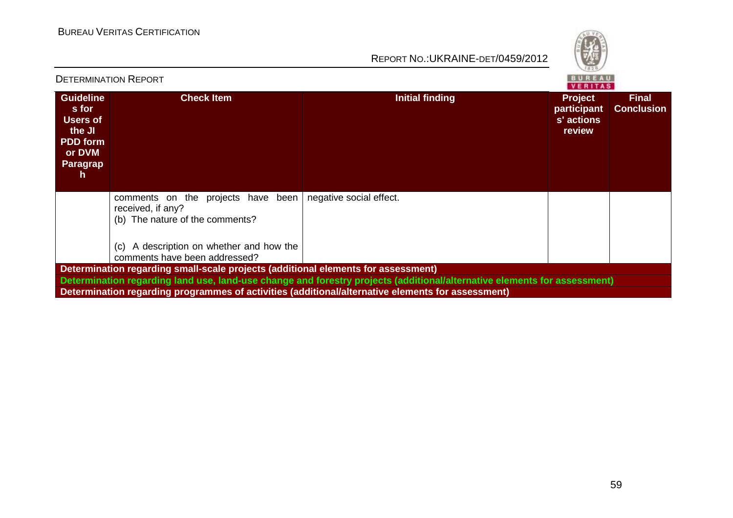| Guidelines for Users of the JI PDD form or DVM Paragraph | Check Item | Initial finding | Project participants' actions review | Final Conclusion |
|---|---|---|---|---|
| | comments on the projects have been received, if any?<br>(b) The nature of the comments?<br><br>(c) A description on whether and how the comments have been addressed? | negative social effect. | | |
| **Determination regarding small-scale projects (additional elements for assessment)** | | | | |
| **Determination regarding land use, land-use change and forestry projects (additional/alternative elements for assessment)** | | | | |
| **Determination regarding programmes of activities (additional/alternative elements for assessment)** | | | | |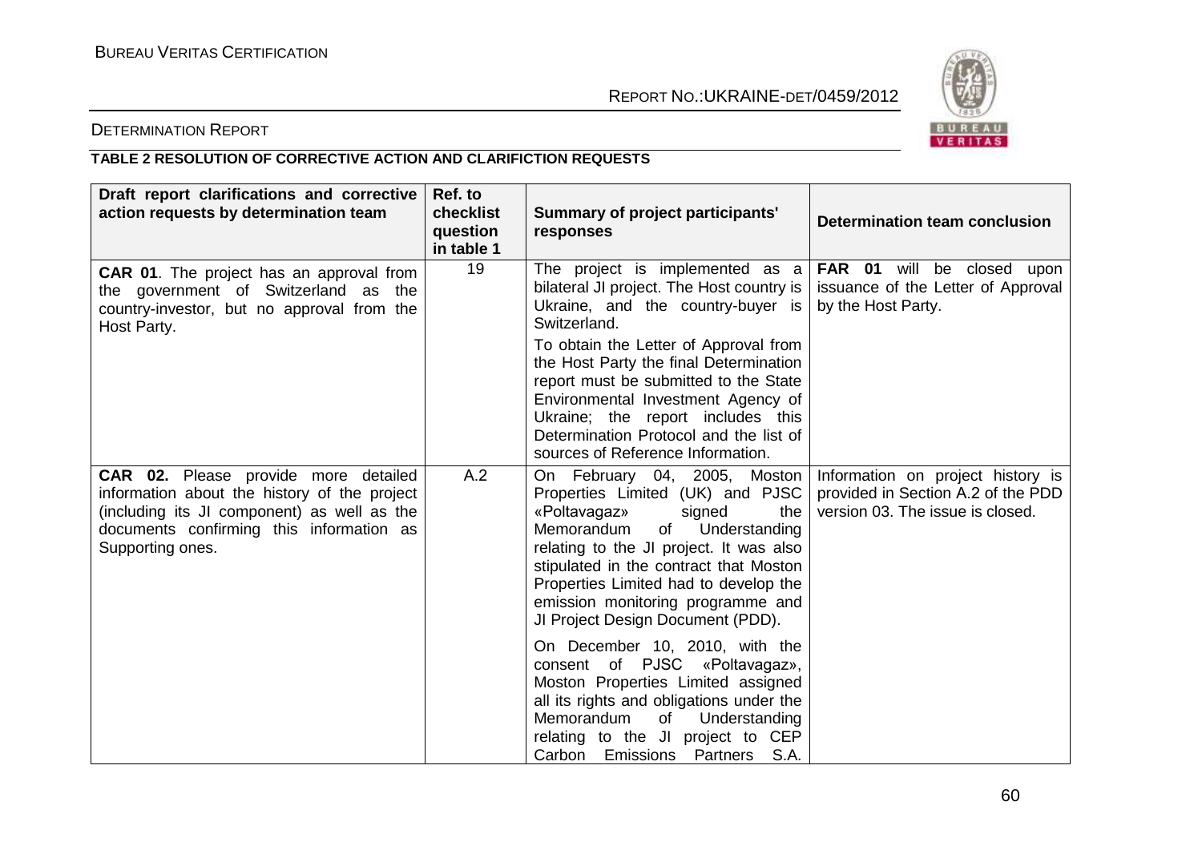DETERMINATION REPORT

**TABLE 2 RESOLUTION OF CORRECTIVE ACTION AND CLARIFICTION REQUESTS**

| Draft report clarifications and corrective action requests by determination team | Ref. to checklist question in table 1 | Summary of project participants' responses | Determination team conclusion |
|---|---|---|---|
| **CAR 01**. The project has an approval from the government of Switzerland as the country-investor, but no approval from the Host Party. | 19 | The project is implemented as a bilateral JI project. The Host country is Ukraine, and the country-buyer is Switzerland.<br><br>To obtain the Letter of Approval from the Host Party the final Determination report must be submitted to the State Environmental Investment Agency of Ukraine; the report includes this Determination Protocol and the list of sources of Reference Information. | **FAR 01** will be closed upon issuance of the Letter of Approval by the Host Party. |
| **CAR 02.** Please provide more detailed information about the history of the project (including its JI component) as well as the documents confirming this information as Supporting ones. | A.2 | On February 04, 2005, Moston Properties Limited (UK) and PJSC «Poltavagaz» signed the Memorandum of Understanding relating to the JI project. It was also stipulated in the contract that Moston Properties Limited had to develop the emission monitoring programme and JI Project Design Document (PDD).<br><br>On December 10, 2010, with the consent of PJSC «Poltavagaz», Moston Properties Limited assigned all its rights and obligations under the Memorandum of Understanding relating to the JI project to CEP Carbon Emissions Partners S.A. | Information on project history is provided in Section A.2 of the PDD version 03. The issue is closed. |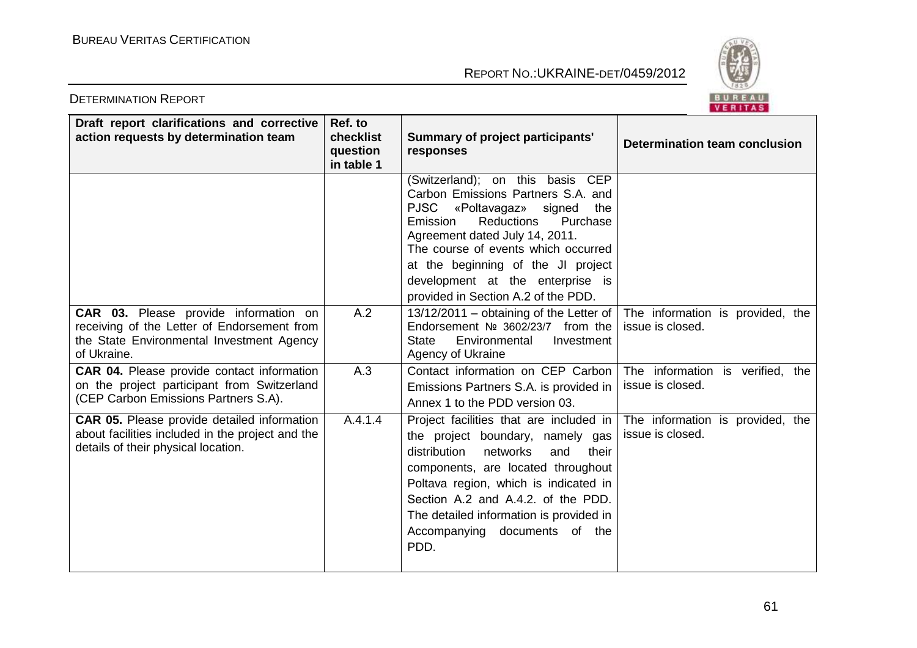| Draft report clarifications and corrective action requests by determination team | Ref. to checklist question in table 1 | Summary of project participants' responses | Determination team conclusion |
|---|---|---|---|
| | | (Switzerland); on this basis CEP Carbon Emissions Partners S.A. and PJSC «Poltavagaz» signed the Emission Reductions Purchase Agreement dated July 14, 2011. The course of events which occurred at the beginning of the JI project development at the enterprise is provided in Section A.2 of the PDD. | |
| **CAR 03.** Please provide information on receiving of the Letter of Endorsement from the State Environmental Investment Agency of Ukraine. | A.2 | 13/12/2011 – obtaining of the Letter of Endorsement № 3602/23/7 from the State Environmental Investment Agency of Ukraine | The information is provided, the issue is closed. |
| **CAR 04.** Please provide contact information on the project participant from Switzerland (CEP Carbon Emissions Partners S.A). | A.3 | Contact information on CEP Carbon Emissions Partners S.A. is provided in Annex 1 to the PDD version 03. | The information is verified, the issue is closed. |
| **CAR 05.** Please provide detailed information about facilities included in the project and the details of their physical location. | A.4.1.4 | Project facilities that are included in the project boundary, namely gas distribution networks and their components, are located throughout Poltava region, which is indicated in Section A.2 and A.4.2. of the PDD. The detailed information is provided in Accompanying documents of the PDD. | The information is provided, the issue is closed. |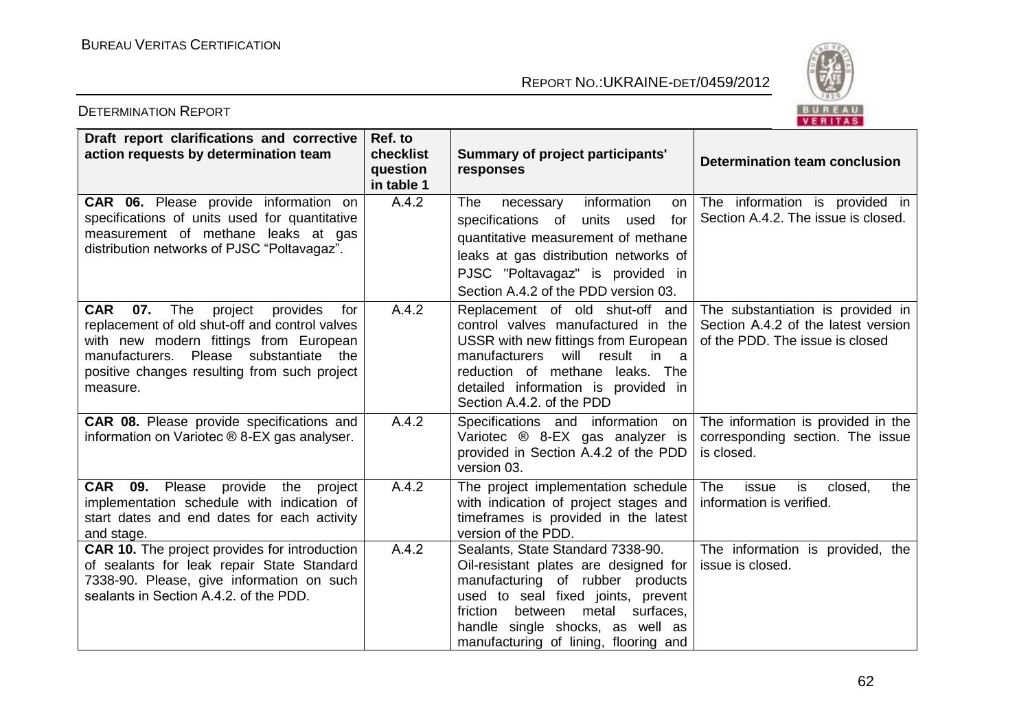| Draft report clarifications and corrective action requests by determination team | Ref. to checklist question in table 1 | Summary of project participants' responses | Determination team conclusion |
|---|---|---|---|
| **CAR 06.** Please provide information on specifications of units used for quantitative measurement of methane leaks at gas distribution networks of PJSC "Poltavagaz". | A.4.2 | The necessary information on specifications of units used for quantitative measurement of methane leaks at gas distribution networks of PJSC "Poltavagaz" is provided in Section A.4.2 of the PDD version 03. | The information is provided in Section A.4.2. The issue is closed. |
| **CAR 07.** The project provides for replacement of old shut-off and control valves with new modern fittings from European manufacturers. Please substantiate the positive changes resulting from such project measure. | A.4.2 | Replacement of old shut-off and control valves manufactured in the USSR with new fittings from European manufacturers will result in a reduction of methane leaks. The detailed information is provided in Section A.4.2. of the PDD | The substantiation is provided in Section A.4.2 of the latest version of the PDD. The issue is closed |
| **CAR 08.** Please provide specifications and information on Variotec ® 8-EX gas analyser. | A.4.2 | Specifications and information on Variotec ® 8-EX gas analyzer is provided in Section A.4.2 of the PDD version 03. | The information is provided in the corresponding section. The issue is closed. |
| **CAR 09.** Please provide the project implementation schedule with indication of start dates and end dates for each activity and stage. | A.4.2 | The project implementation schedule with indication of project stages and timeframes is provided in the latest version of the PDD. | The issue is closed, the information is verified. |
| **CAR 10.** The project provides for introduction of sealants for leak repair State Standard 7338-90. Please, give information on such sealants in Section A.4.2. of the PDD. | A.4.2 | Sealants, State Standard 7338-90. Oil-resistant plates are designed for manufacturing of rubber products used to seal fixed joints, prevent friction between metal surfaces, handle single shocks, as well as manufacturing of lining, flooring and | The information is provided, the issue is closed. |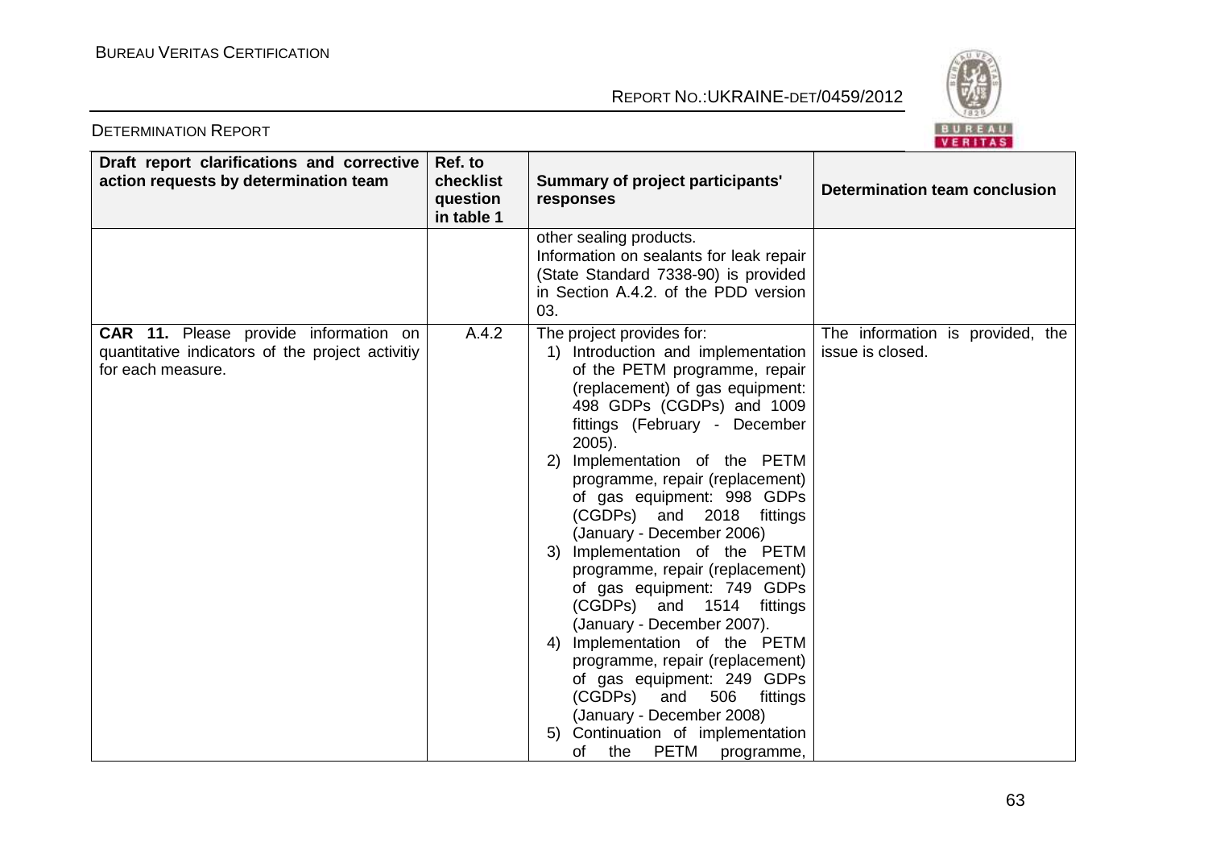| Draft report clarifications and corrective action requests by determination team | Ref. to checklist question in table 1 | Summary of project participants' responses | Determination team conclusion |
|---|---|---|---|
| | | other sealing products. Information on sealants for leak repair (State Standard 7338-90) is provided in Section A.4.2. of the PDD version 03. | |
| **CAR 11.** Please provide information on quantitative indicators of the project activitiy for each measure. | A.4.2 | The project provides for: 1) Introduction and implementation of the PETM programme, repair (replacement) of gas equipment: 498 GDPs (CGDPs) and 1009 fittings (February - December 2005). 2) Implementation of the PETM programme, repair (replacement) of gas equipment: 998 GDPs (CGDPs) and 2018 fittings (January - December 2006) 3) Implementation of the PETM programme, repair (replacement) of gas equipment: 749 GDPs (CGDPs) and 1514 fittings (January - December 2007). 4) Implementation of the PETM programme, repair (replacement) of gas equipment: 249 GDPs (CGDPs) and 506 fittings (January - December 2008) 5) Continuation of implementation of the PETM programme, | The information is provided, the issue is closed. |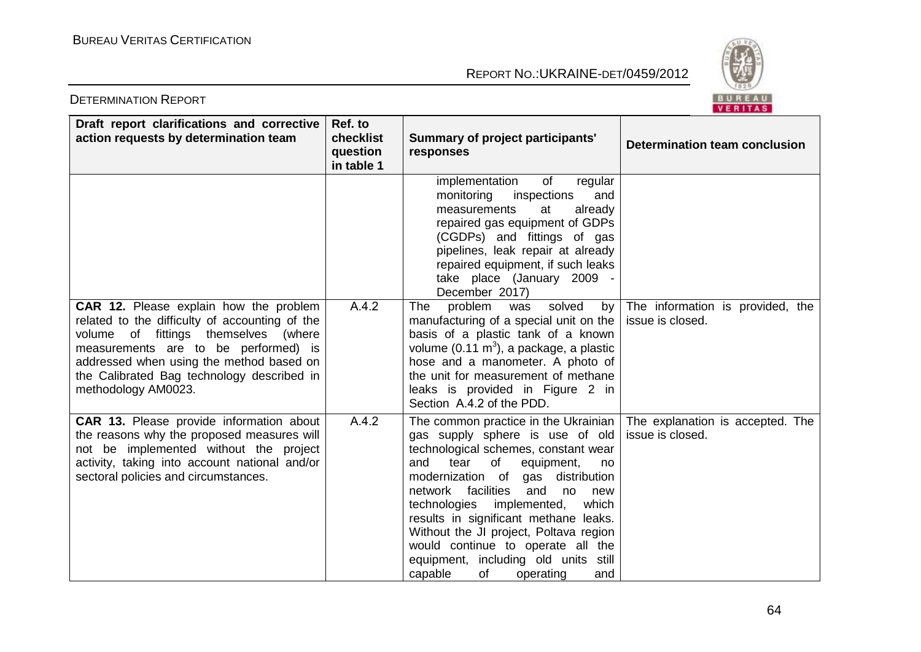| Draft report clarifications and corrective action requests by determination team | Ref. to checklist question in table 1 | Summary of project participants' responses | Determination team conclusion |
|---|---|---|---|
| | | implementation of regular monitoring inspections and measurements at already repaired gas equipment of GDPs (CGDPs) and fittings of gas pipelines, leak repair at already repaired equipment, if such leaks take place (January 2009 - December 2017) | |
| **CAR 12.** Please explain how the problem related to the difficulty of accounting of the volume of fittings themselves (where measurements are to be performed) is addressed when using the method based on the Calibrated Bag technology described in methodology AM0023. | A.4.2 | The problem was solved by manufacturing of a special unit on the basis of a plastic tank of a known volume (0.11 $m^3$), a package, a plastic hose and a manometer. A photo of the unit for measurement of methane leaks is provided in Figure 2 in Section A.4.2 of the PDD. | The information is provided, the issue is closed. |
| **CAR 13.** Please provide information about the reasons why the proposed measures will not be implemented without the project activity, taking into account national and/or sectoral policies and circumstances. | A.4.2 | The common practice in the Ukrainian gas supply sphere is use of old technological schemes, constant wear and tear of equipment, no modernization of gas distribution network facilities and no new technologies implemented, which results in significant methane leaks. Without the JI project, Poltava region would continue to operate all the equipment, including old units still capable of operating and | The explanation is accepted. The issue is closed. |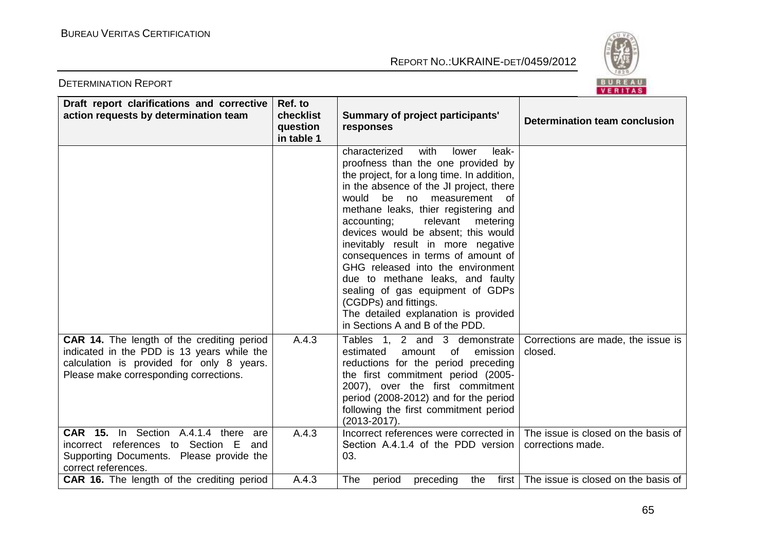| Draft report clarifications and corrective action requests by determination team | Ref. to checklist question in table 1 | Summary of project participants' responses | Determination team conclusion |
|---|---|---|---|
| | | characterized with lower leak-proofness than the one provided by the project, for a long time. In addition, in the absence of the JI project, there would be no measurement of methane leaks, thier registering and accounting; relevant metering devices would be absent; this would inevitably result in more negative consequences in terms of amount of GHG released into the environment due to methane leaks, and faulty sealing of gas equipment of GDPs (CGDPs) and fittings. The detailed explanation is provided in Sections A and B of the PDD. | |
| **CAR 14.** The length of the crediting period indicated in the PDD is 13 years while the calculation is provided for only 8 years. Please make corresponding corrections. | A.4.3 | Tables 1, 2 and 3 demonstrate estimated amount of emission reductions for the period preceding the first commitment period (2005-2007), over the first commitment period (2008-2012) and for the period following the first commitment period (2013-2017). | Corrections are made, the issue is closed. |
| **CAR 15.** In Section A.4.1.4 there are incorrect references to Section E and Supporting Documents. Please provide the correct references. | A.4.3 | Incorrect references were corrected in Section A.4.1.4 of the PDD version 03. | The issue is closed on the basis of corrections made. |
| **CAR 16.** The length of the crediting period | A.4.3 | The period preceding the first | The issue is closed on the basis of |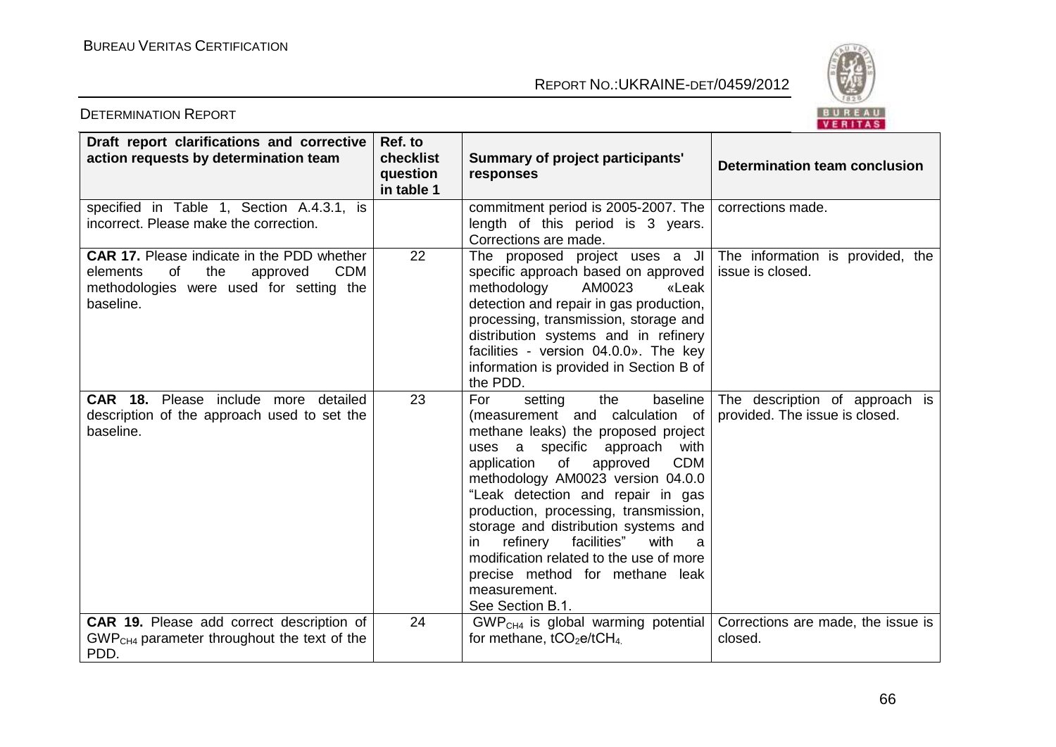| Draft report clarifications and corrective action requests by determination team | Ref. to checklist question in table 1 | Summary of project participants' responses | Determination team conclusion |
|---|---|---|---|
| specified in Table 1, Section A.4.3.1, is incorrect. Please make the correction. | | commitment period is 2005-2007. The length of this period is 3 years. Corrections are made. | corrections made. |
| **CAR 17.** Please indicate in the PDD whether elements of the approved CDM methodologies were used for setting the baseline. | 22 | The proposed project uses a JI specific approach based on approved methodology AM0023 «Leak detection and repair in gas production, processing, transmission, storage and distribution systems and in refinery facilities - version 04.0.0». The key information is provided in Section B of the PDD. | The information is provided, the issue is closed. |
| **CAR 18.** Please include more detailed description of the approach used to set the baseline. | 23 | For setting the baseline (measurement and calculation of methane leaks) the proposed project uses a specific approach with application of approved CDM methodology AM0023 version 04.0.0 "Leak detection and repair in gas production, processing, transmission, storage and distribution systems and in refinery facilities" with a modification related to the use of more precise method for methane leak measurement. See Section B.1. | The description of approach is provided. The issue is closed. |
| **CAR 19.** Please add correct description of $GWP_{CH4}$ parameter throughout the text of the PDD. | 24 | $GWP_{CH4}$ is global warming potential for methane, $tCO_2e/tCH_4$. | Corrections are made, the issue is closed. |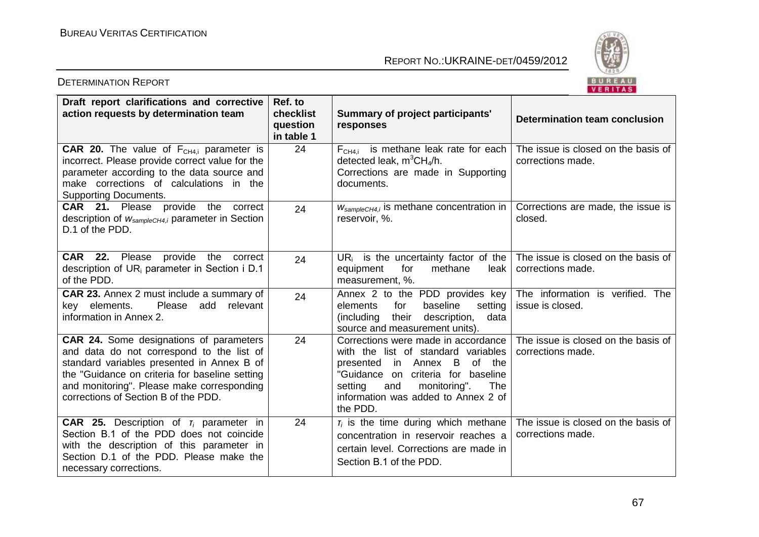| Draft report clarifications and corrective action requests by determination team | Ref. to checklist question in table 1 | Summary of project participants' responses | Determination team conclusion |
|---|---|---|---|
| **CAR 20.** The value of $F_{CH4,i}$ parameter is incorrect. Please provide correct value for the parameter according to the data source and make corrections of calculations in the Supporting Documents. | 24 | $F_{CH4,i}$ is methane leak rate for each detected leak, $m^3CH_4/h$. Corrections are made in Supporting documents. | The issue is closed on the basis of corrections made. |
| **CAR 21.** Please provide the correct description of $w_{sampleCH4,i}$ parameter in Section D.1 of the PDD. | 24 | $w_{sampleCH4,i}$ is methane concentration in reservoir, %. | Corrections are made, the issue is closed. |
| **CAR 22.** Please provide the correct description of $UR_i$ parameter in Section i D.1 of the PDD. | 24 | $UR_i$ is the uncertainty factor of the equipment for methane leak measurement, %. | The issue is closed on the basis of corrections made. |
| **CAR 23.** Annex 2 must include a summary of key elements. Please add relevant information in Annex 2. | 24 | Annex 2 to the PDD provides key elements for baseline setting (including their description, data source and measurement units). | The information is verified. The issue is closed. |
| **CAR 24.** Some designations of parameters and data do not correspond to the list of standard variables presented in Annex B of the "Guidance on criteria for baseline setting and monitoring". Please make corresponding corrections of Section B of the PDD. | 24 | Corrections were made in accordance with the list of standard variables presented in Annex B of the "Guidance on criteria for baseline setting and monitoring". The information was added to Annex 2 of the PDD. | The issue is closed on the basis of corrections made. |
| **CAR 25.** Description of $\tau_i$ parameter in Section B.1 of the PDD does not coincide with the description of this parameter in Section D.1 of the PDD. Please make the necessary corrections. | 24 | $\tau_i$ is the time during which methane concentration in reservoir reaches a certain level. Corrections are made in Section B.1 of the PDD. | The issue is closed on the basis of corrections made. |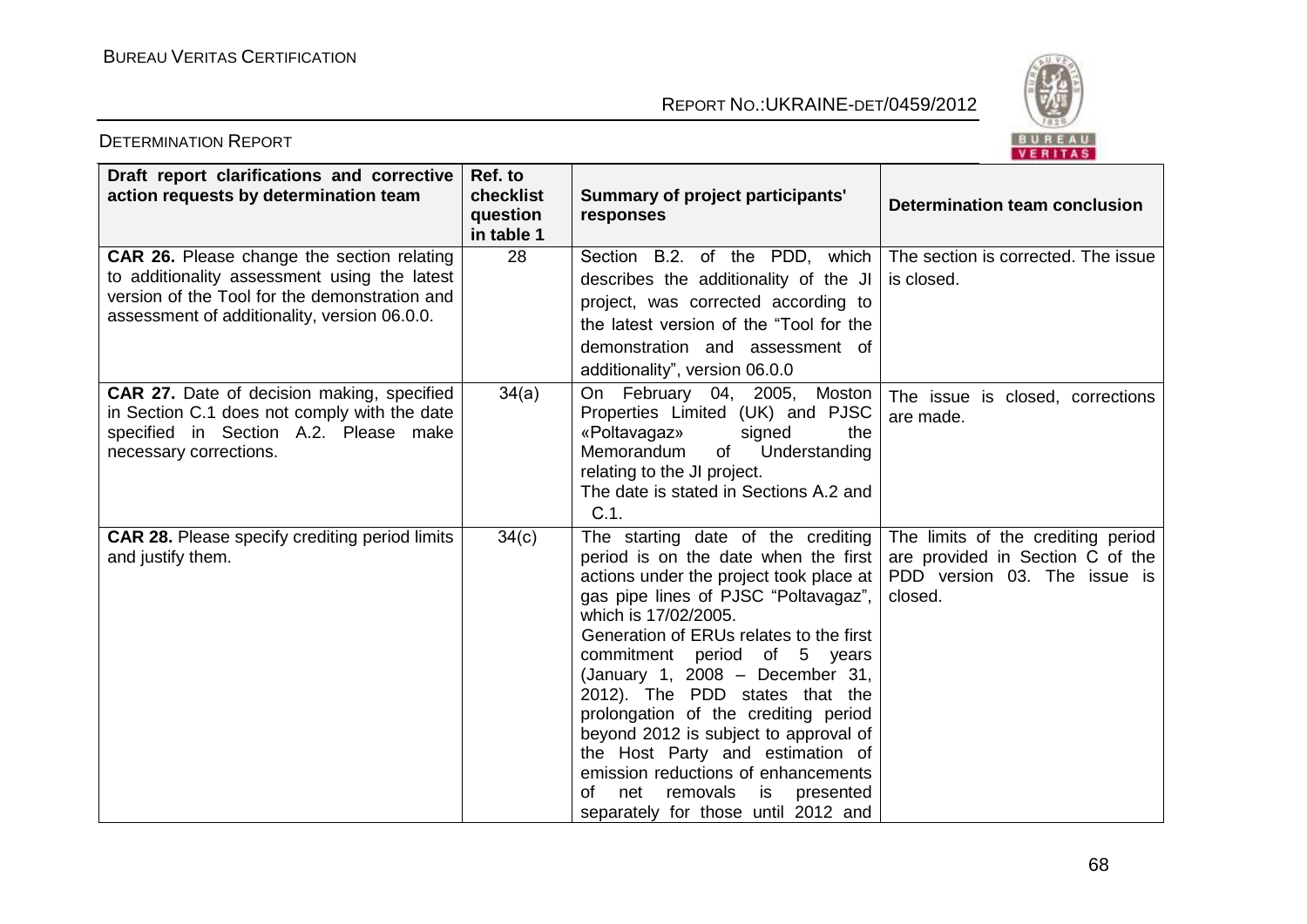| Draft report clarifications and corrective action requests by determination team | Ref. to checklist question in table 1 | Summary of project participants' responses | Determination team conclusion |
|---|---|---|---|
| **CAR 26.** Please change the section relating to additionality assessment using the latest version of the Tool for the demonstration and assessment of additionality, version 06.0.0. | 28 | Section B.2. of the PDD, which describes the additionality of the JI project, was corrected according to the latest version of the "Tool for the demonstration and assessment of additionality", version 06.0.0 | The section is corrected. The issue is closed. |
| **CAR 27.** Date of decision making, specified in Section C.1 does not comply with the date specified in Section A.2. Please make necessary corrections. | 34(a) | On February 04, 2005, Moston Properties Limited (UK) and PJSC «Poltavagaz» signed the Memorandum of Understanding relating to the JI project. The date is stated in Sections A.2 and C.1. | The issue is closed, corrections are made. |
| **CAR 28.** Please specify crediting period limits and justify them. | 34(c) | The starting date of the crediting period is on the date when the first actions under the project took place at gas pipe lines of PJSC "Poltavagaz", which is 17/02/2005. Generation of ERUs relates to the first commitment period of 5 years (January 1, 2008 – December 31, 2012). The PDD states that the prolongation of the crediting period beyond 2012 is subject to approval of the Host Party and estimation of emission reductions of enhancements of net removals is presented separately for those until 2012 and | The limits of the crediting period are provided in Section C of the PDD version 03. The issue is closed. |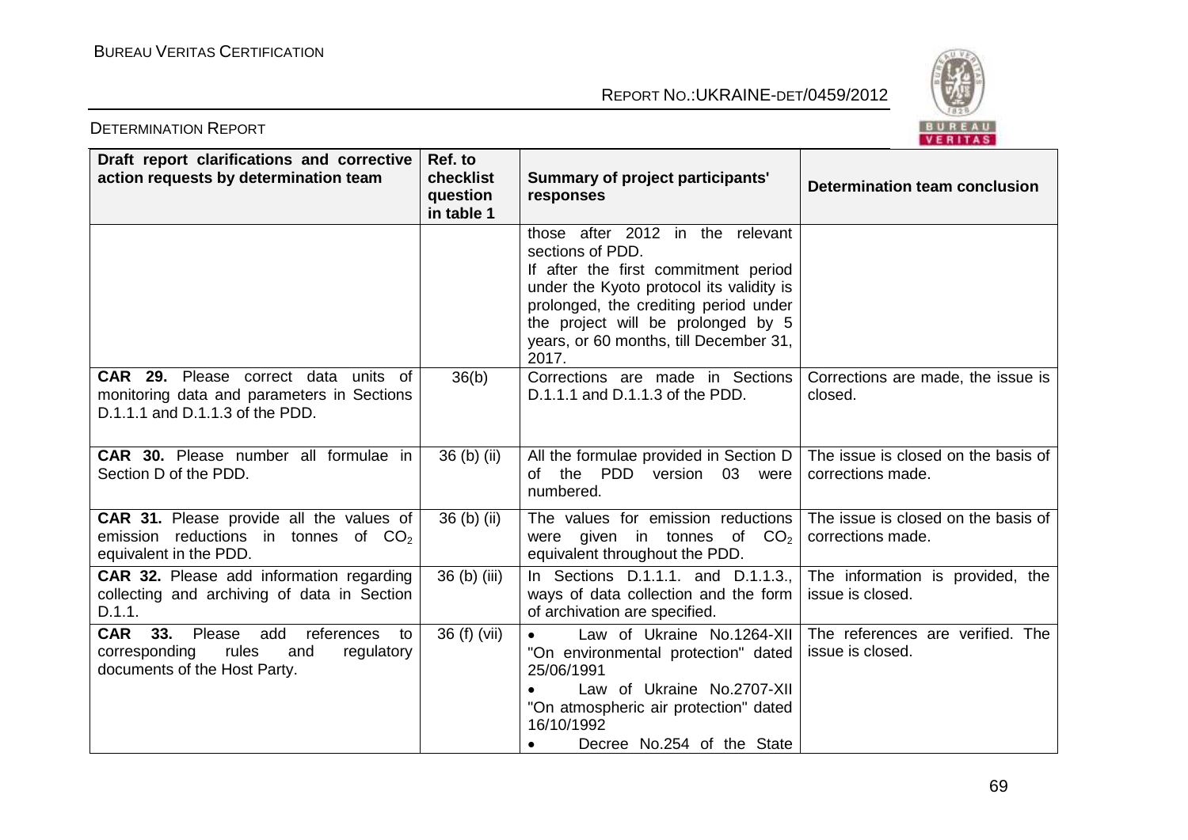| Draft report clarifications and corrective action requests by determination team | Ref. to checklist question in table 1 | Summary of project participants' responses | Determination team conclusion |
|---|---|---|---|
| | | those after 2012 in the relevant sections of PDD. If after the first commitment period under the Kyoto protocol its validity is prolonged, the crediting period under the project will be prolonged by 5 years, or 60 months, till December 31, 2017. | |
| **CAR 29.** Please correct data units of monitoring data and parameters in Sections D.1.1.1 and D.1.1.3 of the PDD. | 36(b) | Corrections are made in Sections D.1.1.1 and D.1.1.3 of the PDD. | Corrections are made, the issue is closed. |
| **CAR 30.** Please number all formulae in Section D of the PDD. | 36 (b) (ii) | All the formulae provided in Section D of the PDD version 03 were numbered. | The issue is closed on the basis of corrections made. |
| **CAR 31.** Please provide all the values of emission reductions in tonnes of $CO_2$ equivalent in the PDD. | 36 (b) (ii) | The values for emission reductions were given in tonnes of $CO_2$ equivalent throughout the PDD. | The issue is closed on the basis of corrections made. |
| **CAR 32.** Please add information regarding collecting and archiving of data in Section D.1.1. | 36 (b) (iii) | In Sections D.1.1.1. and D.1.1.3., ways of data collection and the form of archivation are specified. | The information is provided, the issue is closed. |
| **CAR 33.** Please add references to corresponding rules and regulatory documents of the Host Party. | 36 (f) (vii) | • Law of Ukraine No.1264-XII "On environmental protection" dated 25/06/1991<br>• Law of Ukraine No.2707-XII "On atmospheric air protection" dated 16/10/1992<br>• Decree No.254 of the State | The references are verified. The issue is closed. |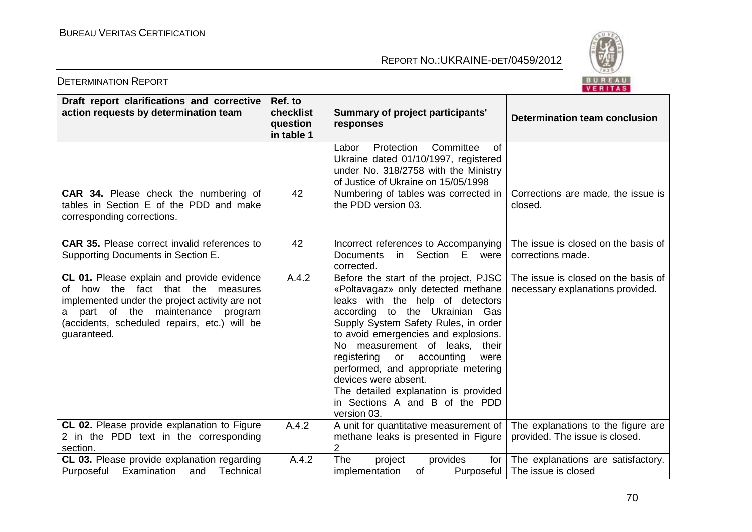| Draft report clarifications and corrective action requests by determination team | Ref. to checklist question in table 1 | Summary of project participants' responses | Determination team conclusion |
|---|---|---|---|
| | | Labor Protection Committee of Ukraine dated 01/10/1997, registered under No. 318/2758 with the Ministry of Justice of Ukraine on 15/05/1998 | |
| **CAR 34.** Please check the numbering of tables in Section E of the PDD and make corresponding corrections. | 42 | Numbering of tables was corrected in the PDD version 03. | Corrections are made, the issue is closed. |
| **CAR 35.** Please correct invalid references to Supporting Documents in Section E. | 42 | Incorrect references to Accompanying Documents in Section E were corrected. | The issue is closed on the basis of corrections made. |
| **CL 01.** Please explain and provide evidence of how the fact that the measures implemented under the project activity are not a part of the maintenance program (accidents, scheduled repairs, etc.) will be guaranteed. | A.4.2 | Before the start of the project, PJSC «Poltavagaz» only detected methane leaks with the help of detectors according to the Ukrainian Gas Supply System Safety Rules, in order to avoid emergencies and explosions. No measurement of leaks, their registering or accounting were performed, and appropriate metering devices were absent.<br>The detailed explanation is provided in Sections A and B of the PDD version 03. | The issue is closed on the basis of necessary explanations provided. |
| **CL 02.** Please provide explanation to Figure 2 in the PDD text in the corresponding section. | A.4.2 | A unit for quantitative measurement of methane leaks is presented in Figure 2 | The explanations to the figure are provided. The issue is closed. |
| **CL 03.** Please provide explanation regarding Purposeful Examination and Technical | A.4.2 | The project provides for implementation of Purposeful | The explanations are satisfactory. The issue is closed |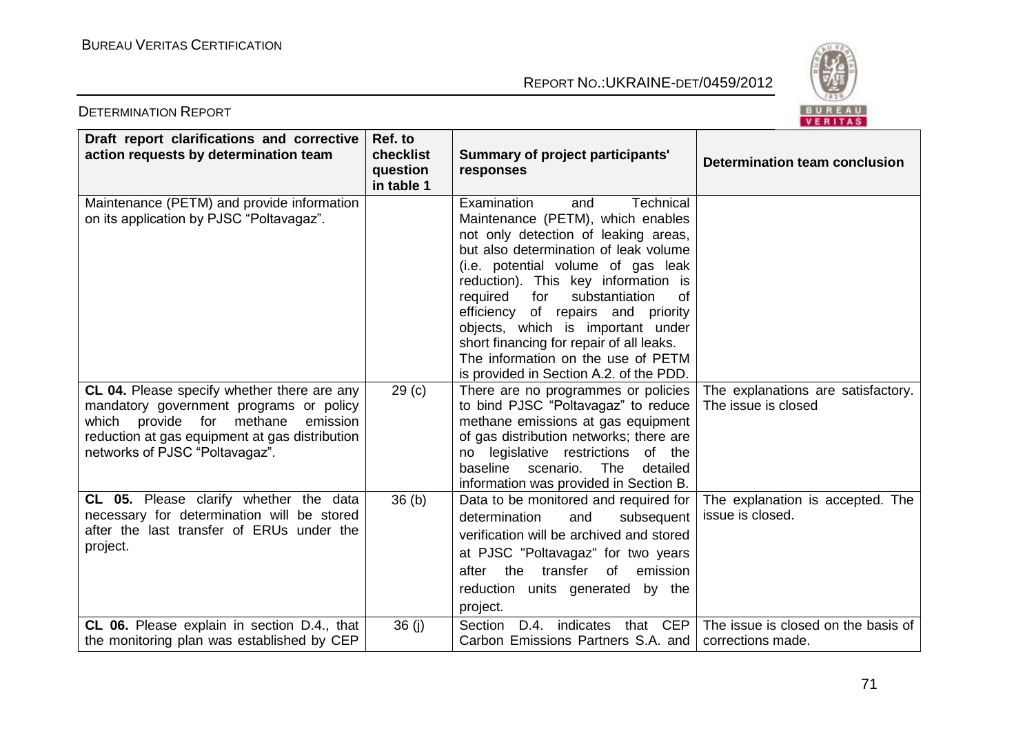| Draft report clarifications and corrective action requests by determination team | Ref. to checklist question in table 1 | Summary of project participants' responses | Determination team conclusion |
|---|---|---|---|
| Maintenance (PETM) and provide information on its application by PJSC "Poltavagaz". | | Examination and Technical Maintenance (PETM), which enables not only detection of leaking areas, but also determination of leak volume (i.e. potential volume of gas leak reduction). This key information is required for substantiation of efficiency of repairs and priority objects, which is important under short financing for repair of all leaks. The information on the use of PETM is provided in Section A.2. of the PDD. | |
| **CL 04.** Please specify whether there are any mandatory government programs or policy which provide for methane emission reduction at gas equipment at gas distribution networks of PJSC "Poltavagaz". | 29 (c) | There are no programmes or policies to bind PJSC "Poltavagaz" to reduce methane emissions at gas equipment of gas distribution networks; there are no legislative restrictions of the baseline scenario. The detailed information was provided in Section B. | The explanations are satisfactory. The issue is closed |
| **CL 05.** Please clarify whether the data necessary for determination will be stored after the last transfer of ERUs under the project. | 36 (b) | Data to be monitored and required for determination and subsequent verification will be archived and stored at PJSC "Poltavagaz" for two years after the transfer of emission reduction units generated by the project. | The explanation is accepted. The issue is closed. |
| **CL 06.** Please explain in section D.4., that the monitoring plan was established by CEP | 36 (j) | Section D.4. indicates that CEP Carbon Emissions Partners S.A. and | The issue is closed on the basis of corrections made. |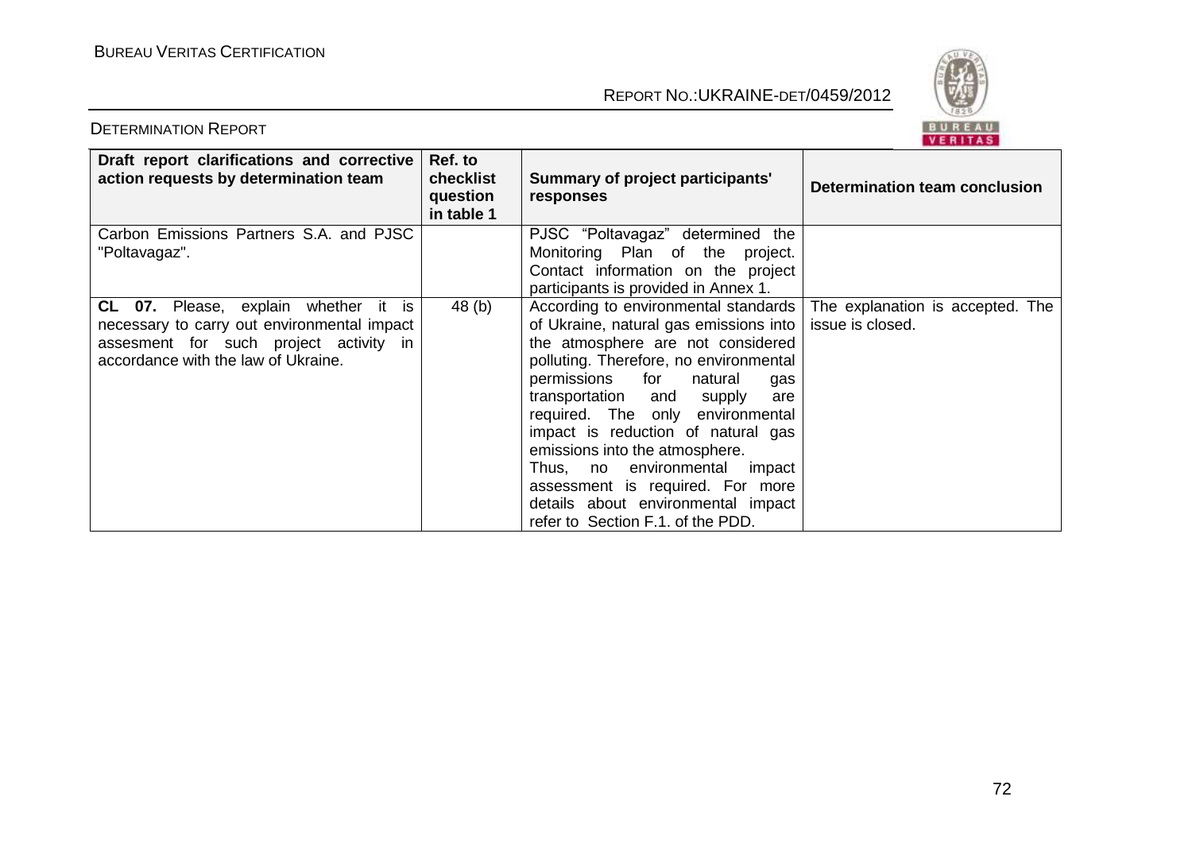| Draft report clarifications and corrective action requests by determination team | Ref. to checklist question in table 1 | Summary of project participants' responses | Determination team conclusion |
|---|---|---|---|
| Carbon Emissions Partners S.A. and PJSC "Poltavagaz". | | PJSC "Poltavagaz" determined the Monitoring Plan of the project. Contact information on the project participants is provided in Annex 1. | |
| **CL 07.** Please, explain whether it is necessary to carry out environmental impact assesment for such project activity in accordance with the law of Ukraine. | 48 (b) | According to environmental standards of Ukraine, natural gas emissions into the atmosphere are not considered polluting. Therefore, no environmental permissions for natural gas transportation and supply are required. The only environmental impact is reduction of natural gas emissions into the atmosphere. Thus, no environmental impact assessment is required. For more details about environmental impact refer to Section F.1. of the PDD. | The explanation is accepted. The issue is closed. |